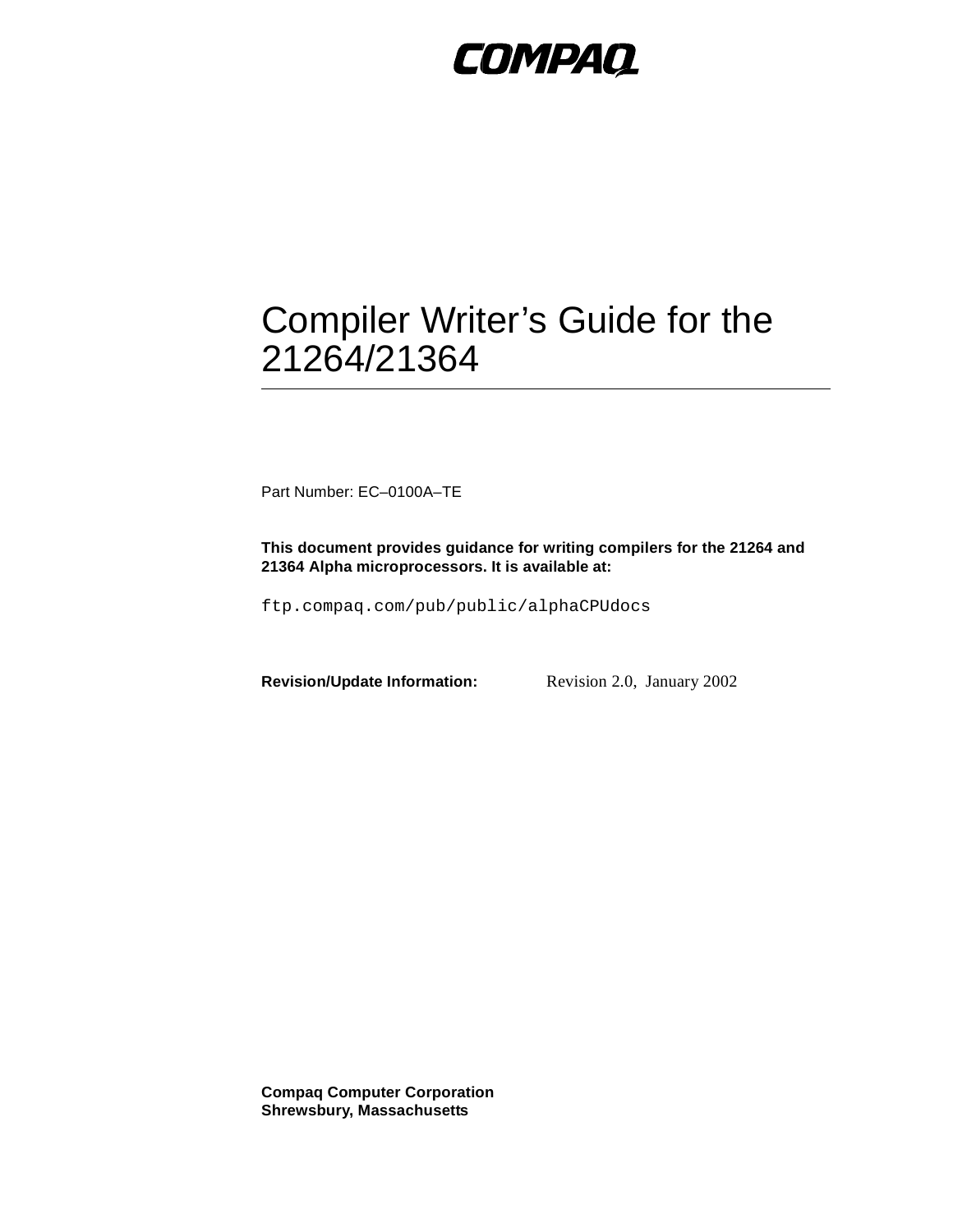COMPAQ

# Compiler Writer's Guide for the 21264/21364

Part Number: EC–0100A–TE

**This document provides guidance for writing compilers for the 21264 and 21364 Alpha microprocessors. It is available at:**

`ftp.compaq.com/pub/public/alphaCPUdocs`

**Revision/Update Information:** Revision 2.0, January 2002

**Compaq Computer Corporation**
**Shrewsbury, Massachusetts**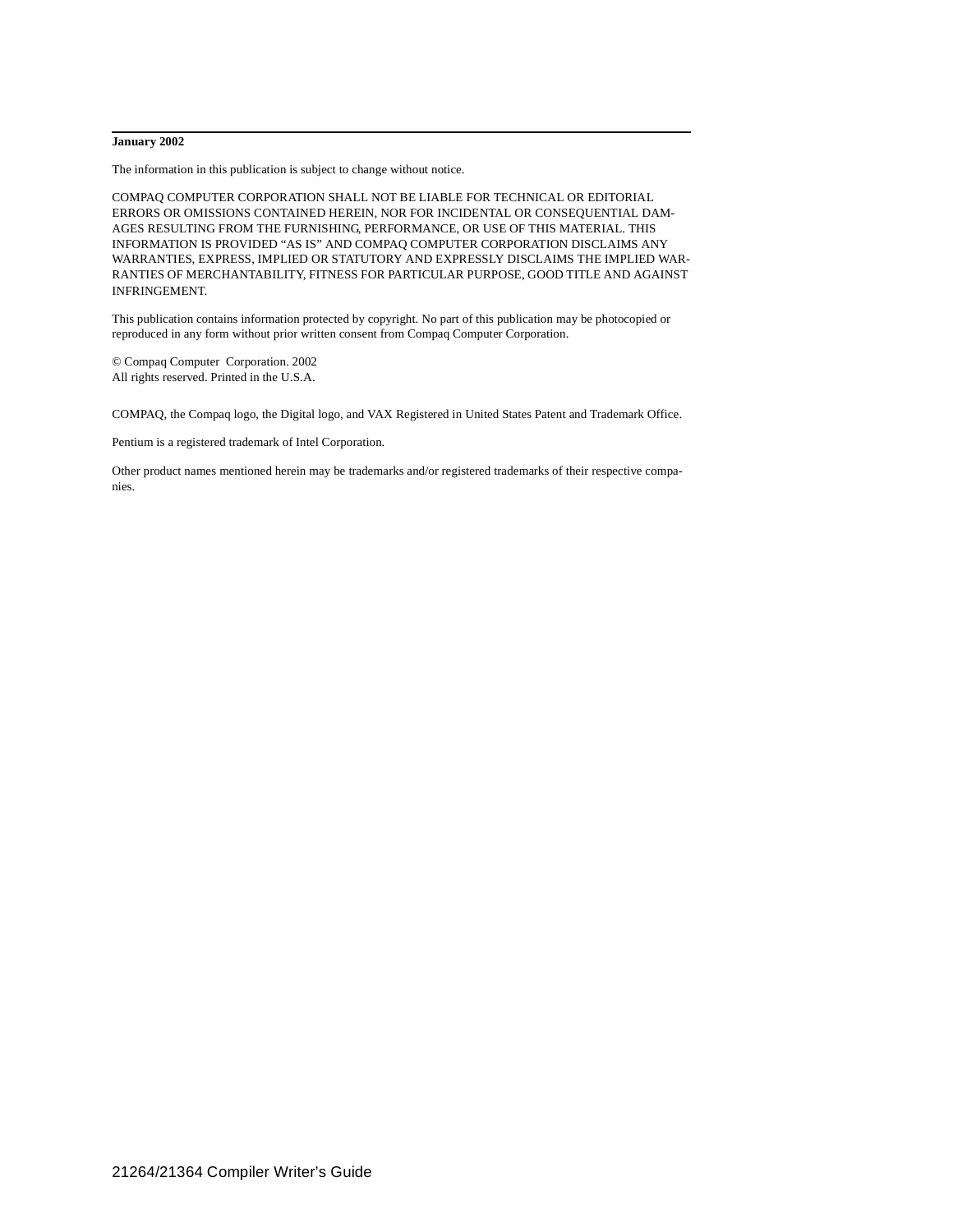**January 2002**

The information in this publication is subject to change without notice.

COMPAQ COMPUTER CORPORATION SHALL NOT BE LIABLE FOR TECHNICAL OR EDITORIAL ERRORS OR OMISSIONS CONTAINED HEREIN, NOR FOR INCIDENTAL OR CONSEQUENTIAL DAMAGES RESULTING FROM THE FURNISHING, PERFORMANCE, OR USE OF THIS MATERIAL. THIS INFORMATION IS PROVIDED "AS IS" AND COMPAQ COMPUTER CORPORATION DISCLAIMS ANY WARRANTIES, EXPRESS, IMPLIED OR STATUTORY AND EXPRESSLY DISCLAIMS THE IMPLIED WARRANTIES OF MERCHANTABILITY, FITNESS FOR PARTICULAR PURPOSE, GOOD TITLE AND AGAINST INFRINGEMENT.

This publication contains information protected by copyright. No part of this publication may be photocopied or reproduced in any form without prior written consent from Compaq Computer Corporation.

© Compaq Computer Corporation. 2002
All rights reserved. Printed in the U.S.A.

COMPAQ, the Compaq logo, the Digital logo, and VAX Registered in United States Patent and Trademark Office.

Pentium is a registered trademark of Intel Corporation.

Other product names mentioned herein may be trademarks and/or registered trademarks of their respective companies.

21264/21364 Compiler Writer's Guide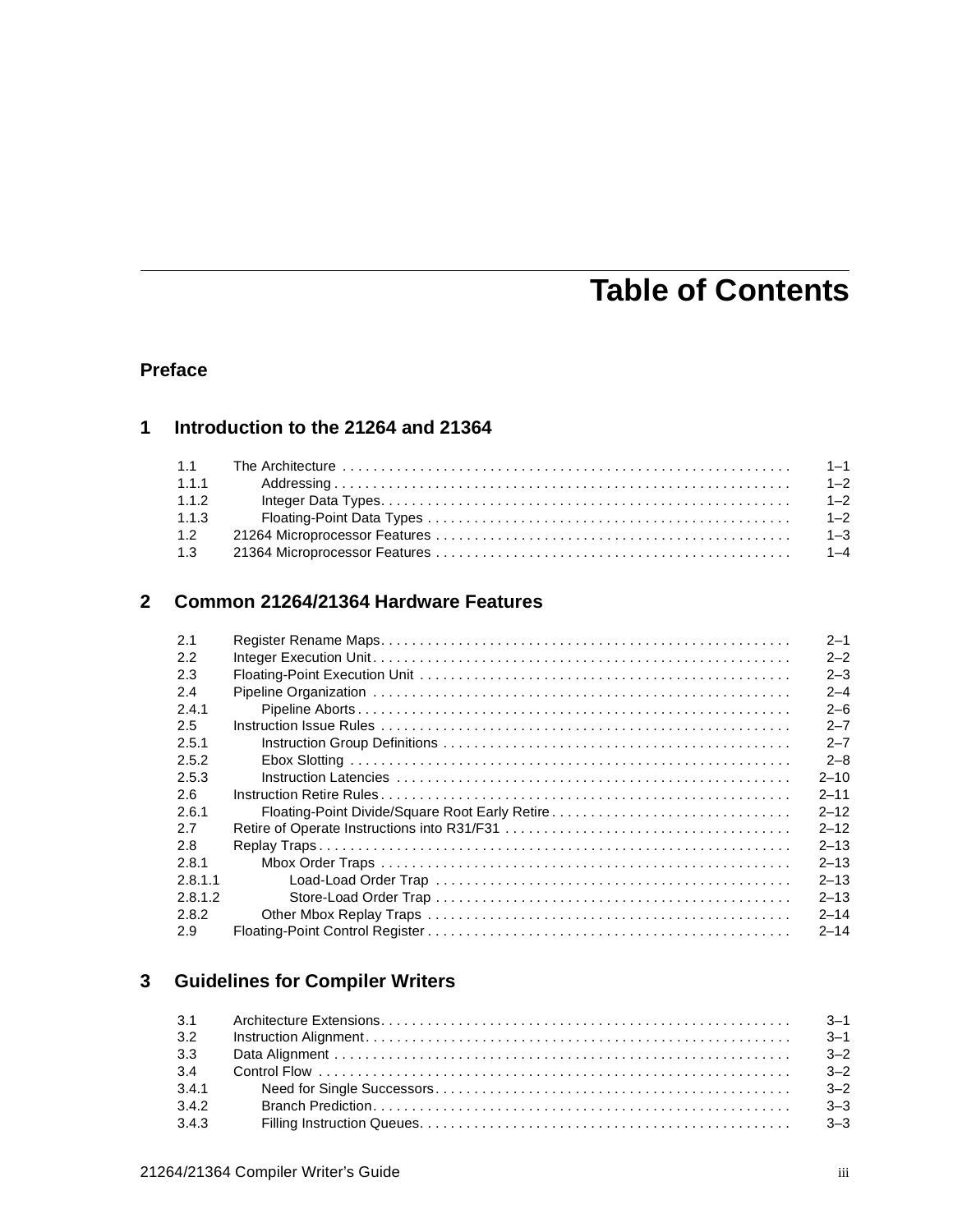# Table of Contents

## Preface

## 1 Introduction to the 21264 and 21364

| | | |
|---|---|---|
| 1.1 | The Architecture | 1–1 |
| 1.1.1 | Addressing | 1–2 |
| 1.1.2 | Integer Data Types | 1–2 |
| 1.1.3 | Floating-Point Data Types | 1–2 |
| 1.2 | 21264 Microprocessor Features | 1–3 |
| 1.3 | 21364 Microprocessor Features | 1–4 |

## 2 Common 21264/21364 Hardware Features

| | | |
|---|---|---|
| 2.1 | Register Rename Maps | 2–1 |
| 2.2 | Integer Execution Unit | 2–2 |
| 2.3 | Floating-Point Execution Unit | 2–3 |
| 2.4 | Pipeline Organization | 2–4 |
| 2.4.1 | Pipeline Aborts | 2–6 |
| 2.5 | Instruction Issue Rules | 2–7 |
| 2.5.1 | Instruction Group Definitions | 2–7 |
| 2.5.2 | Ebox Slotting | 2–8 |
| 2.5.3 | Instruction Latencies | 2–10 |
| 2.6 | Instruction Retire Rules | 2–11 |
| 2.6.1 | Floating-Point Divide/Square Root Early Retire | 2–12 |
| 2.7 | Retire of Operate Instructions into R31/F31 | 2–12 |
| 2.8 | Replay Traps | 2–13 |
| 2.8.1 | Mbox Order Traps | 2–13 |
| 2.8.1.1 | Load-Load Order Trap | 2–13 |
| 2.8.1.2 | Store-Load Order Trap | 2–13 |
| 2.8.2 | Other Mbox Replay Traps | 2–14 |
| 2.9 | Floating-Point Control Register | 2–14 |

## 3 Guidelines for Compiler Writers

| | | |
|---|---|---|
| 3.1 | Architecture Extensions | 3–1 |
| 3.2 | Instruction Alignment | 3–1 |
| 3.3 | Data Alignment | 3–2 |
| 3.4 | Control Flow | 3–2 |
| 3.4.1 | Need for Single Successors | 3–2 |
| 3.4.2 | Branch Prediction | 3–3 |
| 3.4.3 | Filling Instruction Queues | 3–3 |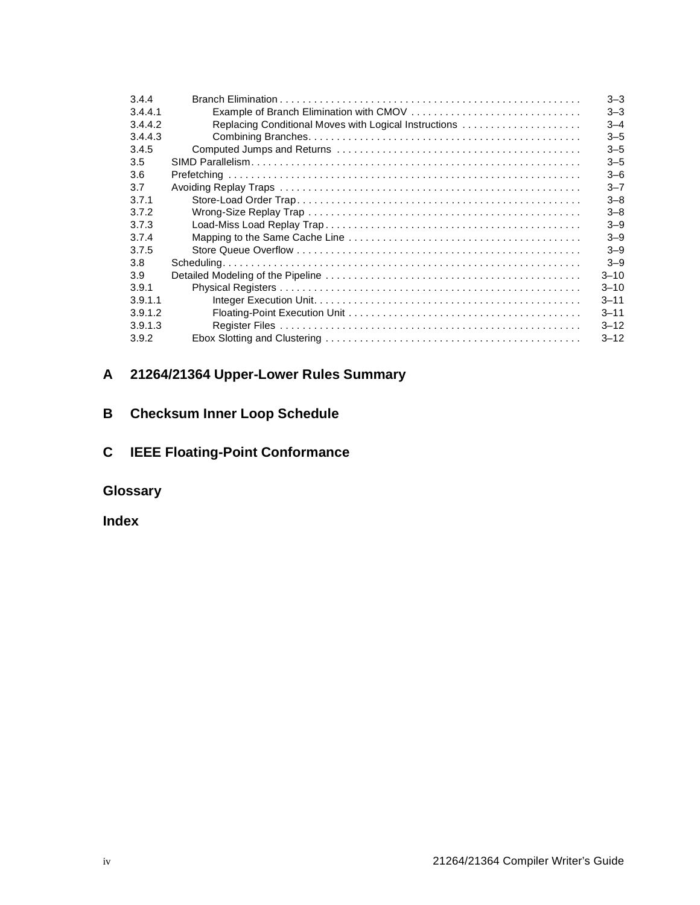3.4.4 Branch Elimination . . . . . . . . . . . . . . . . . . . . . . . . . . . . . . . . . . . . . . . . . . . . . . . . . . . . . 3–3
3.4.4.1 Example of Branch Elimination with CMOV . . . . . . . . . . . . . . . . . . . . . . . . . . . . . 3–3
3.4.4.2 Replacing Conditional Moves with Logical Instructions . . . . . . . . . . . . . . . . . . . . . 3–4
3.4.4.3 Combining Branches. . . . . . . . . . . . . . . . . . . . . . . . . . . . . . . . . . . . . . . . . . . . . . . . 3–5
3.4.5 Computed Jumps and Returns . . . . . . . . . . . . . . . . . . . . . . . . . . . . . . . . . . . . . . . . . . 3–5
3.5 SIMD Parallelism. . . . . . . . . . . . . . . . . . . . . . . . . . . . . . . . . . . . . . . . . . . . . . . . . . . . . . . . . . 3–5
3.6 Prefetching . . . . . . . . . . . . . . . . . . . . . . . . . . . . . . . . . . . . . . . . . . . . . . . . . . . . . . . . . . . . . . 3–6
3.7 Avoiding Replay Traps . . . . . . . . . . . . . . . . . . . . . . . . . . . . . . . . . . . . . . . . . . . . . . . . . . . . . 3–7
3.7.1 Store-Load Order Trap. . . . . . . . . . . . . . . . . . . . . . . . . . . . . . . . . . . . . . . . . . . . . . . . . . 3–8
3.7.2 Wrong-Size Replay Trap . . . . . . . . . . . . . . . . . . . . . . . . . . . . . . . . . . . . . . . . . . . . . . . . 3–8
3.7.3 Load-Miss Load Replay Trap . . . . . . . . . . . . . . . . . . . . . . . . . . . . . . . . . . . . . . . . . . . . . 3–9
3.7.4 Mapping to the Same Cache Line . . . . . . . . . . . . . . . . . . . . . . . . . . . . . . . . . . . . . . . . . 3–9
3.7.5 Store Queue Overflow . . . . . . . . . . . . . . . . . . . . . . . . . . . . . . . . . . . . . . . . . . . . . . . . . . 3–9
3.8 Scheduling. . . . . . . . . . . . . . . . . . . . . . . . . . . . . . . . . . . . . . . . . . . . . . . . . . . . . . . . . . . . . . . 3–9
3.9 Detailed Modeling of the Pipeline . . . . . . . . . . . . . . . . . . . . . . . . . . . . . . . . . . . . . . . . . . . . . 3–10
3.9.1 Physical Registers . . . . . . . . . . . . . . . . . . . . . . . . . . . . . . . . . . . . . . . . . . . . . . . . . . . . . 3–10
3.9.1.1 Integer Execution Unit. . . . . . . . . . . . . . . . . . . . . . . . . . . . . . . . . . . . . . . . . . . . . . . 3–11
3.9.1.2 Floating-Point Execution Unit . . . . . . . . . . . . . . . . . . . . . . . . . . . . . . . . . . . . . . . . . 3–11
3.9.1.3 Register Files . . . . . . . . . . . . . . . . . . . . . . . . . . . . . . . . . . . . . . . . . . . . . . . . . . . . . 3–12
3.9.2 Ebox Slotting and Clustering . . . . . . . . . . . . . . . . . . . . . . . . . . . . . . . . . . . . . . . . . . . . . 3–12

## A 21264/21364 Upper-Lower Rules Summary

## B Checksum Inner Loop Schedule

## C IEEE Floating-Point Conformance

## Glossary

## Index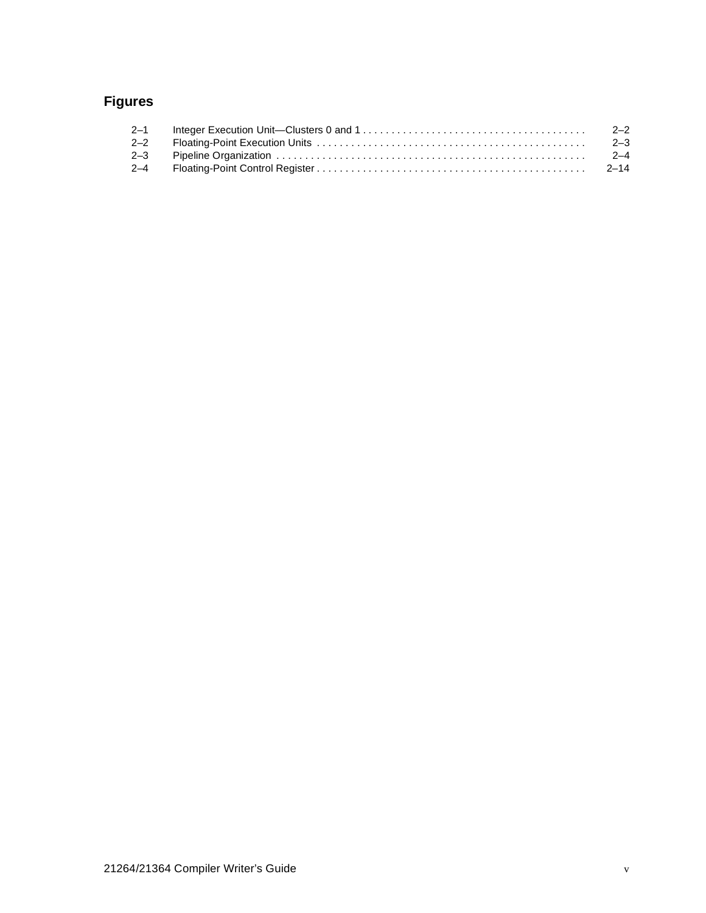## Figures

| | | |
|---|---|---|
| 2–1 | Integer Execution Unit—Clusters 0 and 1 | 2–2 |
| 2–2 | Floating-Point Execution Units | 2–3 |
| 2–3 | Pipeline Organization | 2–4 |
| 2–4 | Floating-Point Control Register | 2–14 |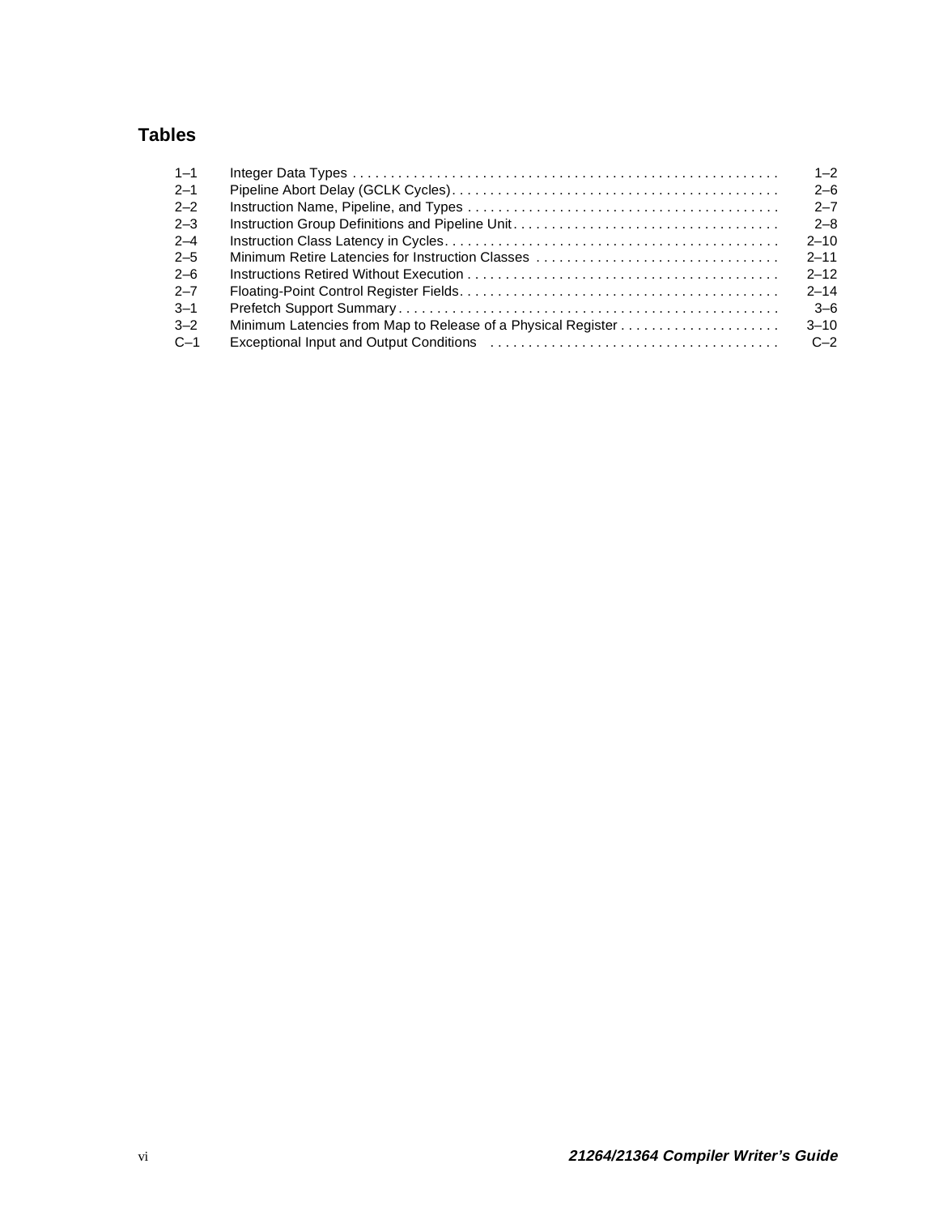## Tables

| | | |
|---|---|---|
| 1–1 | Integer Data Types | 1–2 |
| 2–1 | Pipeline Abort Delay (GCLK Cycles) | 2–6 |
| 2–2 | Instruction Name, Pipeline, and Types | 2–7 |
| 2–3 | Instruction Group Definitions and Pipeline Unit | 2–8 |
| 2–4 | Instruction Class Latency in Cycles | 2–10 |
| 2–5 | Minimum Retire Latencies for Instruction Classes | 2–11 |
| 2–6 | Instructions Retired Without Execution | 2–12 |
| 2–7 | Floating-Point Control Register Fields | 2–14 |
| 3–1 | Prefetch Support Summary | 3–6 |
| 3–2 | Minimum Latencies from Map to Release of a Physical Register | 3–10 |
| C–1 | Exceptional Input and Output Conditions | C–2 |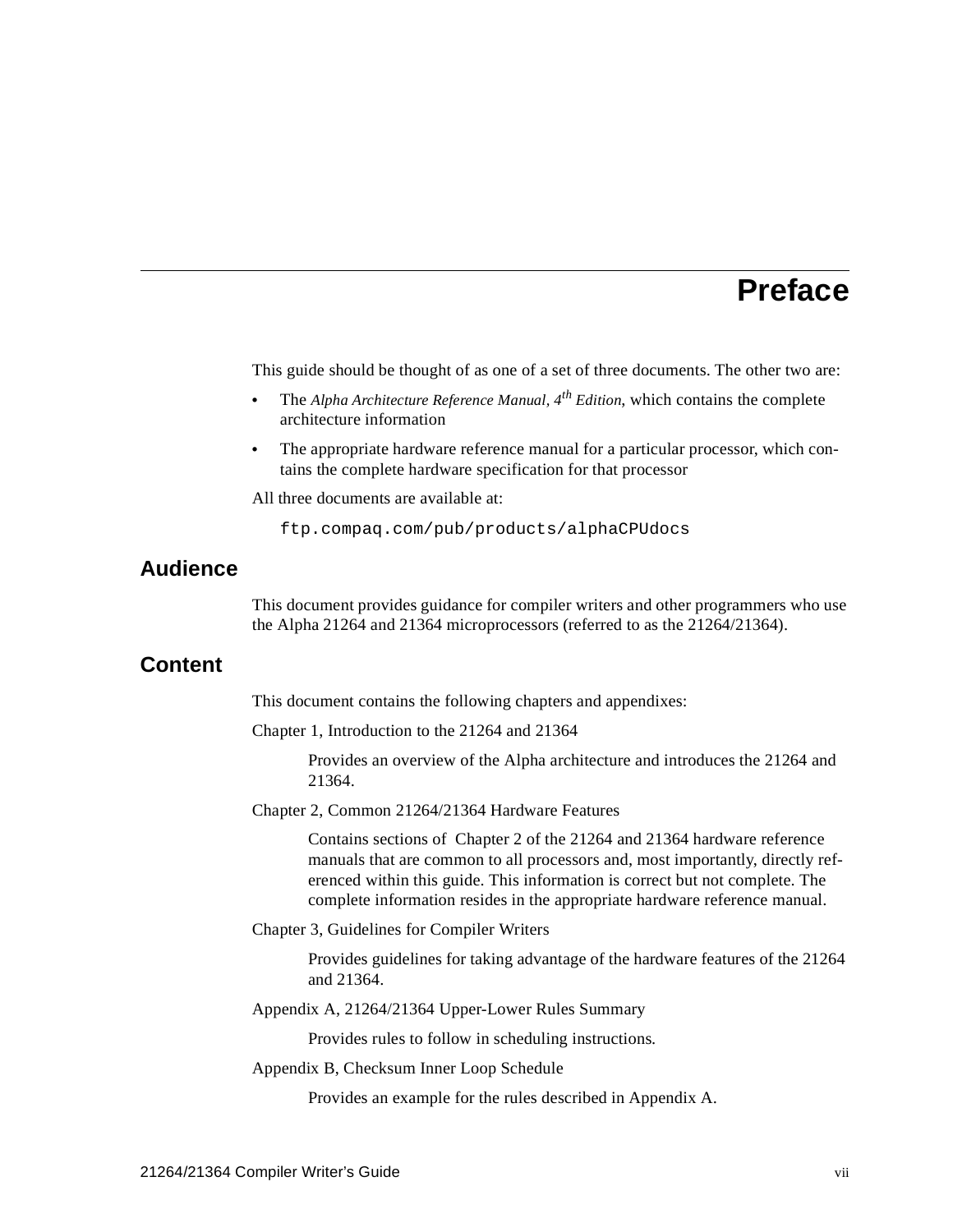# Preface

This guide should be thought of as one of a set of three documents. The other two are:

- The *Alpha Architecture Reference Manual, 4th Edition*, which contains the complete architecture information
- The appropriate hardware reference manual for a particular processor, which contains the complete hardware specification for that processor

All three documents are available at:

```
ftp.compaq.com/pub/products/alphaCPUdocs
```

## Audience

This document provides guidance for compiler writers and other programmers who use the Alpha 21264 and 21364 microprocessors (referred to as the 21264/21364).

## Content

This document contains the following chapters and appendixes:

Chapter 1, Introduction to the 21264 and 21364

> Provides an overview of the Alpha architecture and introduces the 21264 and 21364.

Chapter 2, Common 21264/21364 Hardware Features

> Contains sections of Chapter 2 of the 21264 and 21364 hardware reference manuals that are common to all processors and, most importantly, directly referenced within this guide. This information is correct but not complete. The complete information resides in the appropriate hardware reference manual.

Chapter 3, Guidelines for Compiler Writers

> Provides guidelines for taking advantage of the hardware features of the 21264 and 21364.

Appendix A, 21264/21364 Upper-Lower Rules Summary

> Provides rules to follow in scheduling instructions.

Appendix B, Checksum Inner Loop Schedule

> Provides an example for the rules described in Appendix A.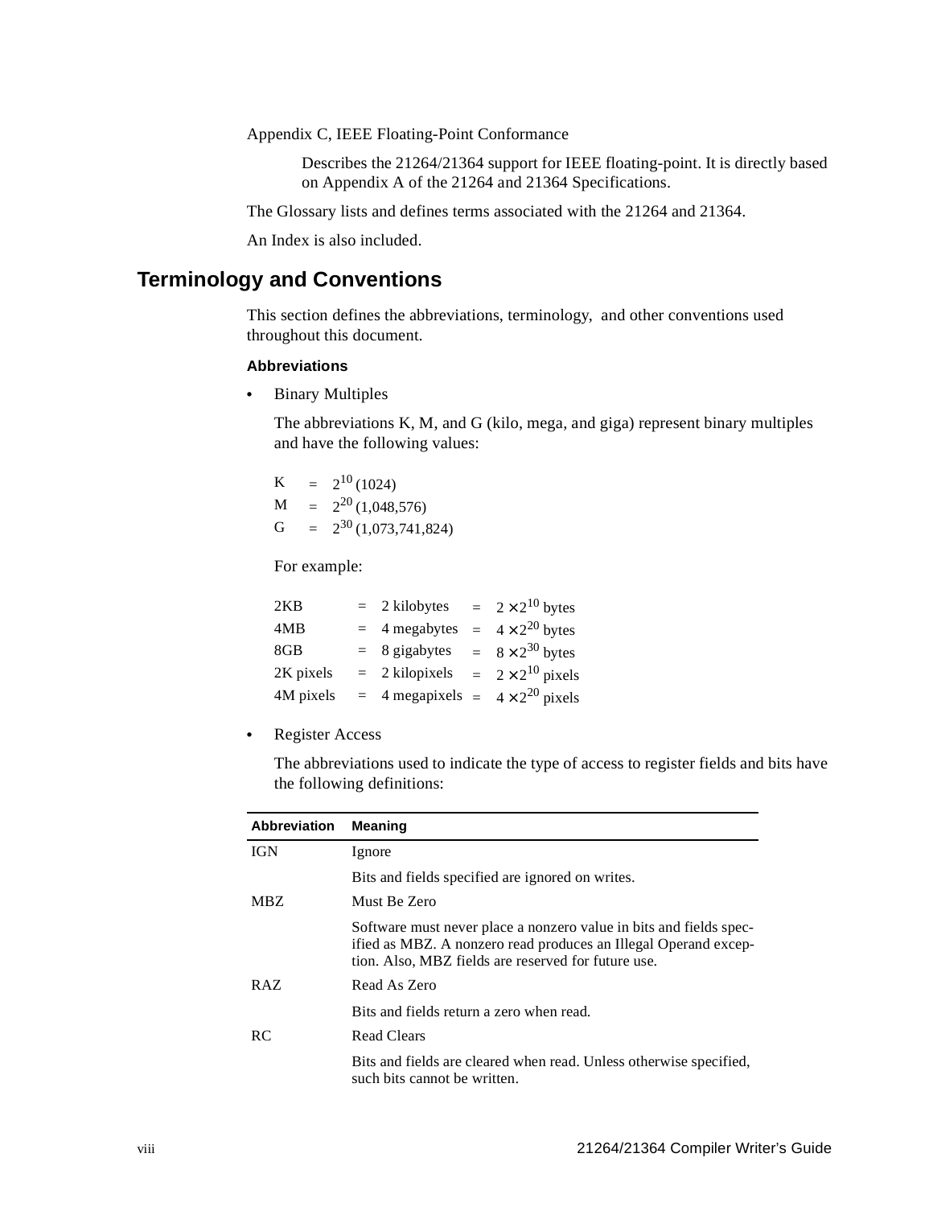Appendix C, IEEE Floating-Point Conformance

> Describes the 21264/21364 support for IEEE floating-point. It is directly based on Appendix A of the 21264 and 21364 Specifications.

The Glossary lists and defines terms associated with the 21264 and 21364.

An Index is also included.

## Terminology and Conventions

This section defines the abbreviations, terminology, and other conventions used throughout this document.

#### Abbreviations

- Binary Multiples

  The abbreviations K, M, and G (kilo, mega, and giga) represent binary multiples and have the following values:

  | | | |
  |---|---|---|
  | K | = | $2^{10}$ (1024) |
  | M | = | $2^{20}$ (1,048,576) |
  | G | = | $2^{30}$ (1,073,741,824) |

  For example:

  | | | | | |
  |---|---|---|---|---|
  | 2KB | = | 2 kilobytes | = | $2 \times 2^{10}$ bytes |
  | 4MB | = | 4 megabytes | = | $4 \times 2^{20}$ bytes |
  | 8GB | = | 8 gigabytes | = | $8 \times 2^{30}$ bytes |
  | 2K pixels | = | 2 kilopixels | = | $2 \times 2^{10}$ pixels |
  | 4M pixels | = | 4 megapixels | = | $4 \times 2^{20}$ pixels |

- Register Access

  The abbreviations used to indicate the type of access to register fields and bits have the following definitions:

| Abbreviation | Meaning |
|---|---|
| IGN | Ignore |
| | Bits and fields specified are ignored on writes. |
| MBZ | Must Be Zero |
| | Software must never place a nonzero value in bits and fields specified as MBZ. A nonzero read produces an Illegal Operand exception. Also, MBZ fields are reserved for future use. |
| RAZ | Read As Zero |
| | Bits and fields return a zero when read. |
| RC | Read Clears |
| | Bits and fields are cleared when read. Unless otherwise specified, such bits cannot be written. |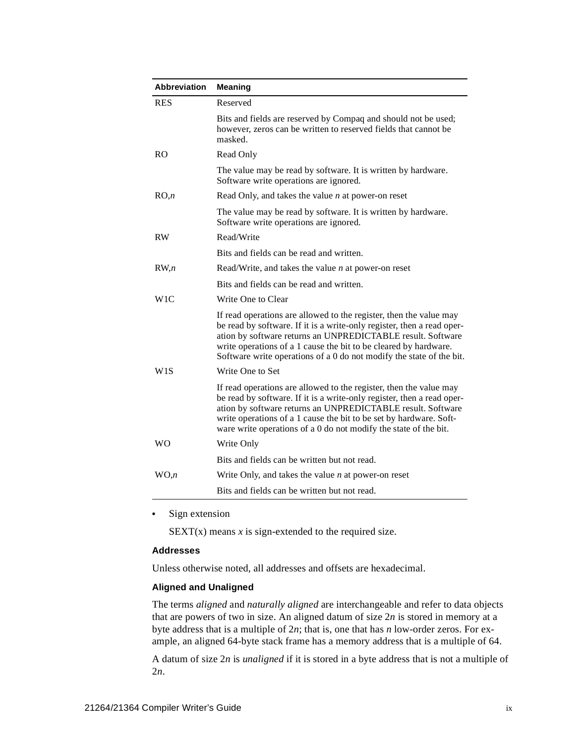| Abbreviation | Meaning |
|---|---|
| RES | Reserved |
| | Bits and fields are reserved by Compaq and should not be used; however, zeros can be written to reserved fields that cannot be masked. |
| RO | Read Only |
| | The value may be read by software. It is written by hardware. Software write operations are ignored. |
| RO,*n* | Read Only, and takes the value *n* at power-on reset |
| | The value may be read by software. It is written by hardware. Software write operations are ignored. |
| RW | Read/Write |
| | Bits and fields can be read and written. |
| RW,*n* | Read/Write, and takes the value *n* at power-on reset |
| | Bits and fields can be read and written. |
| W1C | Write One to Clear |
| | If read operations are allowed to the register, then the value may be read by software. If it is a write-only register, then a read operation by software returns an UNPREDICTABLE result. Software write operations of a 1 cause the bit to be cleared by hardware. Software write operations of a 0 do not modify the state of the bit. |
| W1S | Write One to Set |
| | If read operations are allowed to the register, then the value may be read by software. If it is a write-only register, then a read operation by software returns an UNPREDICTABLE result. Software write operations of a 1 cause the bit to be set by hardware. Software write operations of a 0 do not modify the state of the bit. |
| WO | Write Only |
| | Bits and fields can be written but not read. |
| WO,*n* | Write Only, and takes the value *n* at power-on reset |
| | Bits and fields can be written but not read. |

- Sign extension

  SEXT(x) means *x* is sign-extended to the required size.

**Addresses**

Unless otherwise noted, all addresses and offsets are hexadecimal.

**Aligned and Unaligned**

The terms *aligned* and *naturally aligned* are interchangeable and refer to data objects that are powers of two in size. An aligned datum of size $2n$ is stored in memory at a byte address that is a multiple of $2n$; that is, one that has *n* low-order zeros. For example, an aligned 64-byte stack frame has a memory address that is a multiple of 64.

A datum of size $2n$ is *unaligned* if it is stored in a byte address that is not a multiple of $2n$.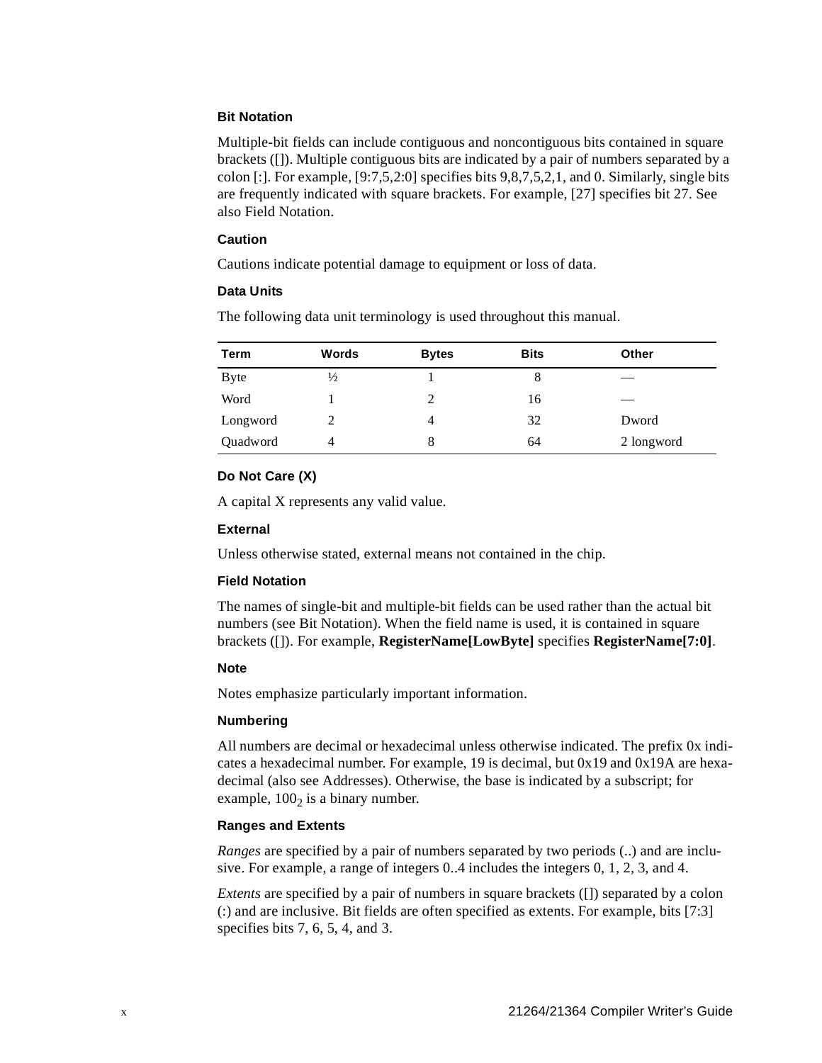### Bit Notation

Multiple-bit fields can include contiguous and noncontiguous bits contained in square brackets ([]). Multiple contiguous bits are indicated by a pair of numbers separated by a colon [:]. For example, [9:7,5,2:0] specifies bits 9,8,7,5,2,1, and 0. Similarly, single bits are frequently indicated with square brackets. For example, [27] specifies bit 27. See also Field Notation.

### Caution

Cautions indicate potential damage to equipment or loss of data.

### Data Units

The following data unit terminology is used throughout this manual.

| Term | Words | Bytes | Bits | Other |
| --- | --- | --- | --- | --- |
| Byte | ½ | 1 | 8 | — |
| Word | 1 | 2 | 16 | — |
| Longword | 2 | 4 | 32 | Dword |
| Quadword | 4 | 8 | 64 | 2 longword |

### Do Not Care (X)

A capital X represents any valid value.

### External

Unless otherwise stated, external means not contained in the chip.

### Field Notation

The names of single-bit and multiple-bit fields can be used rather than the actual bit numbers (see Bit Notation). When the field name is used, it is contained in square brackets ([]). For example, **RegisterName[LowByte]** specifies **RegisterName[7:0]**.

### Note

Notes emphasize particularly important information.

### Numbering

All numbers are decimal or hexadecimal unless otherwise indicated. The prefix 0x indicates a hexadecimal number. For example, 19 is decimal, but 0x19 and 0x19A are hexadecimal (also see Addresses). Otherwise, the base is indicated by a subscript; for example, $100_2$ is a binary number.

### Ranges and Extents

*Ranges* are specified by a pair of numbers separated by two periods (..) and are inclusive. For example, a range of integers 0..4 includes the integers 0, 1, 2, 3, and 4.

*Extents* are specified by a pair of numbers in square brackets ([]) separated by a colon (:) and are inclusive. Bit fields are often specified as extents. For example, bits [7:3] specifies bits 7, 6, 5, 4, and 3.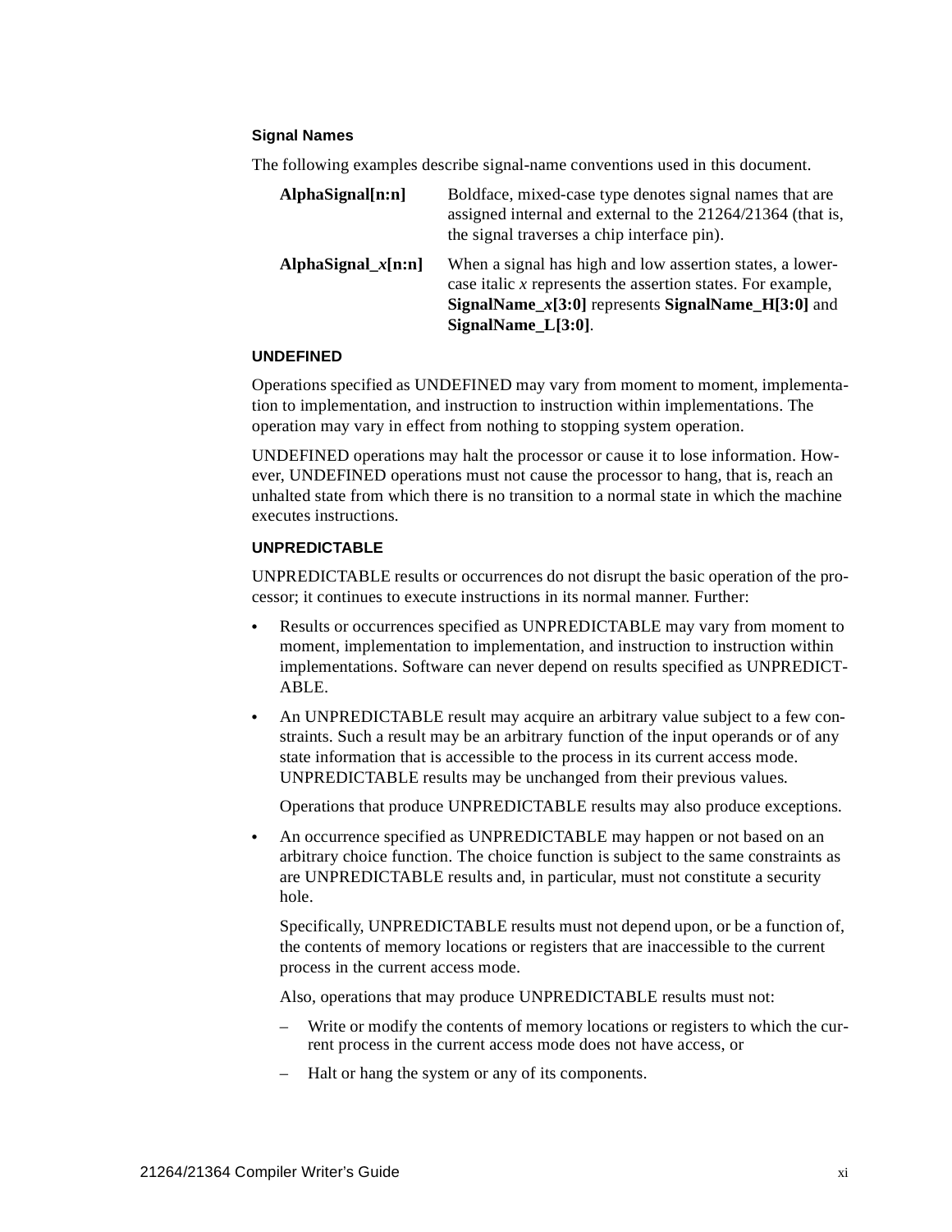### Signal Names

The following examples describe signal-name conventions used in this document.

| | |
|---|---|
| **AlphaSignal[n:n]** | Boldface, mixed-case type denotes signal names that are assigned internal and external to the 21264/21364 (that is, the signal traverses a chip interface pin). |
| **AlphaSignal_*x*[n:n]** | When a signal has high and low assertion states, a lowercase italic *x* represents the assertion states. For example, **SignalName_*x*[3:0]** represents **SignalName_H[3:0]** and **SignalName_L[3:0]**. |

### UNDEFINED

Operations specified as UNDEFINED may vary from moment to moment, implementation to implementation, and instruction to instruction within implementations. The operation may vary in effect from nothing to stopping system operation.

UNDEFINED operations may halt the processor or cause it to lose information. However, UNDEFINED operations must not cause the processor to hang, that is, reach an unhalted state from which there is no transition to a normal state in which the machine executes instructions.

### UNPREDICTABLE

UNPREDICTABLE results or occurrences do not disrupt the basic operation of the processor; it continues to execute instructions in its normal manner. Further:

- Results or occurrences specified as UNPREDICTABLE may vary from moment to moment, implementation to implementation, and instruction to instruction within implementations. Software can never depend on results specified as UNPREDICTABLE.
- An UNPREDICTABLE result may acquire an arbitrary value subject to a few constraints. Such a result may be an arbitrary function of the input operands or of any state information that is accessible to the process in its current access mode. UNPREDICTABLE results may be unchanged from their previous values.

  Operations that produce UNPREDICTABLE results may also produce exceptions.
- An occurrence specified as UNPREDICTABLE may happen or not based on an arbitrary choice function. The choice function is subject to the same constraints as are UNPREDICTABLE results and, in particular, must not constitute a security hole.

  Specifically, UNPREDICTABLE results must not depend upon, or be a function of, the contents of memory locations or registers that are inaccessible to the current process in the current access mode.

  Also, operations that may produce UNPREDICTABLE results must not:

  – Write or modify the contents of memory locations or registers to which the current process in the current access mode does not have access, or

  – Halt or hang the system or any of its components.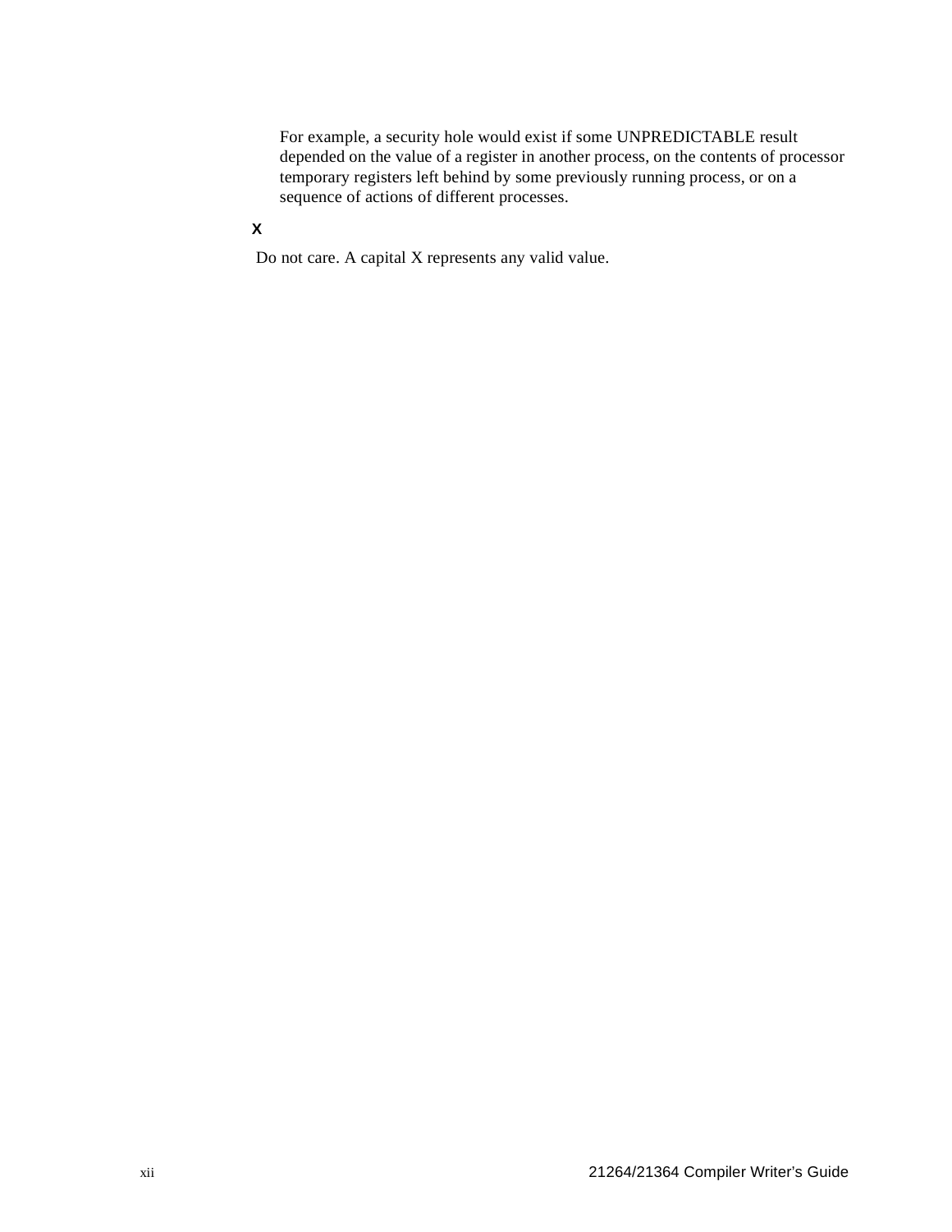For example, a security hole would exist if some UNPREDICTABLE result depended on the value of a register in another process, on the contents of processor temporary registers left behind by some previously running process, or on a sequence of actions of different processes.

**X**

Do not care. A capital X represents any valid value.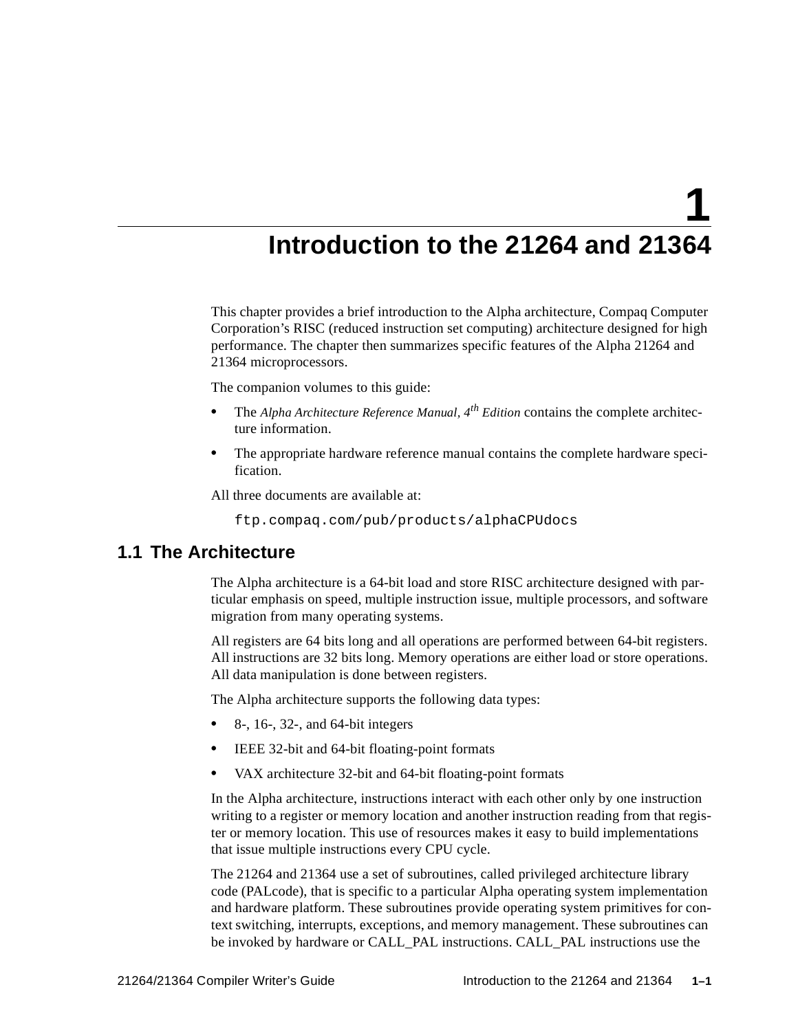# 1 Introduction to the 21264 and 21364

This chapter provides a brief introduction to the Alpha architecture, Compaq Computer Corporation's RISC (reduced instruction set computing) architecture designed for high performance. The chapter then summarizes specific features of the Alpha 21264 and 21364 microprocessors.

The companion volumes to this guide:

- The *Alpha Architecture Reference Manual, 4th Edition* contains the complete architecture information.
- The appropriate hardware reference manual contains the complete hardware specification.

All three documents are available at:

```
ftp.compaq.com/pub/products/alphaCPUdocs
```

## 1.1 The Architecture

The Alpha architecture is a 64-bit load and store RISC architecture designed with particular emphasis on speed, multiple instruction issue, multiple processors, and software migration from many operating systems.

All registers are 64 bits long and all operations are performed between 64-bit registers. All instructions are 32 bits long. Memory operations are either load or store operations. All data manipulation is done between registers.

The Alpha architecture supports the following data types:

- 8-, 16-, 32-, and 64-bit integers
- IEEE 32-bit and 64-bit floating-point formats
- VAX architecture 32-bit and 64-bit floating-point formats

In the Alpha architecture, instructions interact with each other only by one instruction writing to a register or memory location and another instruction reading from that register or memory location. This use of resources makes it easy to build implementations that issue multiple instructions every CPU cycle.

The 21264 and 21364 use a set of subroutines, called privileged architecture library code (PALcode), that is specific to a particular Alpha operating system implementation and hardware platform. These subroutines provide operating system primitives for context switching, interrupts, exceptions, and memory management. These subroutines can be invoked by hardware or CALL_PAL instructions. CALL_PAL instructions use the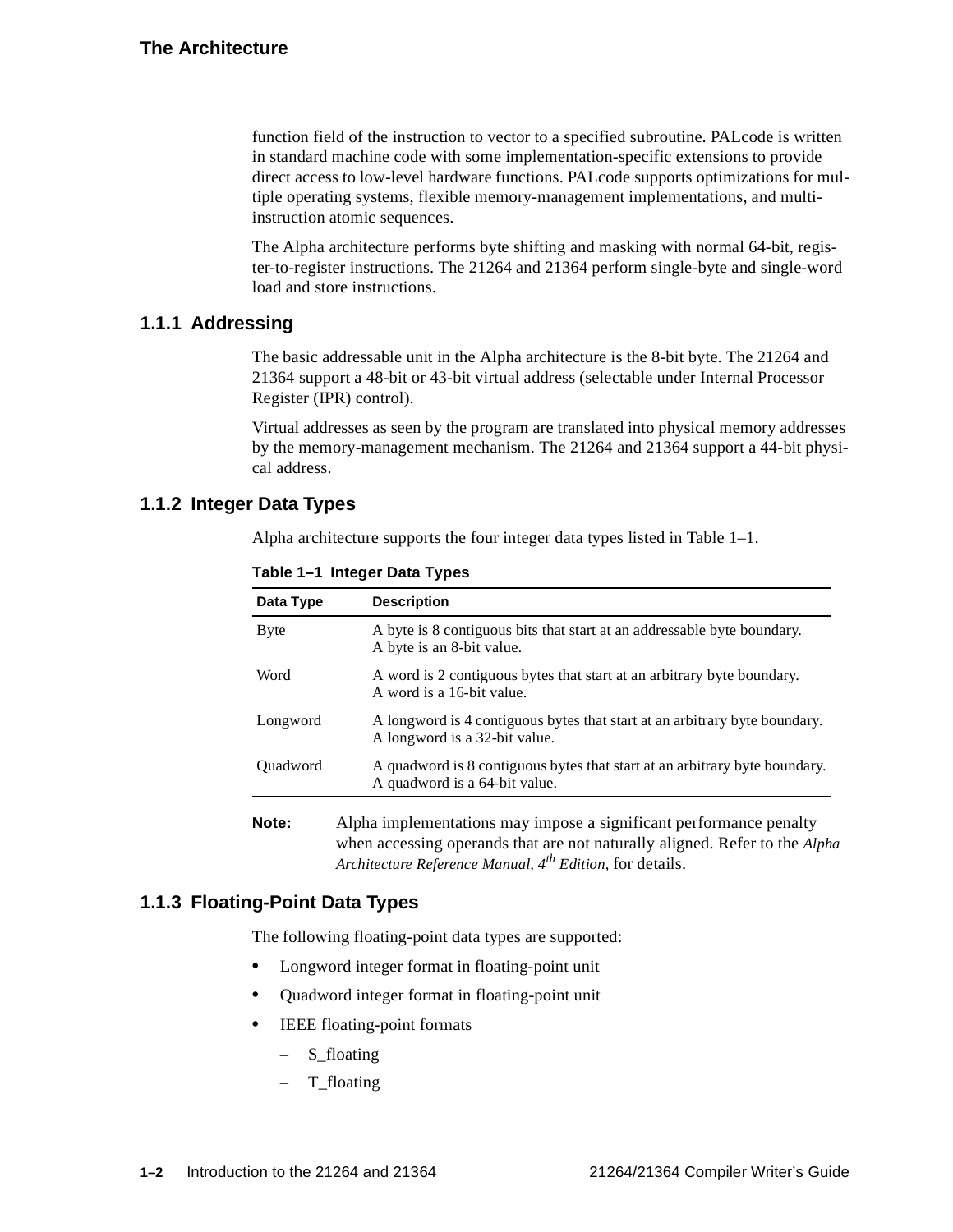function field of the instruction to vector to a specified subroutine. PALcode is written in standard machine code with some implementation-specific extensions to provide direct access to low-level hardware functions. PALcode supports optimizations for multiple operating systems, flexible memory-management implementations, and multi-instruction atomic sequences.

The Alpha architecture performs byte shifting and masking with normal 64-bit, register-to-register instructions. The 21264 and 21364 perform single-byte and single-word load and store instructions.

### 1.1.1 Addressing

The basic addressable unit in the Alpha architecture is the 8-bit byte. The 21264 and 21364 support a 48-bit or 43-bit virtual address (selectable under Internal Processor Register (IPR) control).

Virtual addresses as seen by the program are translated into physical memory addresses by the memory-management mechanism. The 21264 and 21364 support a 44-bit physical address.

### 1.1.2 Integer Data Types

Alpha architecture supports the four integer data types listed in Table 1–1.

**Table 1–1 Integer Data Types**

| Data Type | Description |
|---|---|
| Byte | A byte is 8 contiguous bits that start at an addressable byte boundary. A byte is an 8-bit value. |
| Word | A word is 2 contiguous bytes that start at an arbitrary byte boundary. A word is a 16-bit value. |
| Longword | A longword is 4 contiguous bytes that start at an arbitrary byte boundary. A longword is a 32-bit value. |
| Quadword | A quadword is 8 contiguous bytes that start at an arbitrary byte boundary. A quadword is a 64-bit value. |

**Note:** Alpha implementations may impose a significant performance penalty when accessing operands that are not naturally aligned. Refer to the *Alpha Architecture Reference Manual, 4th Edition,* for details.

### 1.1.3 Floating-Point Data Types

The following floating-point data types are supported:

- Longword integer format in floating-point unit
- Quadword integer format in floating-point unit
- IEEE floating-point formats
  - S_floating
  - T_floating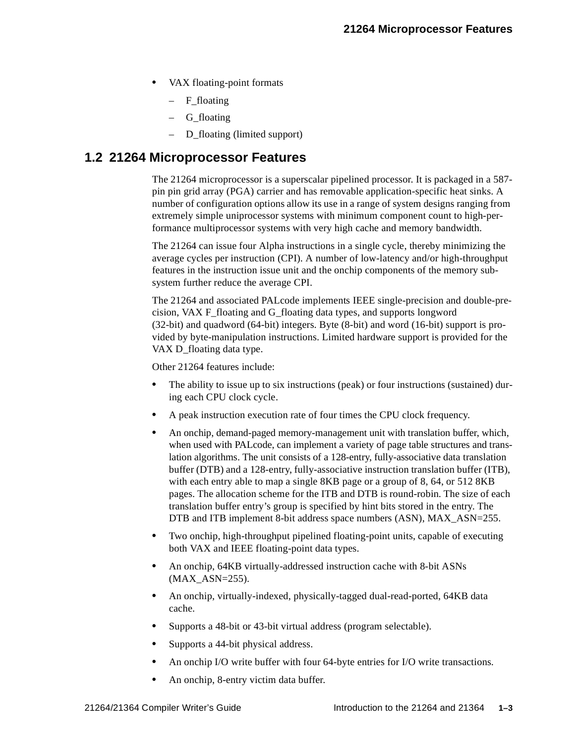- VAX floating-point formats
  - F_floating
  - G_floating
  - D_floating (limited support)

## 1.2 21264 Microprocessor Features

The 21264 microprocessor is a superscalar pipelined processor. It is packaged in a 587-pin pin grid array (PGA) carrier and has removable application-specific heat sinks. A number of configuration options allow its use in a range of system designs ranging from extremely simple uniprocessor systems with minimum component count to high-performance multiprocessor systems with very high cache and memory bandwidth.

The 21264 can issue four Alpha instructions in a single cycle, thereby minimizing the average cycles per instruction (CPI). A number of low-latency and/or high-throughput features in the instruction issue unit and the onchip components of the memory subsystem further reduce the average CPI.

The 21264 and associated PALcode implements IEEE single-precision and double-precision, VAX F_floating and G_floating data types, and supports longword (32-bit) and quadword (64-bit) integers. Byte (8-bit) and word (16-bit) support is provided by byte-manipulation instructions. Limited hardware support is provided for the VAX D_floating data type.

Other 21264 features include:

- The ability to issue up to six instructions (peak) or four instructions (sustained) during each CPU clock cycle.
- A peak instruction execution rate of four times the CPU clock frequency.
- An onchip, demand-paged memory-management unit with translation buffer, which, when used with PALcode, can implement a variety of page table structures and translation algorithms. The unit consists of a 128-entry, fully-associative data translation buffer (DTB) and a 128-entry, fully-associative instruction translation buffer (ITB), with each entry able to map a single 8KB page or a group of 8, 64, or 512 8KB pages. The allocation scheme for the ITB and DTB is round-robin. The size of each translation buffer entry's group is specified by hint bits stored in the entry. The DTB and ITB implement 8-bit address space numbers (ASN), MAX_ASN=255.
- Two onchip, high-throughput pipelined floating-point units, capable of executing both VAX and IEEE floating-point data types.
- An onchip, 64KB virtually-addressed instruction cache with 8-bit ASNs (MAX_ASN=255).
- An onchip, virtually-indexed, physically-tagged dual-read-ported, 64KB data cache.
- Supports a 48-bit or 43-bit virtual address (program selectable).
- Supports a 44-bit physical address.
- An onchip I/O write buffer with four 64-byte entries for I/O write transactions.
- An onchip, 8-entry victim data buffer.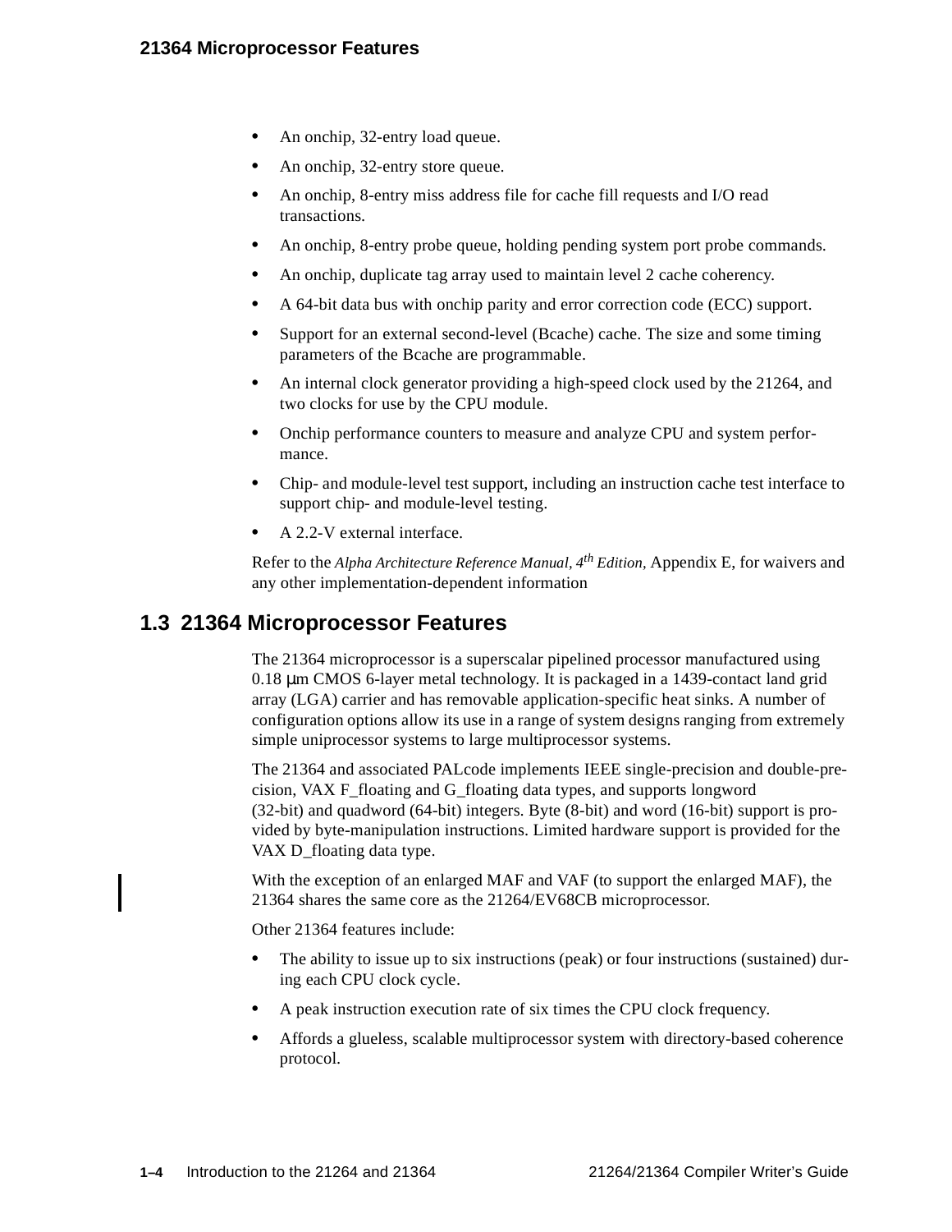- An onchip, 32-entry load queue.
- An onchip, 32-entry store queue.
- An onchip, 8-entry miss address file for cache fill requests and I/O read transactions.
- An onchip, 8-entry probe queue, holding pending system port probe commands.
- An onchip, duplicate tag array used to maintain level 2 cache coherency.
- A 64-bit data bus with onchip parity and error correction code (ECC) support.
- Support for an external second-level (Bcache) cache. The size and some timing parameters of the Bcache are programmable.
- An internal clock generator providing a high-speed clock used by the 21264, and two clocks for use by the CPU module.
- Onchip performance counters to measure and analyze CPU and system performance.
- Chip- and module-level test support, including an instruction cache test interface to support chip- and module-level testing.
- A 2.2-V external interface.

Refer to the *Alpha Architecture Reference Manual, 4th Edition*, Appendix E, for waivers and any other implementation-dependent information

## 1.3 21364 Microprocessor Features

The 21364 microprocessor is a superscalar pipelined processor manufactured using 0.18 μm CMOS 6-layer metal technology. It is packaged in a 1439-contact land grid array (LGA) carrier and has removable application-specific heat sinks. A number of configuration options allow its use in a range of system designs ranging from extremely simple uniprocessor systems to large multiprocessor systems.

The 21364 and associated PALcode implements IEEE single-precision and double-precision, VAX F_floating and G_floating data types, and supports longword (32-bit) and quadword (64-bit) integers. Byte (8-bit) and word (16-bit) support is provided by byte-manipulation instructions. Limited hardware support is provided for the VAX D_floating data type.

With the exception of an enlarged MAF and VAF (to support the enlarged MAF), the 21364 shares the same core as the 21264/EV68CB microprocessor.

Other 21364 features include:

- The ability to issue up to six instructions (peak) or four instructions (sustained) during each CPU clock cycle.
- A peak instruction execution rate of six times the CPU clock frequency.
- Affords a glueless, scalable multiprocessor system with directory-based coherence protocol.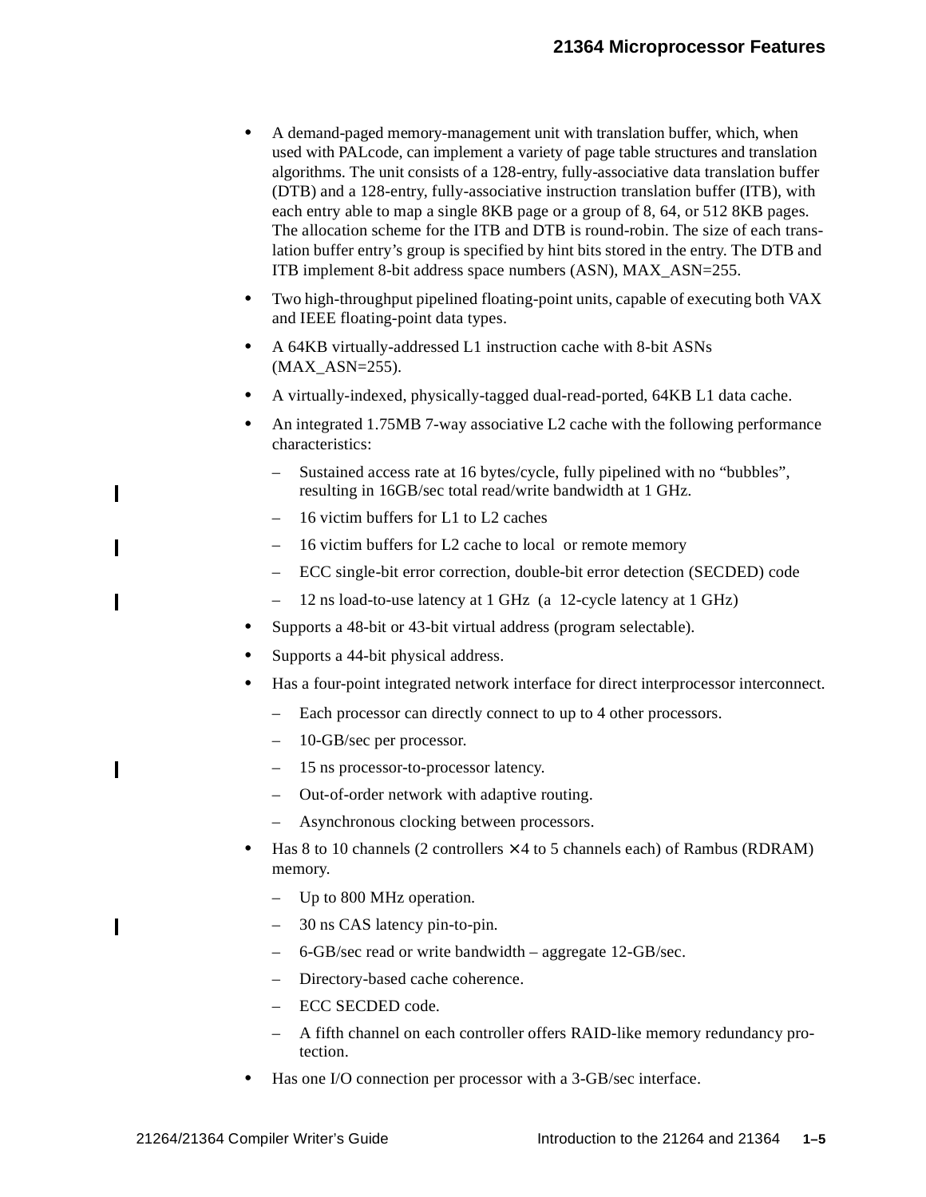- A demand-paged memory-management unit with translation buffer, which, when used with PALcode, can implement a variety of page table structures and translation algorithms. The unit consists of a 128-entry, fully-associative data translation buffer (DTB) and a 128-entry, fully-associative instruction translation buffer (ITB), with each entry able to map a single 8KB page or a group of 8, 64, or 512 8KB pages. The allocation scheme for the ITB and DTB is round-robin. The size of each translation buffer entry's group is specified by hint bits stored in the entry. The DTB and ITB implement 8-bit address space numbers (ASN), MAX_ASN=255.
- Two high-throughput pipelined floating-point units, capable of executing both VAX and IEEE floating-point data types.
- A 64KB virtually-addressed L1 instruction cache with 8-bit ASNs (MAX_ASN=255).
- A virtually-indexed, physically-tagged dual-read-ported, 64KB L1 data cache.
- An integrated 1.75MB 7-way associative L2 cache with the following performance characteristics:
  - Sustained access rate at 16 bytes/cycle, fully pipelined with no "bubbles", resulting in 16GB/sec total read/write bandwidth at 1 GHz.
  - 16 victim buffers for L1 to L2 caches
  - 16 victim buffers for L2 cache to local or remote memory
  - ECC single-bit error correction, double-bit error detection (SECDED) code
  - 12 ns load-to-use latency at 1 GHz (a 12-cycle latency at 1 GHz)
- Supports a 48-bit or 43-bit virtual address (program selectable).
- Supports a 44-bit physical address.
- Has a four-point integrated network interface for direct interprocessor interconnect.
  - Each processor can directly connect to up to 4 other processors.
  - 10-GB/sec per processor.
  - 15 ns processor-to-processor latency.
  - Out-of-order network with adaptive routing.
  - Asynchronous clocking between processors.
- Has 8 to 10 channels (2 controllers × 4 to 5 channels each) of Rambus (RDRAM) memory.
  - Up to 800 MHz operation.
  - 30 ns CAS latency pin-to-pin.
  - 6-GB/sec read or write bandwidth – aggregate 12-GB/sec.
  - Directory-based cache coherence.
  - ECC SECDED code.
  - A fifth channel on each controller offers RAID-like memory redundancy protection.
- Has one I/O connection per processor with a 3-GB/sec interface.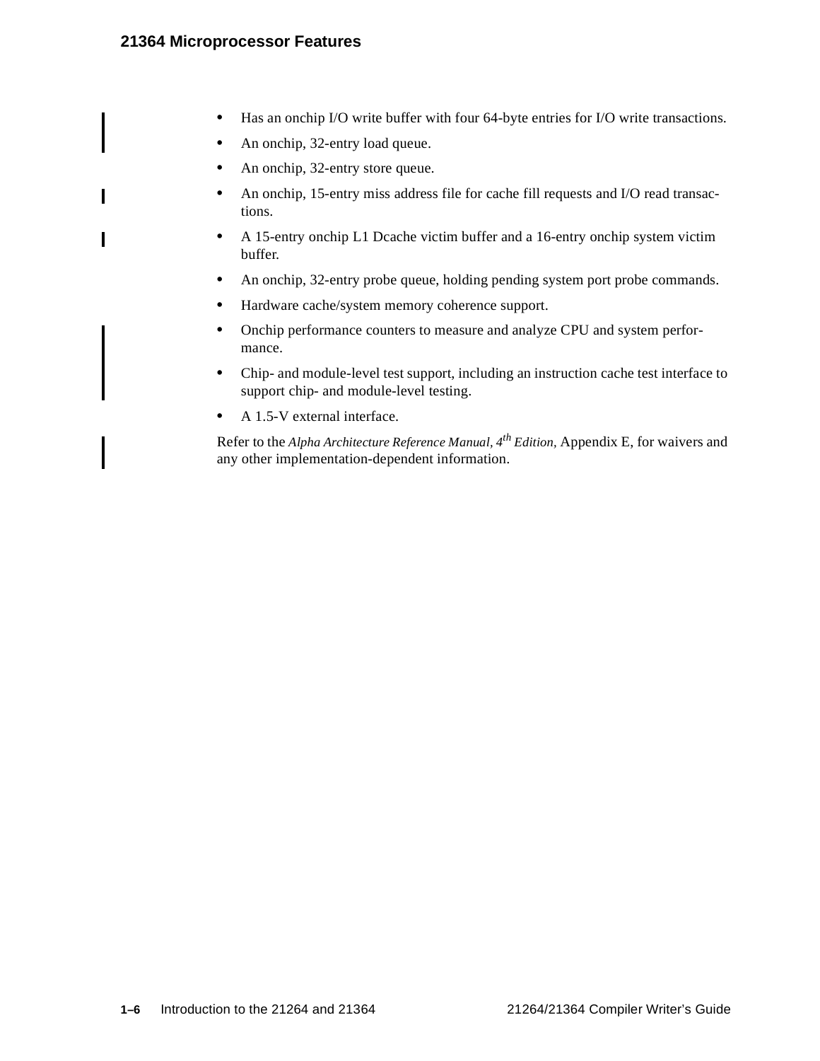- Has an onchip I/O write buffer with four 64-byte entries for I/O write transactions.
- An onchip, 32-entry load queue.
- An onchip, 32-entry store queue.
- An onchip, 15-entry miss address file for cache fill requests and I/O read transactions.
- A 15-entry onchip L1 Dcache victim buffer and a 16-entry onchip system victim buffer.
- An onchip, 32-entry probe queue, holding pending system port probe commands.
- Hardware cache/system memory coherence support.
- Onchip performance counters to measure and analyze CPU and system performance.
- Chip- and module-level test support, including an instruction cache test interface to support chip- and module-level testing.
- A 1.5-V external interface.

Refer to the *Alpha Architecture Reference Manual, 4th Edition,* Appendix E, for waivers and any other implementation-dependent information.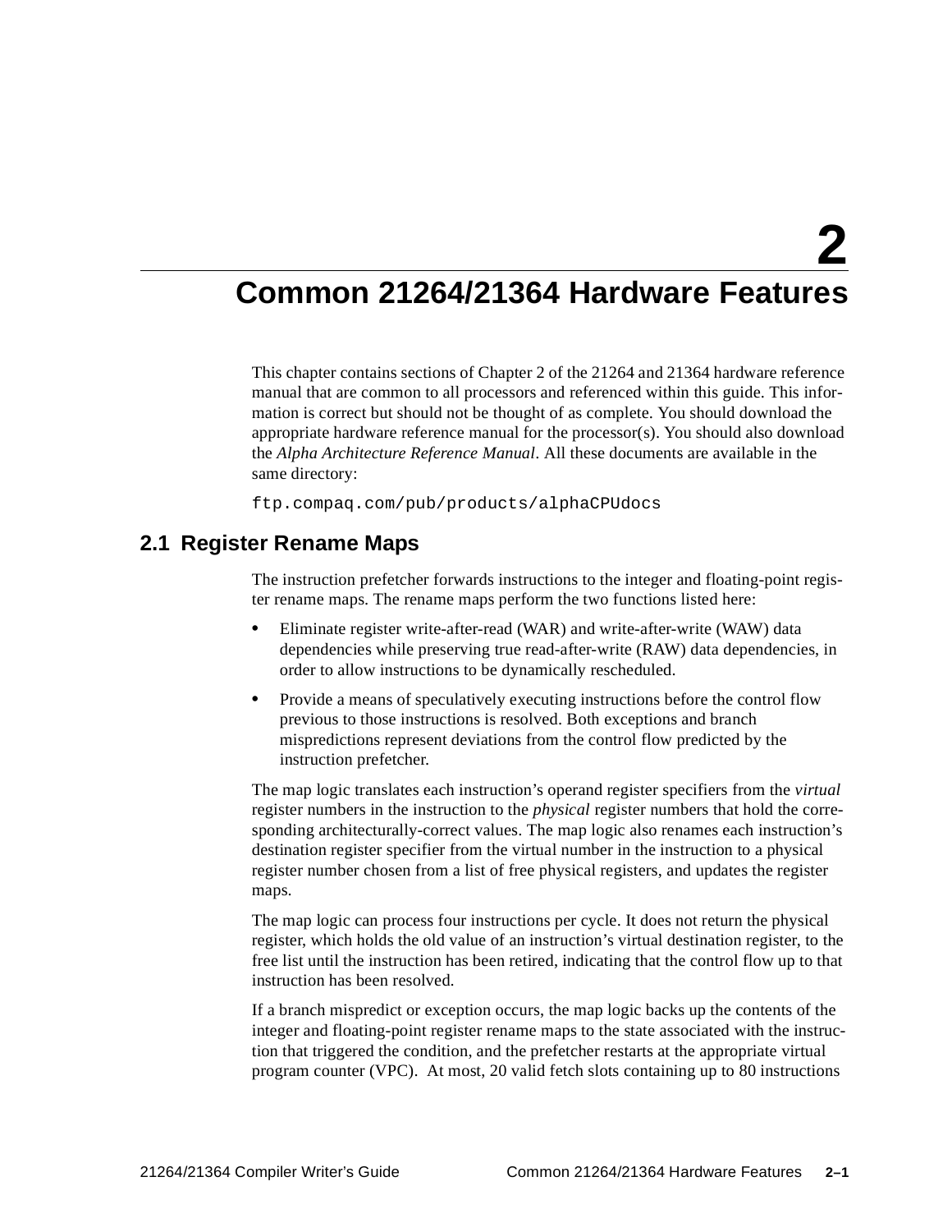# 2 Common 21264/21364 Hardware Features

This chapter contains sections of Chapter 2 of the 21264 and 21364 hardware reference manual that are common to all processors and referenced within this guide. This information is correct but should not be thought of as complete. You should download the appropriate hardware reference manual for the processor(s). You should also download the *Alpha Architecture Reference Manual*. All these documents are available in the same directory:

```
ftp.compaq.com/pub/products/alphaCPUdocs
```

## 2.1 Register Rename Maps

The instruction prefetcher forwards instructions to the integer and floating-point register rename maps. The rename maps perform the two functions listed here:

- Eliminate register write-after-read (WAR) and write-after-write (WAW) data dependencies while preserving true read-after-write (RAW) data dependencies, in order to allow instructions to be dynamically rescheduled.
- Provide a means of speculatively executing instructions before the control flow previous to those instructions is resolved. Both exceptions and branch mispredictions represent deviations from the control flow predicted by the instruction prefetcher.

The map logic translates each instruction's operand register specifiers from the *virtual* register numbers in the instruction to the *physical* register numbers that hold the corresponding architecturally-correct values. The map logic also renames each instruction's destination register specifier from the virtual number in the instruction to a physical register number chosen from a list of free physical registers, and updates the register maps.

The map logic can process four instructions per cycle. It does not return the physical register, which holds the old value of an instruction's virtual destination register, to the free list until the instruction has been retired, indicating that the control flow up to that instruction has been resolved.

If a branch mispredict or exception occurs, the map logic backs up the contents of the integer and floating-point register rename maps to the state associated with the instruction that triggered the condition, and the prefetcher restarts at the appropriate virtual program counter (VPC). At most, 20 valid fetch slots containing up to 80 instructions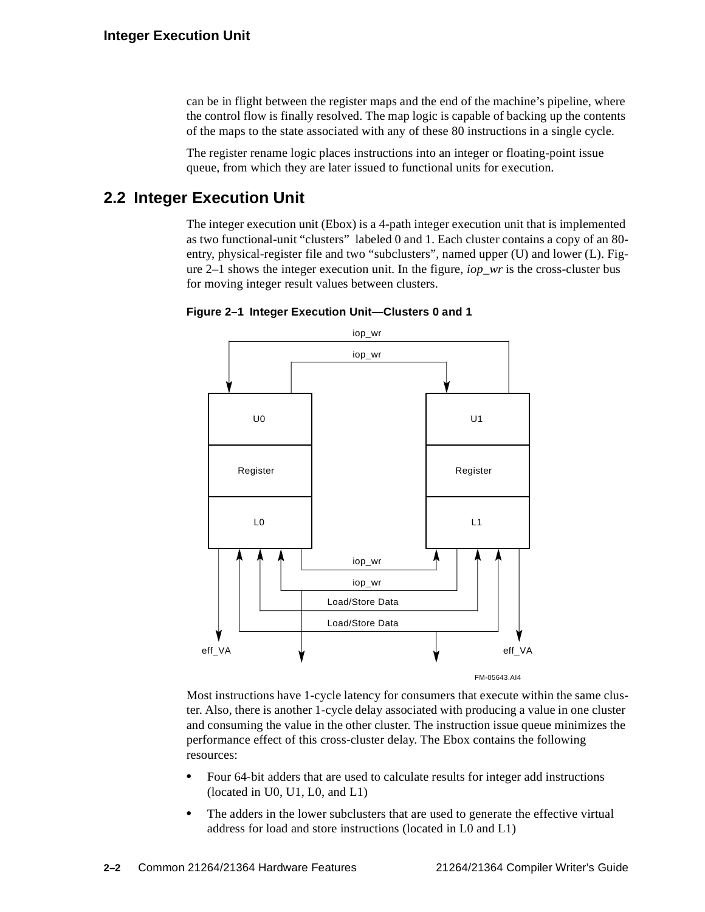can be in flight between the register maps and the end of the machine's pipeline, where the control flow is finally resolved. The map logic is capable of backing up the contents of the maps to the state associated with any of these 80 instructions in a single cycle.

The register rename logic places instructions into an integer or floating-point issue queue, from which they are later issued to functional units for execution.

## 2.2 Integer Execution Unit

The integer execution unit (Ebox) is a 4-path integer execution unit that is implemented as two functional-unit "clusters" labeled 0 and 1. Each cluster contains a copy of an 80-entry, physical-register file and two "subclusters", named upper (U) and lower (L). Figure 2–1 shows the integer execution unit. In the figure, *iop_wr* is the cross-cluster bus for moving integer result values between clusters.

**Figure 2–1 Integer Execution Unit—Clusters 0 and 1**

Most instructions have 1-cycle latency for consumers that execute within the same cluster. Also, there is another 1-cycle delay associated with producing a value in one cluster and consuming the value in the other cluster. The instruction issue queue minimizes the performance effect of this cross-cluster delay. The Ebox contains the following resources:

- Four 64-bit adders that are used to calculate results for integer add instructions (located in U0, U1, L0, and L1)
- The adders in the lower subclusters that are used to generate the effective virtual address for load and store instructions (located in L0 and L1)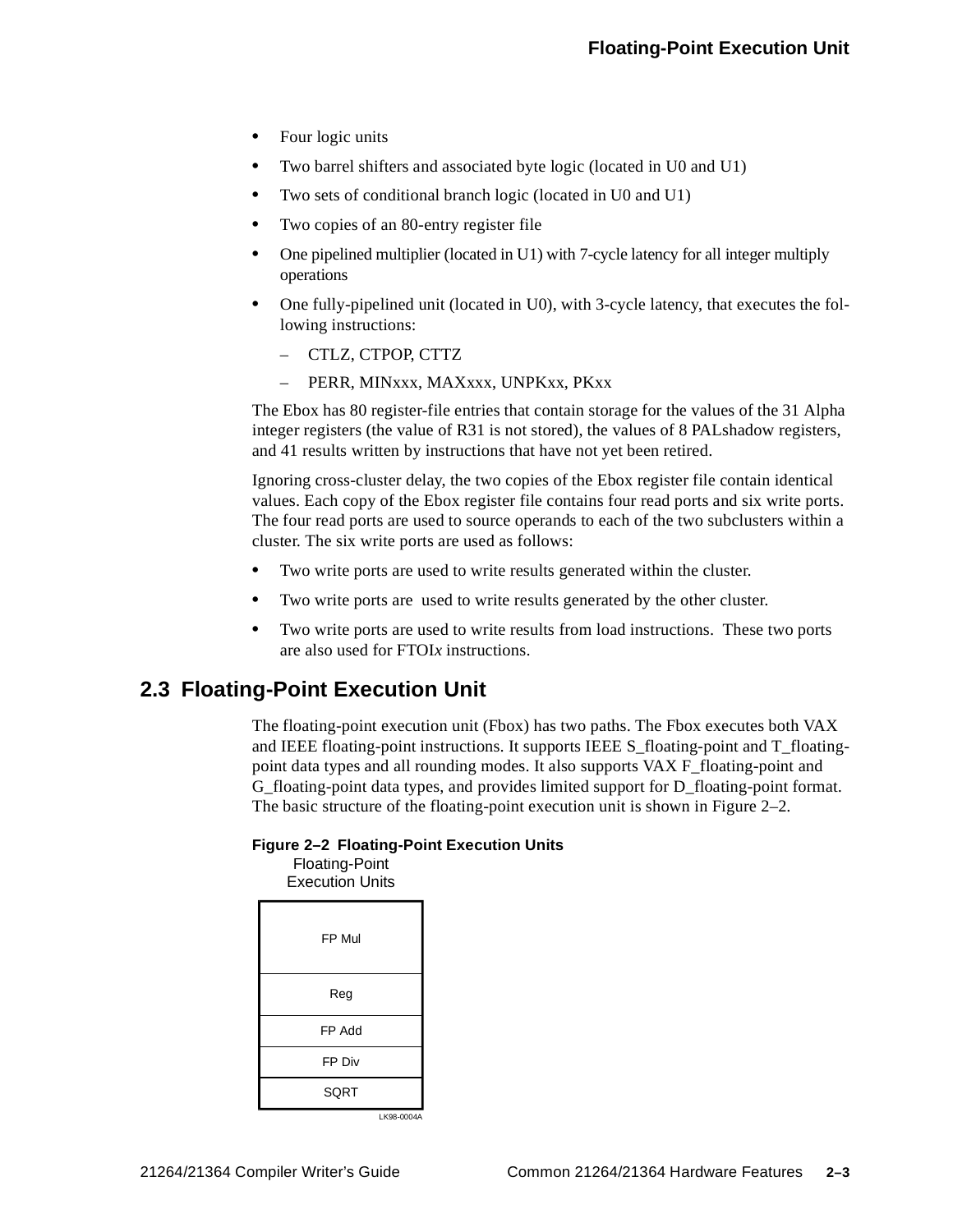- Four logic units
- Two barrel shifters and associated byte logic (located in U0 and U1)
- Two sets of conditional branch logic (located in U0 and U1)
- Two copies of an 80-entry register file
- One pipelined multiplier (located in U1) with 7-cycle latency for all integer multiply operations
- One fully-pipelined unit (located in U0), with 3-cycle latency, that executes the following instructions:
  - CTLZ, CTPOP, CTTZ
  - PERR, MINxxx, MAXxxx, UNPKxx, PKxx

The Ebox has 80 register-file entries that contain storage for the values of the 31 Alpha integer registers (the value of R31 is not stored), the values of 8 PALshadow registers, and 41 results written by instructions that have not yet been retired.

Ignoring cross-cluster delay, the two copies of the Ebox register file contain identical values. Each copy of the Ebox register file contains four read ports and six write ports. The four read ports are used to source operands to each of the two subclusters within a cluster. The six write ports are used as follows:

- Two write ports are used to write results generated within the cluster.
- Two write ports are used to write results generated by the other cluster.
- Two write ports are used to write results from load instructions. These two ports are also used for FTOI*x* instructions.

## 2.3 Floating-Point Execution Unit

The floating-point execution unit (Fbox) has two paths. The Fbox executes both VAX and IEEE floating-point instructions. It supports IEEE S_floating-point and T_floating-point data types and all rounding modes. It also supports VAX F_floating-point and G_floating-point data types, and provides limited support for D_floating-point format. The basic structure of the floating-point execution unit is shown in Figure 2–2.

**Figure 2–2 Floating-Point Execution Units**

Floating-Point Execution Units

| FP Mul |
|---|
| Reg |
| FP Add |
| FP Div |
| SQRT |

LK98-0004A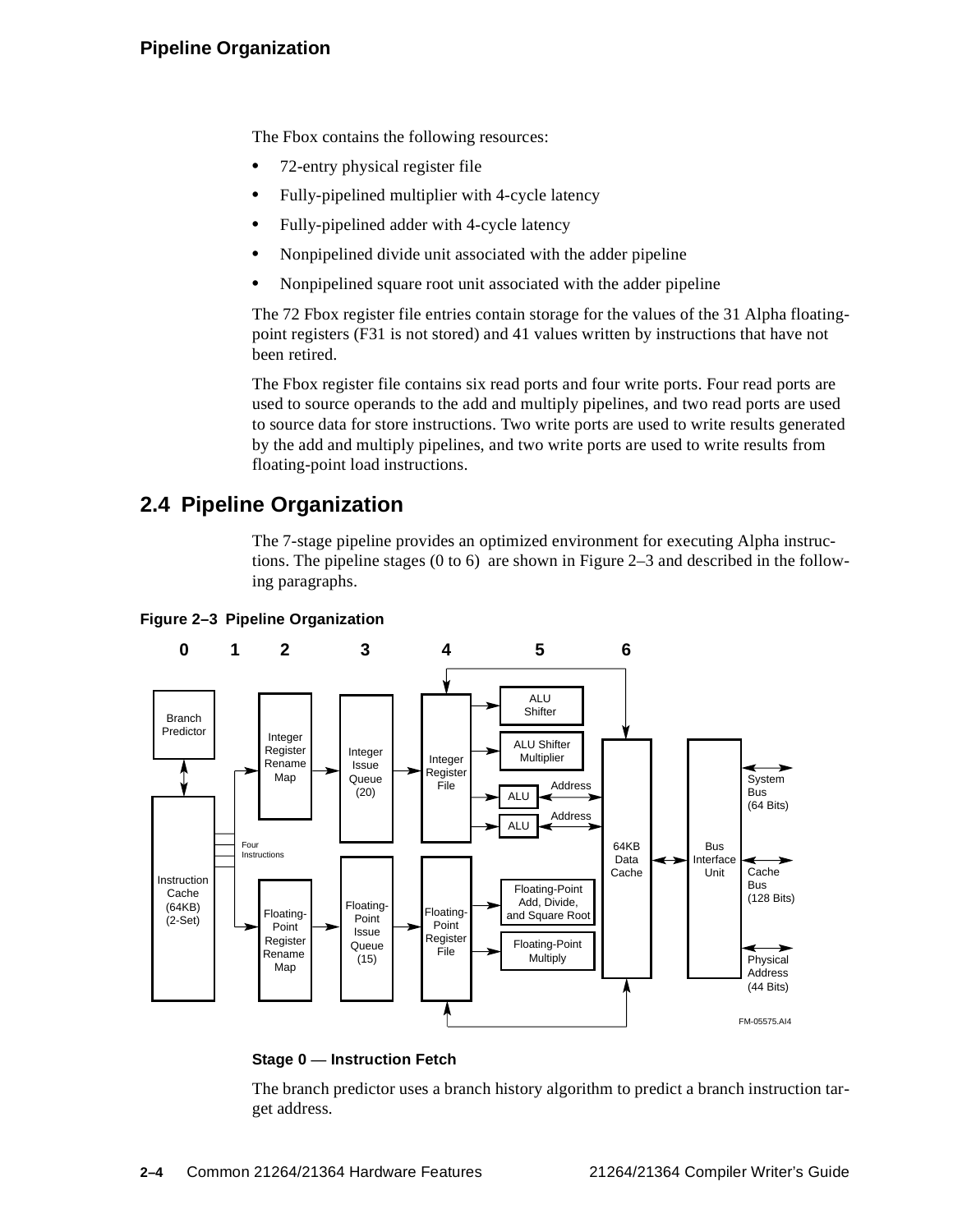The Fbox contains the following resources:

- 72-entry physical register file
- Fully-pipelined multiplier with 4-cycle latency
- Fully-pipelined adder with 4-cycle latency
- Nonpipelined divide unit associated with the adder pipeline
- Nonpipelined square root unit associated with the adder pipeline

The 72 Fbox register file entries contain storage for the values of the 31 Alpha floating-point registers (F31 is not stored) and 41 values written by instructions that have not been retired.

The Fbox register file contains six read ports and four write ports. Four read ports are used to source operands to the add and multiply pipelines, and two read ports are used to source data for store instructions. Two write ports are used to write results generated by the add and multiply pipelines, and two write ports are used to write results from floating-point load instructions.

## 2.4 Pipeline Organization

The 7-stage pipeline provides an optimized environment for executing Alpha instructions. The pipeline stages (0 to 6) are shown in Figure 2–3 and described in the following paragraphs.

**Figure 2–3 Pipeline Organization**

**Stage 0 — Instruction Fetch**

The branch predictor uses a branch history algorithm to predict a branch instruction target address.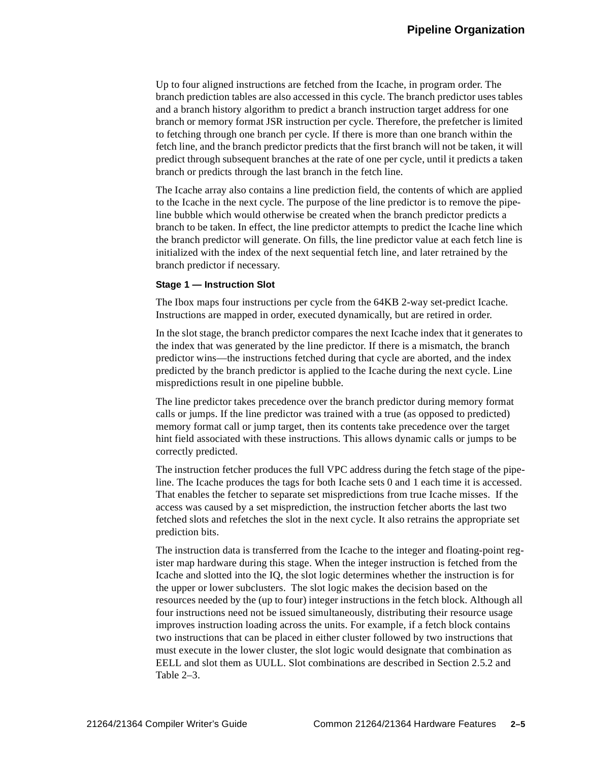Up to four aligned instructions are fetched from the Icache, in program order. The branch prediction tables are also accessed in this cycle. The branch predictor uses tables and a branch history algorithm to predict a branch instruction target address for one branch or memory format JSR instruction per cycle. Therefore, the prefetcher is limited to fetching through one branch per cycle. If there is more than one branch within the fetch line, and the branch predictor predicts that the first branch will not be taken, it will predict through subsequent branches at the rate of one per cycle, until it predicts a taken branch or predicts through the last branch in the fetch line.

The Icache array also contains a line prediction field, the contents of which are applied to the Icache in the next cycle. The purpose of the line predictor is to remove the pipeline bubble which would otherwise be created when the branch predictor predicts a branch to be taken. In effect, the line predictor attempts to predict the Icache line which the branch predictor will generate. On fills, the line predictor value at each fetch line is initialized with the index of the next sequential fetch line, and later retrained by the branch predictor if necessary.

#### Stage 1 — Instruction Slot

The Ibox maps four instructions per cycle from the 64KB 2-way set-predict Icache. Instructions are mapped in order, executed dynamically, but are retired in order.

In the slot stage, the branch predictor compares the next Icache index that it generates to the index that was generated by the line predictor. If there is a mismatch, the branch predictor wins—the instructions fetched during that cycle are aborted, and the index predicted by the branch predictor is applied to the Icache during the next cycle. Line mispredictions result in one pipeline bubble.

The line predictor takes precedence over the branch predictor during memory format calls or jumps. If the line predictor was trained with a true (as opposed to predicted) memory format call or jump target, then its contents take precedence over the target hint field associated with these instructions. This allows dynamic calls or jumps to be correctly predicted.

The instruction fetcher produces the full VPC address during the fetch stage of the pipeline. The Icache produces the tags for both Icache sets 0 and 1 each time it is accessed. That enables the fetcher to separate set mispredictions from true Icache misses. If the access was caused by a set misprediction, the instruction fetcher aborts the last two fetched slots and refetches the slot in the next cycle. It also retrains the appropriate set prediction bits.

The instruction data is transferred from the Icache to the integer and floating-point register map hardware during this stage. When the integer instruction is fetched from the Icache and slotted into the IQ, the slot logic determines whether the instruction is for the upper or lower subclusters. The slot logic makes the decision based on the resources needed by the (up to four) integer instructions in the fetch block. Although all four instructions need not be issued simultaneously, distributing their resource usage improves instruction loading across the units. For example, if a fetch block contains two instructions that can be placed in either cluster followed by two instructions that must execute in the lower cluster, the slot logic would designate that combination as EELL and slot them as UULL. Slot combinations are described in Section 2.5.2 and Table 2–3.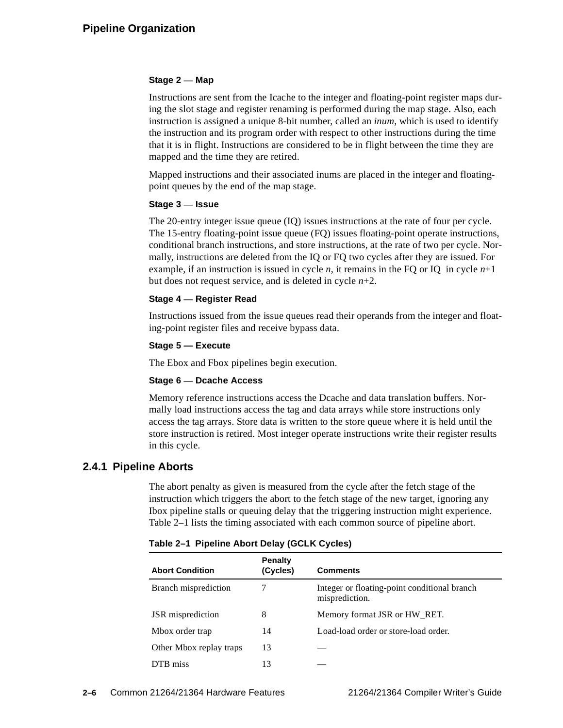**Stage 2 — Map**

Instructions are sent from the Icache to the integer and floating-point register maps during the slot stage and register renaming is performed during the map stage. Also, each instruction is assigned a unique 8-bit number, called an *inum*, which is used to identify the instruction and its program order with respect to other instructions during the time that it is in flight. Instructions are considered to be in flight between the time they are mapped and the time they are retired.

Mapped instructions and their associated inums are placed in the integer and floating-point queues by the end of the map stage.

**Stage 3 — Issue**

The 20-entry integer issue queue (IQ) issues instructions at the rate of four per cycle. The 15-entry floating-point issue queue (FQ) issues floating-point operate instructions, conditional branch instructions, and store instructions, at the rate of two per cycle. Normally, instructions are deleted from the IQ or FQ two cycles after they are issued. For example, if an instruction is issued in cycle $n$, it remains in the FQ or IQ in cycle $n$+1 but does not request service, and is deleted in cycle $n$+2.

**Stage 4 — Register Read**

Instructions issued from the issue queues read their operands from the integer and floating-point register files and receive bypass data.

**Stage 5 — Execute**

The Ebox and Fbox pipelines begin execution.

**Stage 6 — Dcache Access**

Memory reference instructions access the Dcache and data translation buffers. Normally load instructions access the tag and data arrays while store instructions only access the tag arrays. Store data is written to the store queue where it is held until the store instruction is retired. Most integer operate instructions write their register results in this cycle.

### 2.4.1 Pipeline Aborts

The abort penalty as given is measured from the cycle after the fetch stage of the instruction which triggers the abort to the fetch stage of the new target, ignoring any Ibox pipeline stalls or queuing delay that the triggering instruction might experience. Table 2–1 lists the timing associated with each common source of pipeline abort.

**Table 2–1 Pipeline Abort Delay (GCLK Cycles)**

| Abort Condition | Penalty (Cycles) | Comments |
|---|---|---|
| Branch misprediction | 7 | Integer or floating-point conditional branch misprediction. |
| JSR misprediction | 8 | Memory format JSR or HW_RET. |
| Mbox order trap | 14 | Load-load order or store-load order. |
| Other Mbox replay traps | 13 | — |
| DTB miss | 13 | — |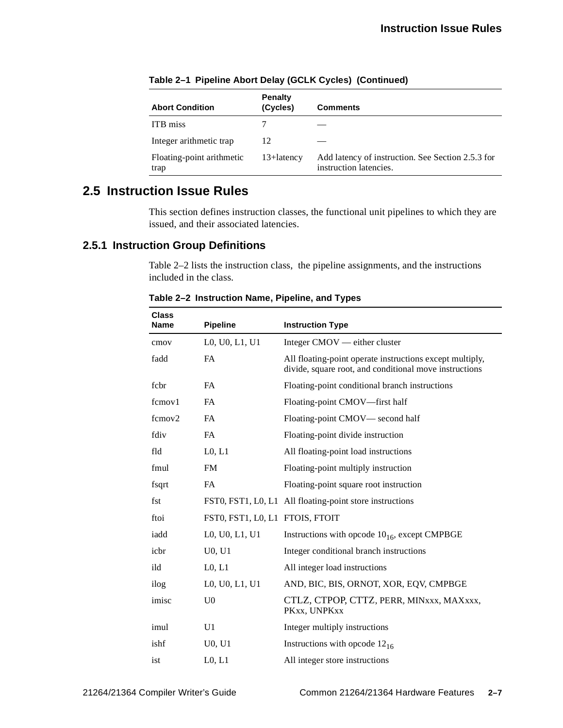**Table 2–1 Pipeline Abort Delay (GCLK Cycles) (Continued)**

| Abort Condition | Penalty (Cycles) | Comments |
|---|---|---|
| ITB miss | 7 | — |
| Integer arithmetic trap | 12 | — |
| Floating-point arithmetic trap | 13+latency | Add latency of instruction. See Section 2.5.3 for instruction latencies. |

## 2.5 Instruction Issue Rules

This section defines instruction classes, the functional unit pipelines to which they are issued, and their associated latencies.

### 2.5.1 Instruction Group Definitions

Table 2–2 lists the instruction class, the pipeline assignments, and the instructions included in the class.

**Table 2–2 Instruction Name, Pipeline, and Types**

| Class Name | Pipeline | Instruction Type |
|---|---|---|
| cmov | L0, U0, L1, U1 | Integer CMOV — either cluster |
| fadd | FA | All floating-point operate instructions except multiply, divide, square root, and conditional move instructions |
| fcbr | FA | Floating-point conditional branch instructions |
| fcmov1 | FA | Floating-point CMOV—first half |
| fcmov2 | FA | Floating-point CMOV— second half |
| fdiv | FA | Floating-point divide instruction |
| fld | L0, L1 | All floating-point load instructions |
| fmul | FM | Floating-point multiply instruction |
| fsqrt | FA | Floating-point square root instruction |
| fst | FST0, FST1, L0, L1 | All floating-point store instructions |
| ftoi | FST0, FST1, L0, L1 | FTOIS, FTOIT |
| iadd | L0, U0, L1, U1 | Instructions with opcode $10_{16}$, except CMPBGE |
| icbr | U0, U1 | Integer conditional branch instructions |
| ild | L0, L1 | All integer load instructions |
| ilog | L0, U0, L1, U1 | AND, BIC, BIS, ORNOT, XOR, EQV, CMPBGE |
| imisc | U0 | CTLZ, CTPOP, CTTZ, PERR, MINxxx, MAXxxx, PKxx, UNPKxx |
| imul | U1 | Integer multiply instructions |
| ishf | U0, U1 | Instructions with opcode $12_{16}$ |
| ist | L0, L1 | All integer store instructions |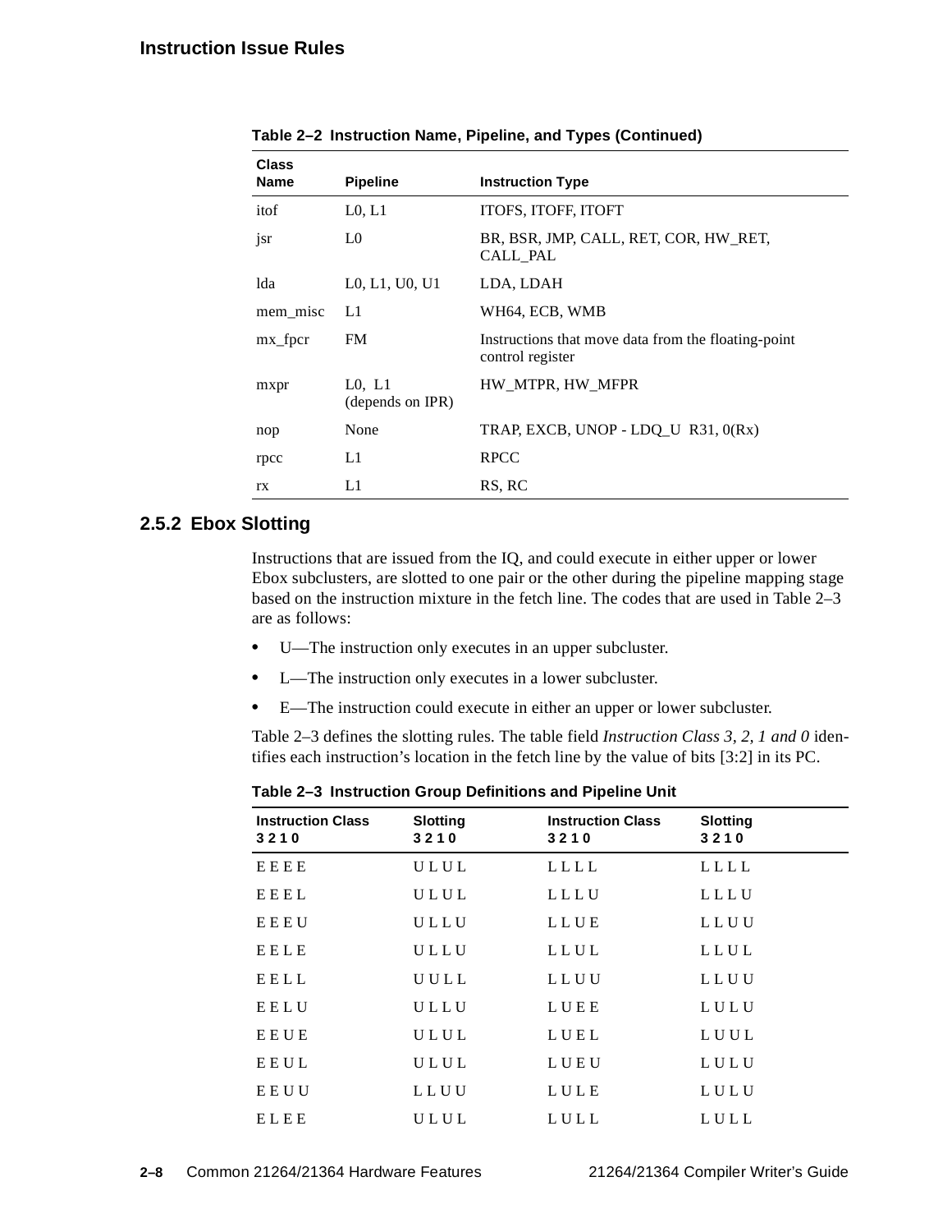**Table 2–2 Instruction Name, Pipeline, and Types (Continued)**

| Class Name | Pipeline | Instruction Type |
|---|---|---|
| itof | L0, L1 | ITOFS, ITOFF, ITOFT |
| jsr | L0 | BR, BSR, JMP, CALL, RET, COR, HW_RET, CALL_PAL |
| lda | L0, L1, U0, U1 | LDA, LDAH |
| mem_misc | L1 | WH64, ECB, WMB |
| mx_fpcr | FM | Instructions that move data from the floating-point control register |
| mxpr | L0, L1 (depends on IPR) | HW_MTPR, HW_MFPR |
| nop | None | TRAP, EXCB, UNOP - LDQ_U R31, 0(Rx) |
| rpcc | L1 | RPCC |
| rx | L1 | RS, RC |

### 2.5.2 Ebox Slotting

Instructions that are issued from the IQ, and could execute in either upper or lower Ebox subclusters, are slotted to one pair or the other during the pipeline mapping stage based on the instruction mixture in the fetch line. The codes that are used in Table 2–3 are as follows:

- U—The instruction only executes in an upper subcluster.
- L—The instruction only executes in a lower subcluster.
- E—The instruction could execute in either an upper or lower subcluster.

Table 2–3 defines the slotting rules. The table field *Instruction Class 3, 2, 1 and 0* identifies each instruction's location in the fetch line by the value of bits [3:2] in its PC.

**Table 2–3 Instruction Group Definitions and Pipeline Unit**

| Instruction Class 3 2 1 0 | Slotting 3 2 1 0 | Instruction Class 3 2 1 0 | Slotting 3 2 1 0 |
|---|---|---|---|
| E E E E | U L U L | L L L L | L L L L |
| E E E L | U L U L | L L L U | L L L U |
| E E E U | U L L U | L L U E | L L U U |
| E E L E | U L L U | L L U L | L L U L |
| E E L L | U U L L | L L U U | L L U U |
| E E L U | U L L U | L U E E | L U L U |
| E E U E | U L U L | L U E L | L U U L |
| E E U L | U L U L | L U E U | L U L U |
| E E U U | L L U U | L U L E | L U L U |
| E L E E | U L U L | L U L L | L U L L |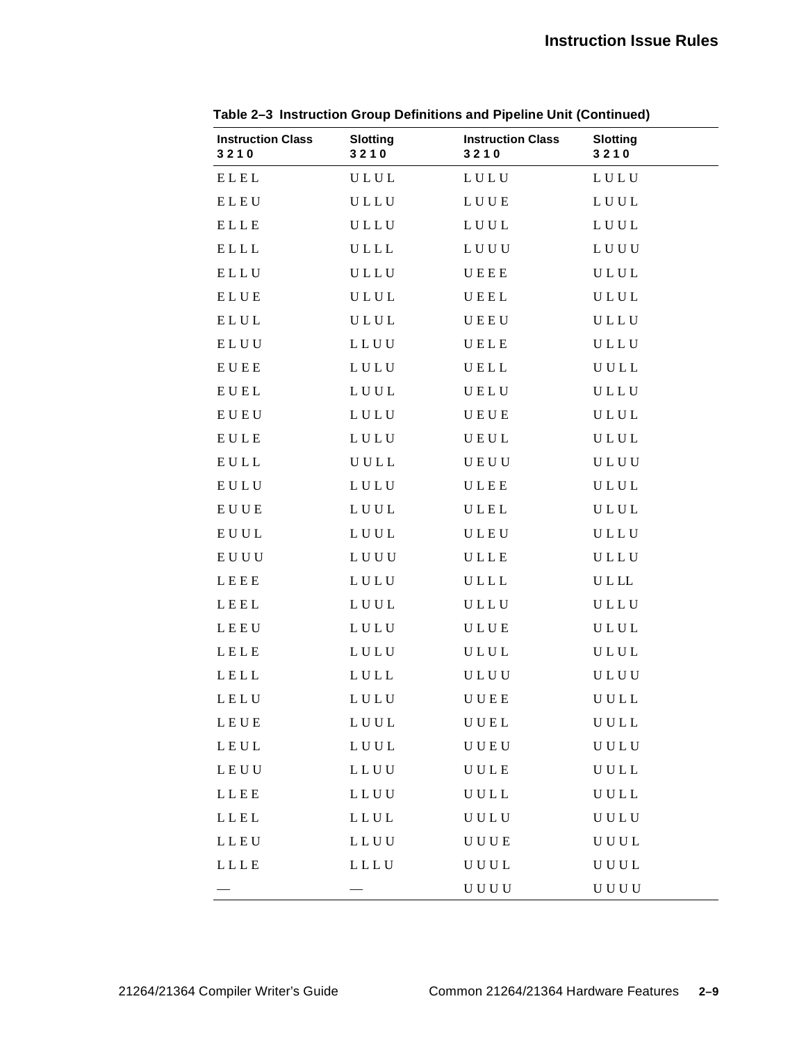**Table 2–3 Instruction Group Definitions and Pipeline Unit (Continued)**

| Instruction Class 3 2 1 0 | Slotting 3 2 1 0 | Instruction Class 3 2 1 0 | Slotting 3 2 1 0 |
|---|---|---|---|
| E L E L | U L U L | L U L U | L U L U |
| E L E U | U L L U | L U U E | L U U L |
| E L L E | U L L U | L U U L | L U U L |
| E L L L | U L L L | L U U U | L U U U |
| E L L U | U L L U | U E E E | U L U L |
| E L U E | U L U L | U E E L | U L U L |
| E L U L | U L U L | U E E U | U L L U |
| E L U U | L L U U | U E L E | U L L U |
| E U E E | L U L U | U E L L | U U L L |
| E U E L | L U U L | U E L U | U L L U |
| E U E U | L U L U | U E U E | U L U L |
| E U L E | L U L U | U E U L | U L U L |
| E U L L | U U L L | U E U U | U L U U |
| E U L U | L U L U | U L E E | U L U L |
| E U U E | L U U L | U L E L | U L U L |
| E U U L | L U U L | U L E U | U L L U |
| E U U U | L U U U | U L L E | U L L U |
| L E E E | L U L U | U L L L | U L LL |
| L E E L | L U U L | U L L U | U L L U |
| L E E U | L U L U | U L U E | U L U L |
| L E L E | L U L U | U L U L | U L U L |
| L E L L | L U L L | U L U U | U L U U |
| L E L U | L U L U | U U E E | U U L L |
| L E U E | L U U L | U U E L | U U L L |
| L E U L | L U U L | U U E U | U U L U |
| L E U U | L L U U | U U L E | U U L L |
| L L E E | L L U U | U U L L | U U L L |
| L L E L | L L U L | U U L U | U U L U |
| L L E U | L L U U | U U U E | U U U L |
| L L L E | L L L U | U U U L | U U U L |
| — | — | U U U U | U U U U |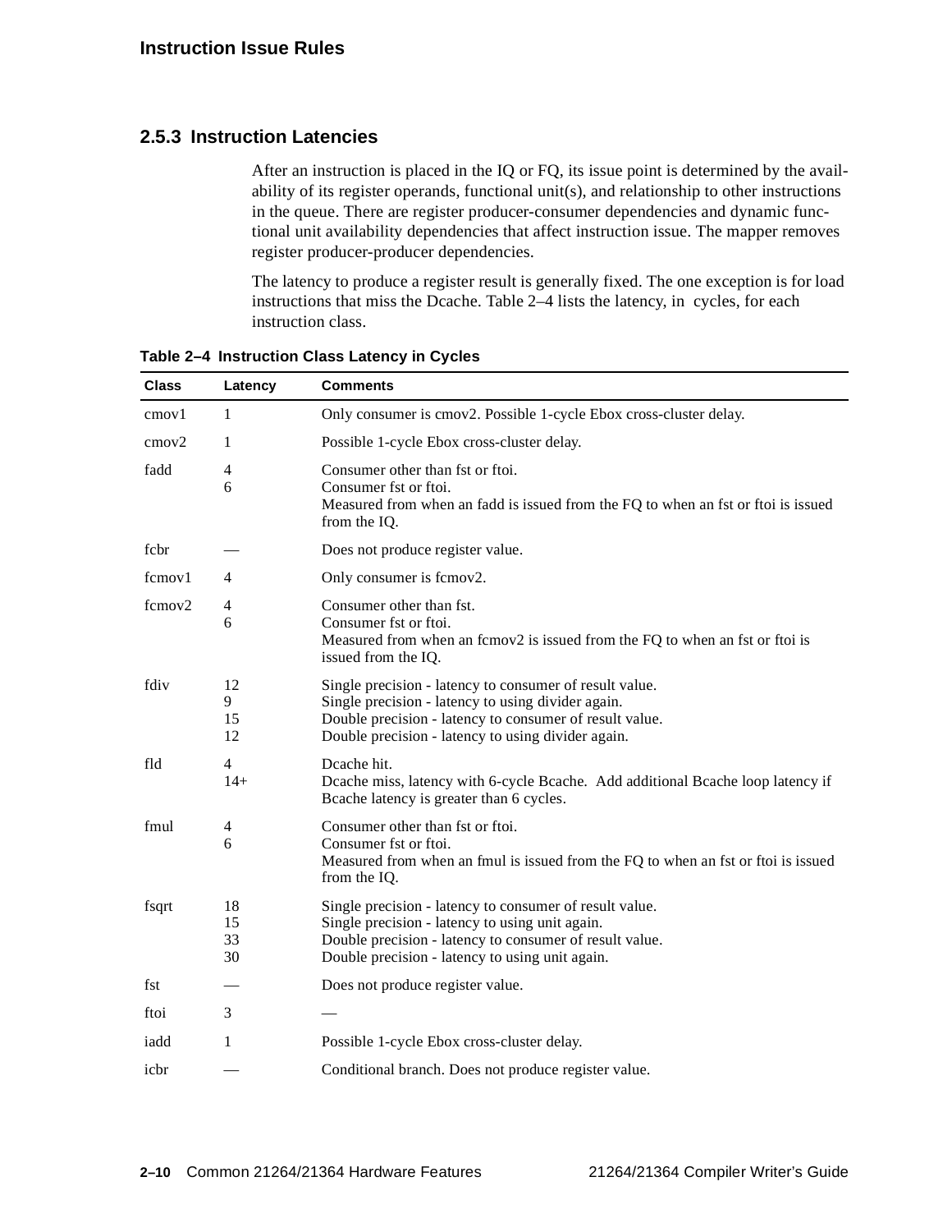### 2.5.3 Instruction Latencies

After an instruction is placed in the IQ or FQ, its issue point is determined by the availability of its register operands, functional unit(s), and relationship to other instructions in the queue. There are register producer-consumer dependencies and dynamic functional unit availability dependencies that affect instruction issue. The mapper removes register producer-producer dependencies.

The latency to produce a register result is generally fixed. The one exception is for load instructions that miss the Dcache. Table 2–4 lists the latency, in cycles, for each instruction class.

**Table 2–4 Instruction Class Latency in Cycles**

| Class | Latency | Comments |
|---|---|---|
| cmov1 | 1 | Only consumer is cmov2. Possible 1-cycle Ebox cross-cluster delay. |
| cmov2 | 1 | Possible 1-cycle Ebox cross-cluster delay. |
| fadd | 4<br>6 | Consumer other than fst or ftoi.<br>Consumer fst or ftoi.<br>Measured from when an fadd is issued from the FQ to when an fst or ftoi is issued from the IQ. |
| fcbr | — | Does not produce register value. |
| fcmov1 | 4 | Only consumer is fcmov2. |
| fcmov2 | 4<br>6 | Consumer other than fst.<br>Consumer fst or ftoi.<br>Measured from when an fcmov2 is issued from the FQ to when an fst or ftoi is issued from the IQ. |
| fdiv | 12<br>9<br>15<br>12 | Single precision - latency to consumer of result value.<br>Single precision - latency to using divider again.<br>Double precision - latency to consumer of result value.<br>Double precision - latency to using divider again. |
| fld | 4<br>14+ | Dcache hit.<br>Dcache miss, latency with 6-cycle Bcache. Add additional Bcache loop latency if Bcache latency is greater than 6 cycles. |
| fmul | 4<br>6 | Consumer other than fst or ftoi.<br>Consumer fst or ftoi.<br>Measured from when an fmul is issued from the FQ to when an fst or ftoi is issued from the IQ. |
| fsqrt | 18<br>15<br>33<br>30 | Single precision - latency to consumer of result value.<br>Single precision - latency to using unit again.<br>Double precision - latency to consumer of result value.<br>Double precision - latency to using unit again. |
| fst | — | Does not produce register value. |
| ftoi | 3 | — |
| iadd | 1 | Possible 1-cycle Ebox cross-cluster delay. |
| icbr | — | Conditional branch. Does not produce register value. |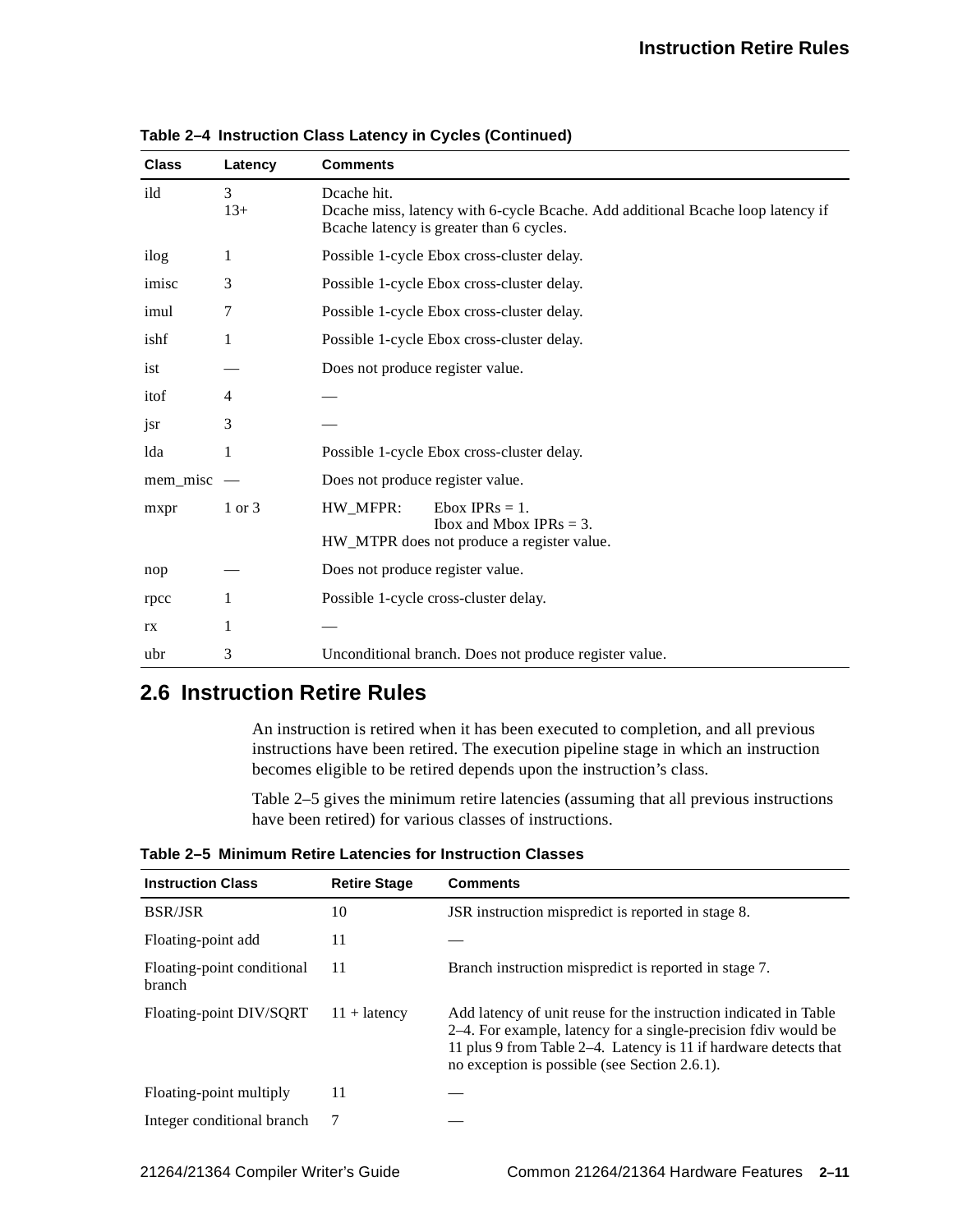**Table 2–4 Instruction Class Latency in Cycles (Continued)**

| Class | Latency | Comments |
|---|---|---|
| ild | 3<br>13+ | Dcache hit.<br>Dcache miss, latency with 6-cycle Bcache. Add additional Bcache loop latency if Bcache latency is greater than 6 cycles. |
| ilog | 1 | Possible 1-cycle Ebox cross-cluster delay. |
| imisc | 3 | Possible 1-cycle Ebox cross-cluster delay. |
| imul | 7 | Possible 1-cycle Ebox cross-cluster delay. |
| ishf | 1 | Possible 1-cycle Ebox cross-cluster delay. |
| ist | — | Does not produce register value. |
| itof | 4 | — |
| jsr | 3 | — |
| lda | 1 | Possible 1-cycle Ebox cross-cluster delay. |
| mem_misc | — | Does not produce register value. |
| mxpr | 1 or 3 | HW_MFPR: Ebox IPRs = 1.<br>Ibox and Mbox IPRs = 3.<br>HW_MTPR does not produce a register value. |
| nop | — | Does not produce register value. |
| rpcc | 1 | Possible 1-cycle cross-cluster delay. |
| rx | 1 | — |
| ubr | 3 | Unconditional branch. Does not produce register value. |

## 2.6 Instruction Retire Rules

An instruction is retired when it has been executed to completion, and all previous instructions have been retired. The execution pipeline stage in which an instruction becomes eligible to be retired depends upon the instruction's class.

Table 2–5 gives the minimum retire latencies (assuming that all previous instructions have been retired) for various classes of instructions.

**Table 2–5 Minimum Retire Latencies for Instruction Classes**

| Instruction Class | Retire Stage | Comments |
|---|---|---|
| BSR/JSR | 10 | JSR instruction mispredict is reported in stage 8. |
| Floating-point add | 11 | — |
| Floating-point conditional branch | 11 | Branch instruction mispredict is reported in stage 7. |
| Floating-point DIV/SQRT | 11 + latency | Add latency of unit reuse for the instruction indicated in Table 2–4. For example, latency for a single-precision fdiv would be 11 plus 9 from Table 2–4. Latency is 11 if hardware detects that no exception is possible (see Section 2.6.1). |
| Floating-point multiply | 11 | — |
| Integer conditional branch | 7 | — |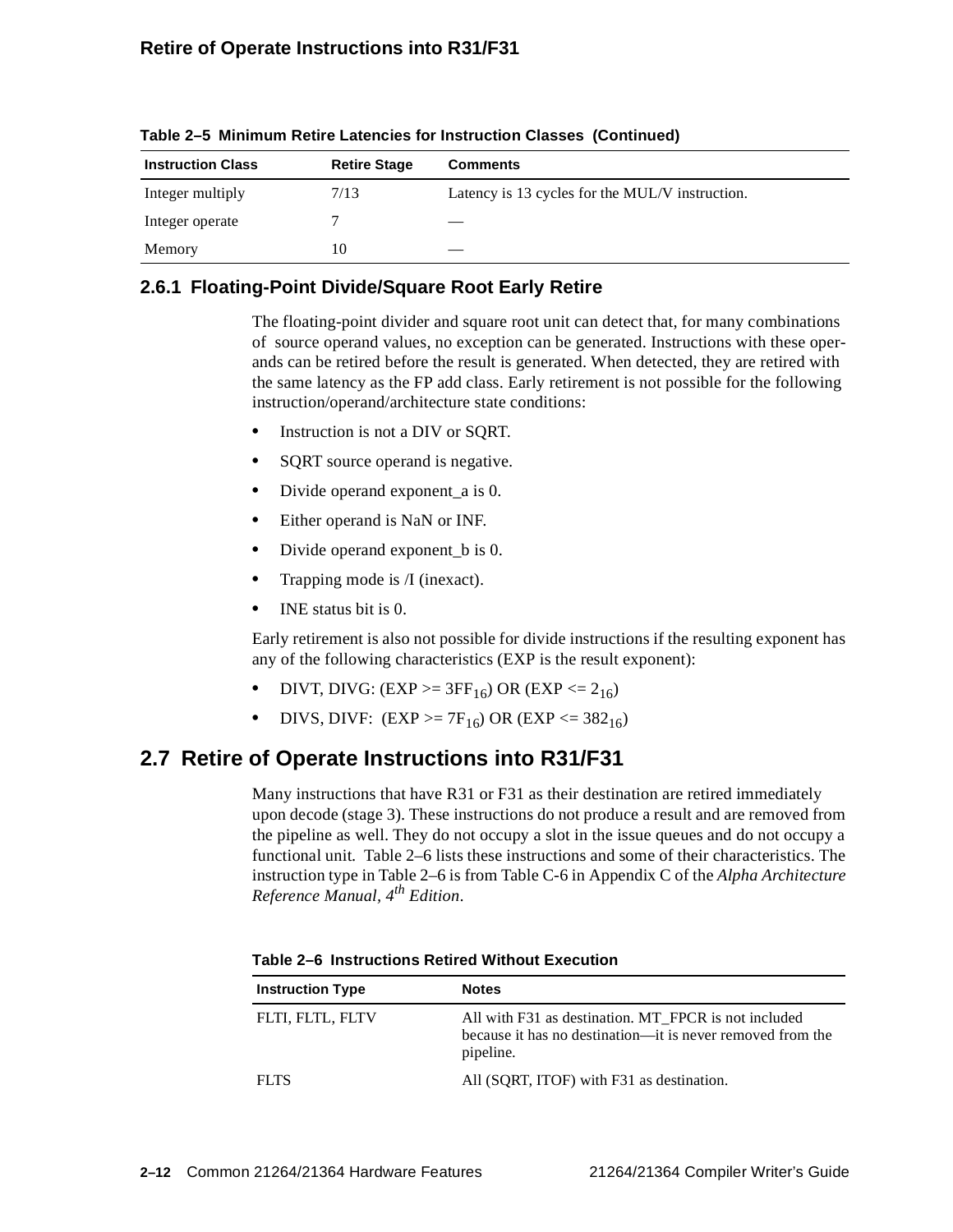**Table 2–5 Minimum Retire Latencies for Instruction Classes (Continued)**

| Instruction Class | Retire Stage | Comments |
|---|---|---|
| Integer multiply | 7/13 | Latency is 13 cycles for the MUL/V instruction. |
| Integer operate | 7 | — |
| Memory | 10 | — |

### 2.6.1 Floating-Point Divide/Square Root Early Retire

The floating-point divider and square root unit can detect that, for many combinations of source operand values, no exception can be generated. Instructions with these operands can be retired before the result is generated. When detected, they are retired with the same latency as the FP add class. Early retirement is not possible for the following instruction/operand/architecture state conditions:

- Instruction is not a DIV or SQRT.
- SQRT source operand is negative.
- Divide operand exponent_a is 0.
- Either operand is NaN or INF.
- Divide operand exponent_b is 0.
- Trapping mode is /I (inexact).
- INE status bit is 0.

Early retirement is also not possible for divide instructions if the resulting exponent has any of the following characteristics (EXP is the result exponent):

- DIVT, DIVG: (EXP >= $3FF_{16}$) OR (EXP <= $2_{16}$)
- DIVS, DIVF: (EXP >= $7F_{16}$) OR (EXP <= $382_{16}$)

## 2.7 Retire of Operate Instructions into R31/F31

Many instructions that have R31 or F31 as their destination are retired immediately upon decode (stage 3). These instructions do not produce a result and are removed from the pipeline as well. They do not occupy a slot in the issue queues and do not occupy a functional unit. Table 2–6 lists these instructions and some of their characteristics. The instruction type in Table 2–6 is from Table C-6 in Appendix C of the *Alpha Architecture Reference Manual, 4th Edition*.

**Table 2–6 Instructions Retired Without Execution**

| Instruction Type | Notes |
|---|---|
| FLTI, FLTL, FLTV | All with F31 as destination. MT_FPCR is not included because it has no destination—it is never removed from the pipeline. |
| FLTS | All (SQRT, ITOF) with F31 as destination. |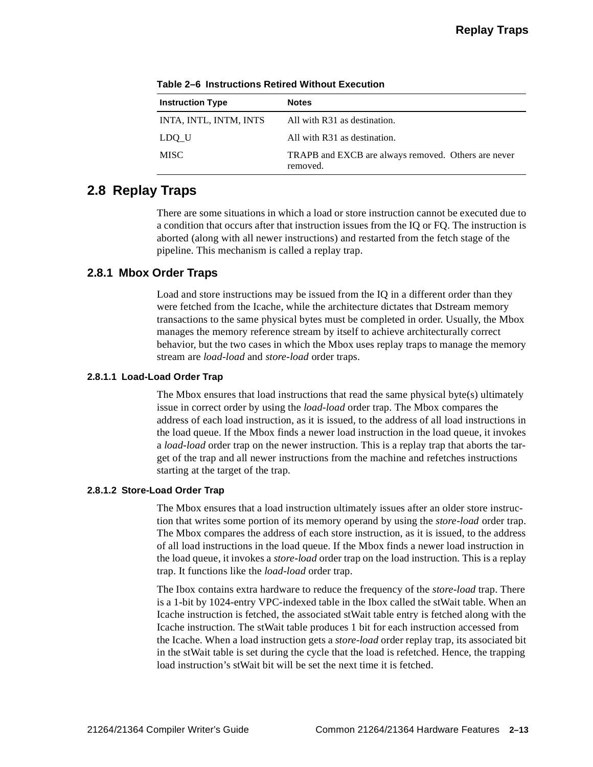**Table 2–6 Instructions Retired Without Execution**

| Instruction Type | Notes |
|---|---|
| INTA, INTL, INTM, INTS | All with R31 as destination. |
| LDQ_U | All with R31 as destination. |
| MISC | TRAPB and EXCB are always removed. Others are never removed. |

## 2.8 Replay Traps

There are some situations in which a load or store instruction cannot be executed due to a condition that occurs after that instruction issues from the IQ or FQ. The instruction is aborted (along with all newer instructions) and restarted from the fetch stage of the pipeline. This mechanism is called a replay trap.

### 2.8.1 Mbox Order Traps

Load and store instructions may be issued from the IQ in a different order than they were fetched from the Icache, while the architecture dictates that Dstream memory transactions to the same physical bytes must be completed in order. Usually, the Mbox manages the memory reference stream by itself to achieve architecturally correct behavior, but the two cases in which the Mbox uses replay traps to manage the memory stream are *load-load* and *store-load* order traps.

#### 2.8.1.1 Load-Load Order Trap

The Mbox ensures that load instructions that read the same physical byte(s) ultimately issue in correct order by using the *load-load* order trap. The Mbox compares the address of each load instruction, as it is issued, to the address of all load instructions in the load queue. If the Mbox finds a newer load instruction in the load queue, it invokes a *load-load* order trap on the newer instruction. This is a replay trap that aborts the target of the trap and all newer instructions from the machine and refetches instructions starting at the target of the trap.

#### 2.8.1.2 Store-Load Order Trap

The Mbox ensures that a load instruction ultimately issues after an older store instruction that writes some portion of its memory operand by using the *store-load* order trap. The Mbox compares the address of each store instruction, as it is issued, to the address of all load instructions in the load queue. If the Mbox finds a newer load instruction in the load queue, it invokes a *store-load* order trap on the load instruction. This is a replay trap. It functions like the *load-load* order trap.

The Ibox contains extra hardware to reduce the frequency of the *store-load* trap. There is a 1-bit by 1024-entry VPC-indexed table in the Ibox called the stWait table. When an Icache instruction is fetched, the associated stWait table entry is fetched along with the Icache instruction. The stWait table produces 1 bit for each instruction accessed from the Icache. When a load instruction gets a *store-load* order replay trap, its associated bit in the stWait table is set during the cycle that the load is refetched. Hence, the trapping load instruction's stWait bit will be set the next time it is fetched.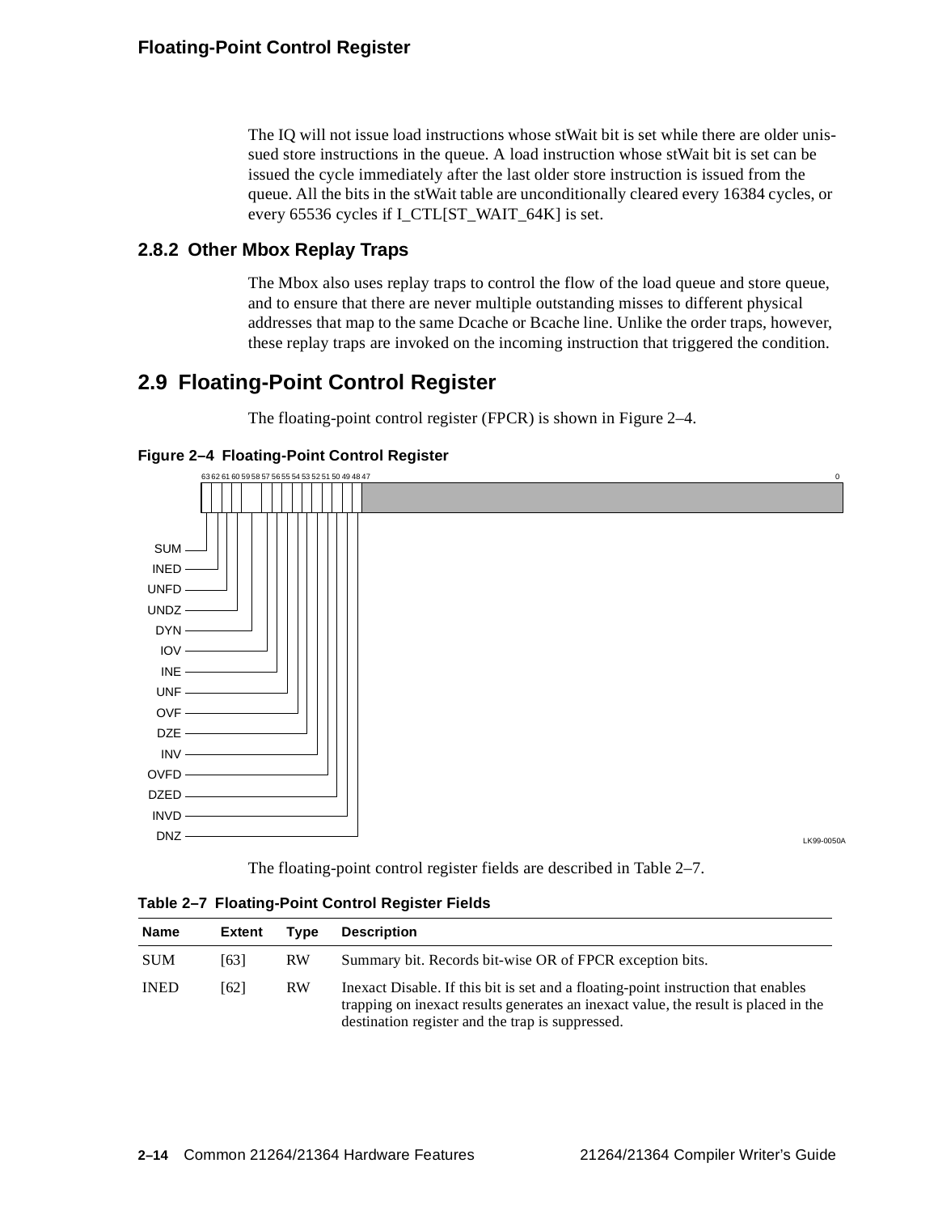The IQ will not issue load instructions whose stWait bit is set while there are older unissued store instructions in the queue. A load instruction whose stWait bit is set can be issued the cycle immediately after the last older store instruction is issued from the queue. All the bits in the stWait table are unconditionally cleared every 16384 cycles, or every 65536 cycles if I_CTL[ST_WAIT_64K] is set.

### 2.8.2 Other Mbox Replay Traps

The Mbox also uses replay traps to control the flow of the load queue and store queue, and to ensure that there are never multiple outstanding misses to different physical addresses that map to the same Dcache or Bcache line. Unlike the order traps, however, these replay traps are invoked on the incoming instruction that triggered the condition.

## 2.9 Floating-Point Control Register

The floating-point control register (FPCR) is shown in Figure 2–4.

**Figure 2–4 Floating-Point Control Register**

```
63 62 61 60 59 58 57 56 55 54 53 52 51 50 49 48 47                    0
SUM, INED, UNFD, UNDZ, DYN, IOV, INE, UNF, OVF, DZE, INV, OVFD, DZED, INVD, DNZ
```

LK99-0050A

The floating-point control register fields are described in Table 2–7.

**Table 2–7 Floating-Point Control Register Fields**

| Name | Extent | Type | Description |
|---|---|---|---|
| SUM | [63] | RW | Summary bit. Records bit-wise OR of FPCR exception bits. |
| INED | [62] | RW | Inexact Disable. If this bit is set and a floating-point instruction that enables trapping on inexact results generates an inexact value, the result is placed in the destination register and the trap is suppressed. |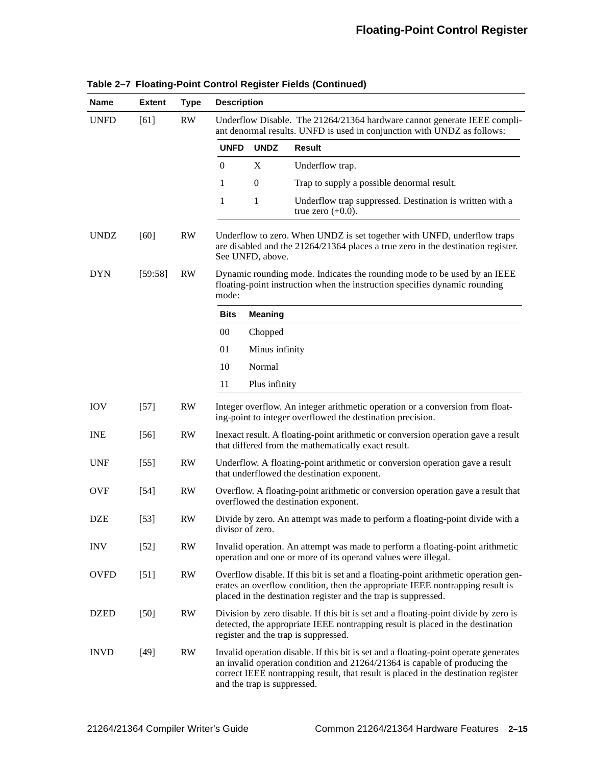**Table 2–7 Floating-Point Control Register Fields (Continued)**

| Name | Extent | Type | Description |
|---|---|---|---|
| UNFD | [61] | RW | Underflow Disable. The 21264/21364 hardware cannot generate IEEE compliant denormal results. UNFD is used in conjunction with UNDZ as follows:<br><br>**UNFD / UNDZ / Result**<br>0 / X / Underflow trap.<br>1 / 0 / Trap to supply a possible denormal result.<br>1 / 1 / Underflow trap suppressed. Destination is written with a true zero (+0.0). |
| UNDZ | [60] | RW | Underflow to zero. When UNDZ is set together with UNFD, underflow traps are disabled and the 21264/21364 places a true zero in the destination register. See UNFD, above. |
| DYN | [59:58] | RW | Dynamic rounding mode. Indicates the rounding mode to be used by an IEEE floating-point instruction when the instruction specifies dynamic rounding mode:<br><br>**Bits / Meaning**<br>00 / Chopped<br>01 / Minus infinity<br>10 / Normal<br>11 / Plus infinity |
| IOV | [57] | RW | Integer overflow. An integer arithmetic operation or a conversion from floating-point to integer overflowed the destination precision. |
| INE | [56] | RW | Inexact result. A floating-point arithmetic or conversion operation gave a result that differed from the mathematically exact result. |
| UNF | [55] | RW | Underflow. A floating-point arithmetic or conversion operation gave a result that underflowed the destination exponent. |
| OVF | [54] | RW | Overflow. A floating-point arithmetic or conversion operation gave a result that overflowed the destination exponent. |
| DZE | [53] | RW | Divide by zero. An attempt was made to perform a floating-point divide with a divisor of zero. |
| INV | [52] | RW | Invalid operation. An attempt was made to perform a floating-point arithmetic operation and one or more of its operand values were illegal. |
| OVFD | [51] | RW | Overflow disable. If this bit is set and a floating-point arithmetic operation generates an overflow condition, then the appropriate IEEE nontrapping result is placed in the destination register and the trap is suppressed. |
| DZED | [50] | RW | Division by zero disable. If this bit is set and a floating-point divide by zero is detected, the appropriate IEEE nontrapping result is placed in the destination register and the trap is suppressed. |
| INVD | [49] | RW | Invalid operation disable. If this bit is set and a floating-point operate generates an invalid operation condition and 21264/21364 is capable of producing the correct IEEE nontrapping result, that result is placed in the destination register and the trap is suppressed. |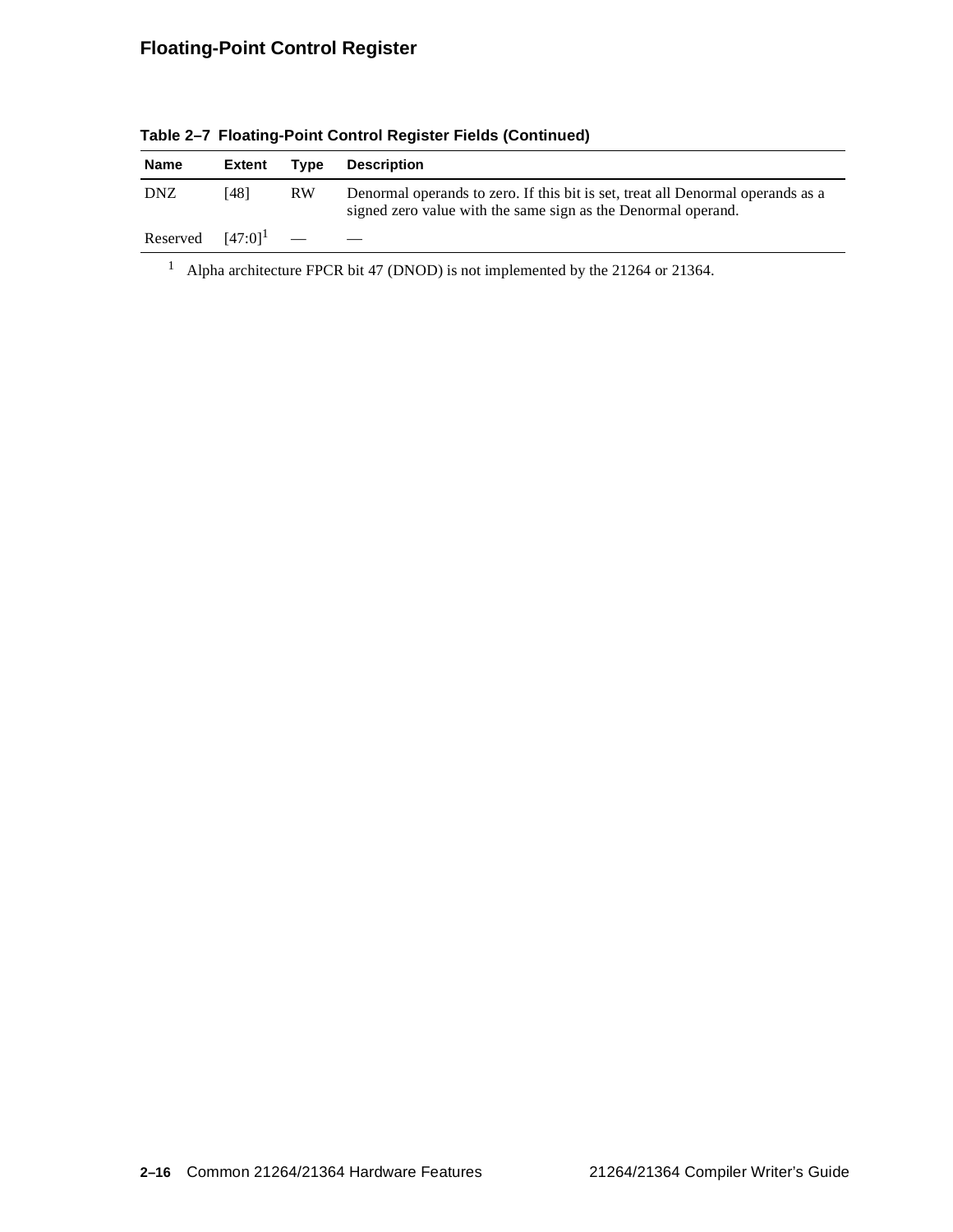**Table 2–7 Floating-Point Control Register Fields (Continued)**

| Name | Extent | Type | Description |
|---|---|---|---|
| DNZ | [48] | RW | Denormal operands to zero. If this bit is set, treat all Denormal operands as a signed zero value with the same sign as the Denormal operand. |
| Reserved | [47:0][1] | — | — |

[1] Alpha architecture FPCR bit 47 (DNOD) is not implemented by the 21264 or 21364.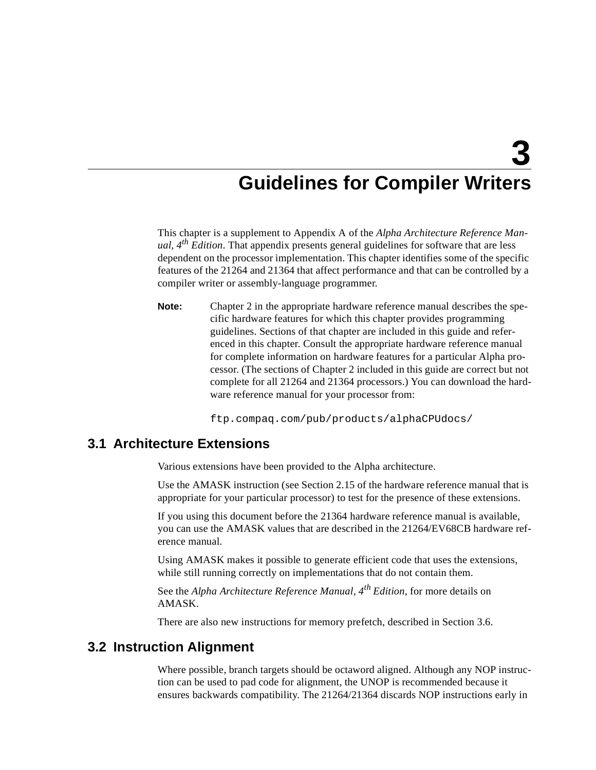# 3 Guidelines for Compiler Writers

This chapter is a supplement to Appendix A of the *Alpha Architecture Reference Manual, 4$^{th}$ Edition*. That appendix presents general guidelines for software that are less dependent on the processor implementation. This chapter identifies some of the specific features of the 21264 and 21364 that affect performance and that can be controlled by a compiler writer or assembly-language programmer.

**Note:** Chapter 2 in the appropriate hardware reference manual describes the specific hardware features for which this chapter provides programming guidelines. Sections of that chapter are included in this guide and referenced in this chapter. Consult the appropriate hardware reference manual for complete information on hardware features for a particular Alpha processor. (The sections of Chapter 2 included in this guide are correct but not complete for all 21264 and 21364 processors.) You can download the hardware reference manual for your processor from:

```
ftp.compaq.com/pub/products/alphaCPUdocs/
```

## 3.1 Architecture Extensions

Various extensions have been provided to the Alpha architecture.

Use the AMASK instruction (see Section 2.15 of the hardware reference manual that is appropriate for your particular processor) to test for the presence of these extensions.

If you using this document before the 21364 hardware reference manual is available, you can use the AMASK values that are described in the 21264/EV68CB hardware reference manual.

Using AMASK makes it possible to generate efficient code that uses the extensions, while still running correctly on implementations that do not contain them.

See the *Alpha Architecture Reference Manual, 4$^{th}$ Edition*, for more details on AMASK.

There are also new instructions for memory prefetch, described in Section 3.6.

## 3.2 Instruction Alignment

Where possible, branch targets should be octaword aligned. Although any NOP instruction can be used to pad code for alignment, the UNOP is recommended because it ensures backwards compatibility. The 21264/21364 discards NOP instructions early in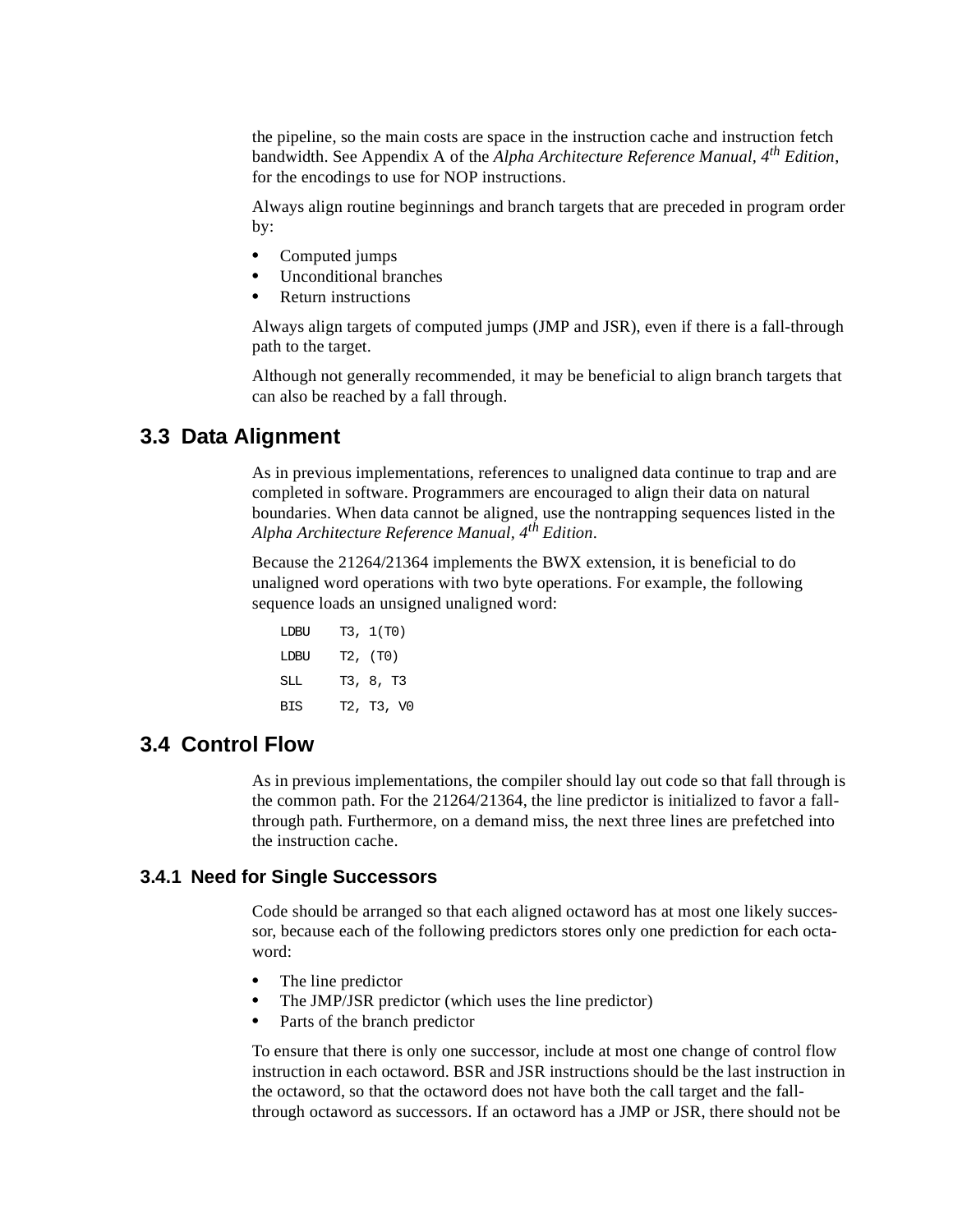the pipeline, so the main costs are space in the instruction cache and instruction fetch bandwidth. See Appendix A of the *Alpha Architecture Reference Manual, 4th Edition*, for the encodings to use for NOP instructions.

Always align routine beginnings and branch targets that are preceded in program order by:

- Computed jumps
- Unconditional branches
- Return instructions

Always align targets of computed jumps (JMP and JSR), even if there is a fall-through path to the target.

Although not generally recommended, it may be beneficial to align branch targets that can also be reached by a fall through.

## 3.3 Data Alignment

As in previous implementations, references to unaligned data continue to trap and are completed in software. Programmers are encouraged to align their data on natural boundaries. When data cannot be aligned, use the nontrapping sequences listed in the *Alpha Architecture Reference Manual, 4th Edition*.

Because the 21264/21364 implements the BWX extension, it is beneficial to do unaligned word operations with two byte operations. For example, the following sequence loads an unsigned unaligned word:

```
LDBU    T3, 1(T0)
LDBU    T2, (T0)
SLL     T3, 8, T3
BIS     T2, T3, V0
```

## 3.4 Control Flow

As in previous implementations, the compiler should lay out code so that fall through is the common path. For the 21264/21364, the line predictor is initialized to favor a fall-through path. Furthermore, on a demand miss, the next three lines are prefetched into the instruction cache.

### 3.4.1 Need for Single Successors

Code should be arranged so that each aligned octaword has at most one likely successor, because each of the following predictors stores only one prediction for each octaword:

- The line predictor
- The JMP/JSR predictor (which uses the line predictor)
- Parts of the branch predictor

To ensure that there is only one successor, include at most one change of control flow instruction in each octaword. BSR and JSR instructions should be the last instruction in the octaword, so that the octaword does not have both the call target and the fall-through octaword as successors. If an octaword has a JMP or JSR, there should not be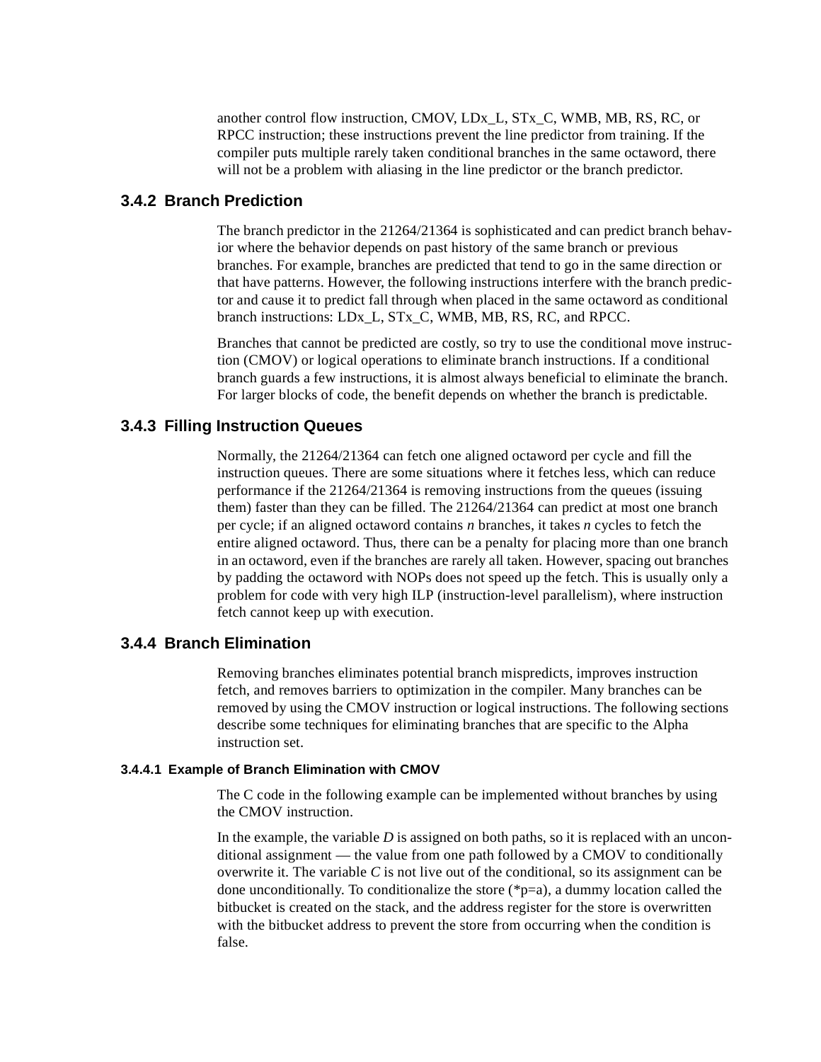another control flow instruction, CMOV, LDx_L, STx_C, WMB, MB, RS, RC, or RPCC instruction; these instructions prevent the line predictor from training. If the compiler puts multiple rarely taken conditional branches in the same octaword, there will not be a problem with aliasing in the line predictor or the branch predictor.

### 3.4.2 Branch Prediction

The branch predictor in the 21264/21364 is sophisticated and can predict branch behavior where the behavior depends on past history of the same branch or previous branches. For example, branches are predicted that tend to go in the same direction or that have patterns. However, the following instructions interfere with the branch predictor and cause it to predict fall through when placed in the same octaword as conditional branch instructions: LDx_L, STx_C, WMB, MB, RS, RC, and RPCC.

Branches that cannot be predicted are costly, so try to use the conditional move instruction (CMOV) or logical operations to eliminate branch instructions. If a conditional branch guards a few instructions, it is almost always beneficial to eliminate the branch. For larger blocks of code, the benefit depends on whether the branch is predictable.

### 3.4.3 Filling Instruction Queues

Normally, the 21264/21364 can fetch one aligned octaword per cycle and fill the instruction queues. There are some situations where it fetches less, which can reduce performance if the 21264/21364 is removing instructions from the queues (issuing them) faster than they can be filled. The 21264/21364 can predict at most one branch per cycle; if an aligned octaword contains *n* branches, it takes *n* cycles to fetch the entire aligned octaword. Thus, there can be a penalty for placing more than one branch in an octaword, even if the branches are rarely all taken. However, spacing out branches by padding the octaword with NOPs does not speed up the fetch. This is usually only a problem for code with very high ILP (instruction-level parallelism), where instruction fetch cannot keep up with execution.

### 3.4.4 Branch Elimination

Removing branches eliminates potential branch mispredicts, improves instruction fetch, and removes barriers to optimization in the compiler. Many branches can be removed by using the CMOV instruction or logical instructions. The following sections describe some techniques for eliminating branches that are specific to the Alpha instruction set.

#### 3.4.4.1 Example of Branch Elimination with CMOV

The C code in the following example can be implemented without branches by using the CMOV instruction.

In the example, the variable *D* is assigned on both paths, so it is replaced with an unconditional assignment — the value from one path followed by a CMOV to conditionally overwrite it. The variable *C* is not live out of the conditional, so its assignment can be done unconditionally. To conditionalize the store (*p=a), a dummy location called the bitbucket is created on the stack, and the address register for the store is overwritten with the bitbucket address to prevent the store from occurring when the condition is false.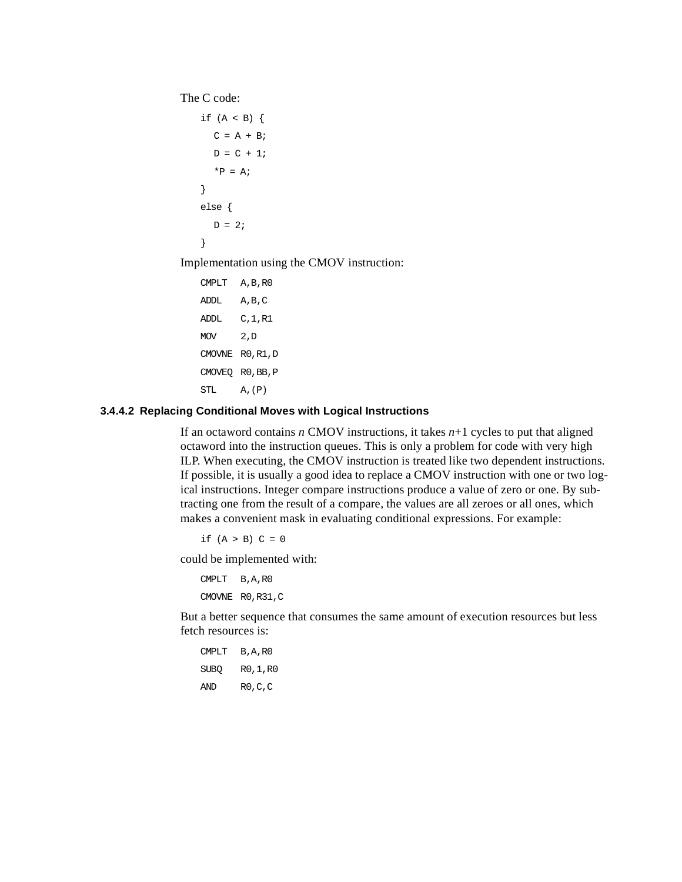The C code:

```
if (A < B) {
   C = A + B;
   D = C + 1;
   *P = A;
}
else {
   D = 2;
}
```

Implementation using the CMOV instruction:

```
CMPLT   A,B,R0
ADDL    A,B,C
ADDL    C,1,R1
MOV     2,D
CMOVNE  R0,R1,D
CMOVEQ  R0,BB,P
STL     A,(P)
```

#### 3.4.4.2 Replacing Conditional Moves with Logical Instructions

If an octaword contains *n* CMOV instructions, it takes *n*+1 cycles to put that aligned octaword into the instruction queues. This is only a problem for code with very high ILP. When executing, the CMOV instruction is treated like two dependent instructions. If possible, it is usually a good idea to replace a CMOV instruction with one or two logical instructions. Integer compare instructions produce a value of zero or one. By subtracting one from the result of a compare, the values are all zeroes or all ones, which makes a convenient mask in evaluating conditional expressions. For example:

```
if (A > B) C = 0
```

could be implemented with:

```
CMPLT   B,A,R0
CMOVNE  R0,R31,C
```

But a better sequence that consumes the same amount of execution resources but less fetch resources is:

```
CMPLT   B,A,R0
SUBQ    R0,1,R0
AND     R0,C,C
```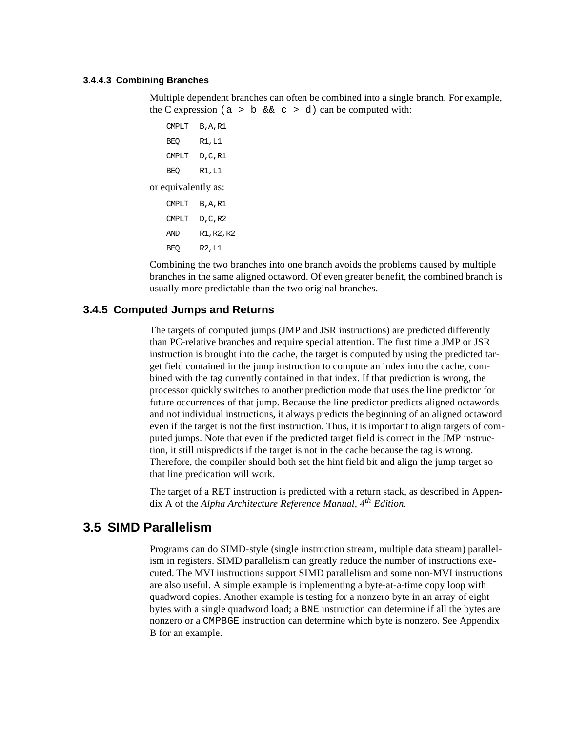#### 3.4.4.3 Combining Branches

Multiple dependent branches can often be combined into a single branch. For example, the C expression `(a > b && c > d)` can be computed with:

```
CMPLT   B,A,R1
BEQ     R1,L1
CMPLT   D,C,R1
BEQ     R1,L1
```

or equivalently as:

```
CMPLT   B,A,R1
CMPLT   D,C,R2
AND     R1,R2,R2
BEQ     R2,L1
```

Combining the two branches into one branch avoids the problems caused by multiple branches in the same aligned octaword. Of even greater benefit, the combined branch is usually more predictable than the two original branches.

### 3.4.5 Computed Jumps and Returns

The targets of computed jumps (JMP and JSR instructions) are predicted differently than PC-relative branches and require special attention. The first time a JMP or JSR instruction is brought into the cache, the target is computed by using the predicted target field contained in the jump instruction to compute an index into the cache, combined with the tag currently contained in that index. If that prediction is wrong, the processor quickly switches to another prediction mode that uses the line predictor for future occurrences of that jump. Because the line predictor predicts aligned octawords and not individual instructions, it always predicts the beginning of an aligned octaword even if the target is not the first instruction. Thus, it is important to align targets of computed jumps. Note that even if the predicted target field is correct in the JMP instruction, it still mispredicts if the target is not in the cache because the tag is wrong. Therefore, the compiler should both set the hint field bit and align the jump target so that line predication will work.

The target of a RET instruction is predicted with a return stack, as described in Appendix A of the *Alpha Architecture Reference Manual, 4th Edition*.

## 3.5 SIMD Parallelism

Programs can do SIMD-style (single instruction stream, multiple data stream) parallelism in registers. SIMD parallelism can greatly reduce the number of instructions executed. The MVI instructions support SIMD parallelism and some non-MVI instructions are also useful. A simple example is implementing a byte-at-a-time copy loop with quadword copies. Another example is testing for a nonzero byte in an array of eight bytes with a single quadword load; a `BNE` instruction can determine if all the bytes are nonzero or a `CMPBGE` instruction can determine which byte is nonzero. See Appendix B for an example.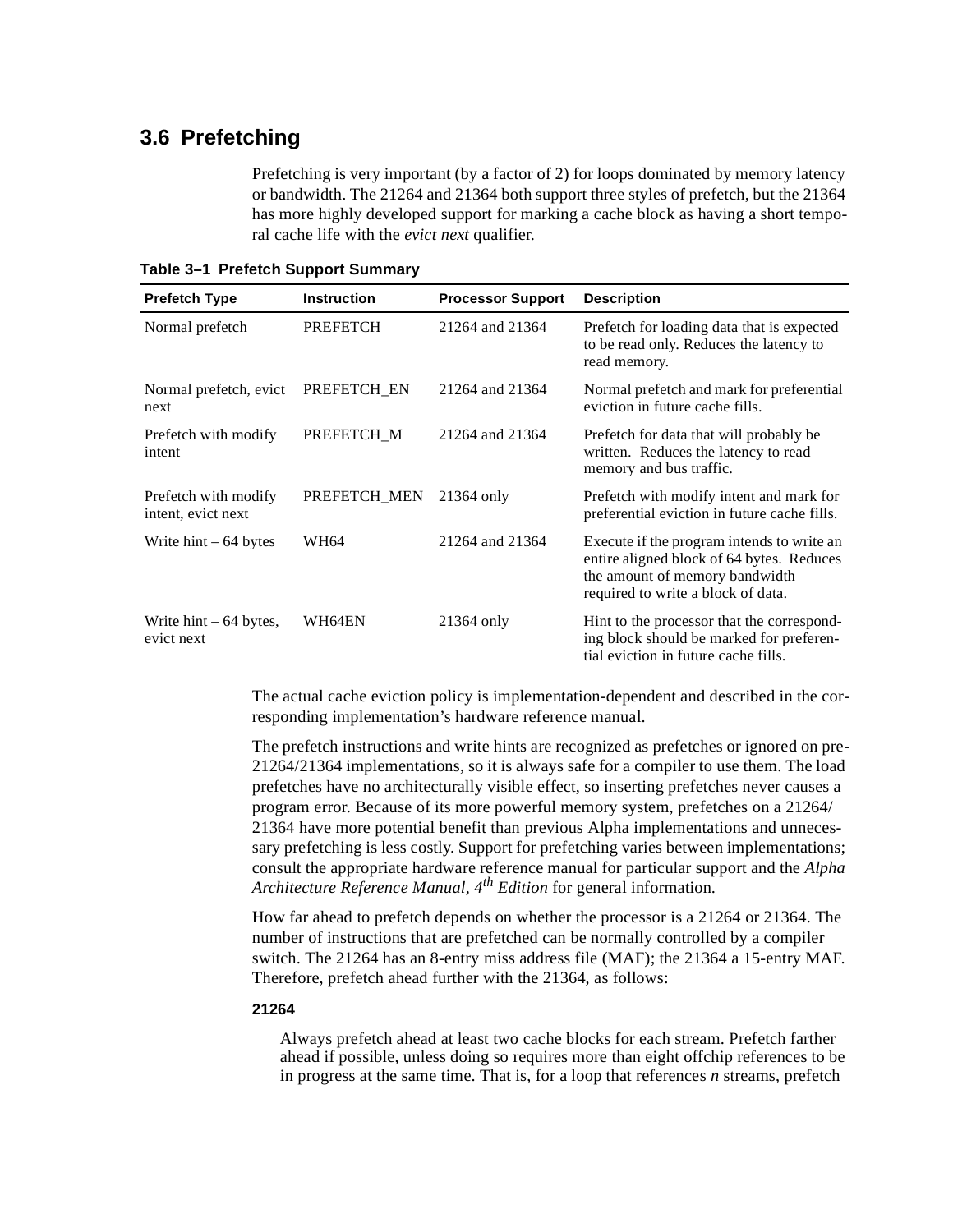## 3.6 Prefetching

Prefetching is very important (by a factor of 2) for loops dominated by memory latency or bandwidth. The 21264 and 21364 both support three styles of prefetch, but the 21364 has more highly developed support for marking a cache block as having a short temporal cache life with the *evict next* qualifier.

**Table 3–1 Prefetch Support Summary**

| Prefetch Type | Instruction | Processor Support | Description |
|---|---|---|---|
| Normal prefetch | PREFETCH | 21264 and 21364 | Prefetch for loading data that is expected to be read only. Reduces the latency to read memory. |
| Normal prefetch, evict next | PREFETCH_EN | 21264 and 21364 | Normal prefetch and mark for preferential eviction in future cache fills. |
| Prefetch with modify intent | PREFETCH_M | 21264 and 21364 | Prefetch for data that will probably be written. Reduces the latency to read memory and bus traffic. |
| Prefetch with modify intent, evict next | PREFETCH_MEN | 21364 only | Prefetch with modify intent and mark for preferential eviction in future cache fills. |
| Write hint – 64 bytes | WH64 | 21264 and 21364 | Execute if the program intends to write an entire aligned block of 64 bytes. Reduces the amount of memory bandwidth required to write a block of data. |
| Write hint – 64 bytes, evict next | WH64EN | 21364 only | Hint to the processor that the corresponding block should be marked for preferential eviction in future cache fills. |

The actual cache eviction policy is implementation-dependent and described in the corresponding implementation's hardware reference manual.

The prefetch instructions and write hints are recognized as prefetches or ignored on pre-21264/21364 implementations, so it is always safe for a compiler to use them. The load prefetches have no architecturally visible effect, so inserting prefetches never causes a program error. Because of its more powerful memory system, prefetches on a 21264/21364 have more potential benefit than previous Alpha implementations and unnecessary prefetching is less costly. Support for prefetching varies between implementations; consult the appropriate hardware reference manual for particular support and the *Alpha Architecture Reference Manual, 4$^{th}$ Edition* for general information.

How far ahead to prefetch depends on whether the processor is a 21264 or 21364. The number of instructions that are prefetched can be normally controlled by a compiler switch. The 21264 has an 8-entry miss address file (MAF); the 21364 a 15-entry MAF. Therefore, prefetch ahead further with the 21364, as follows:

**21264**

Always prefetch ahead at least two cache blocks for each stream. Prefetch farther ahead if possible, unless doing so requires more than eight offchip references to be in progress at the same time. That is, for a loop that references *n* streams, prefetch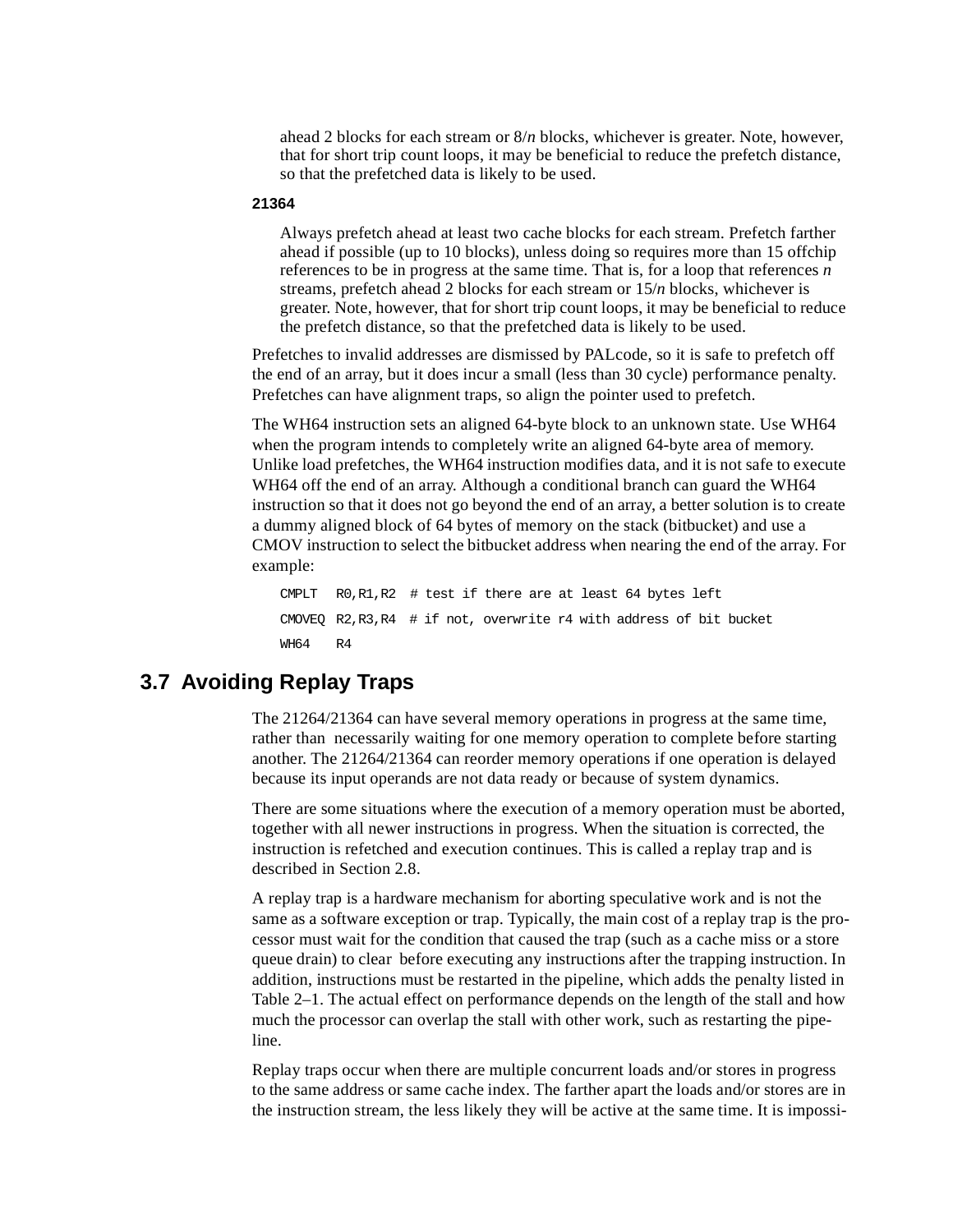ahead 2 blocks for each stream or 8/*n* blocks, whichever is greater. Note, however, that for short trip count loops, it may be beneficial to reduce the prefetch distance, so that the prefetched data is likely to be used.

**21364**

Always prefetch ahead at least two cache blocks for each stream. Prefetch farther ahead if possible (up to 10 blocks), unless doing so requires more than 15 offchip references to be in progress at the same time. That is, for a loop that references *n* streams, prefetch ahead 2 blocks for each stream or 15/*n* blocks, whichever is greater. Note, however, that for short trip count loops, it may be beneficial to reduce the prefetch distance, so that the prefetched data is likely to be used.

Prefetches to invalid addresses are dismissed by PALcode, so it is safe to prefetch off the end of an array, but it does incur a small (less than 30 cycle) performance penalty. Prefetches can have alignment traps, so align the pointer used to prefetch.

The WH64 instruction sets an aligned 64-byte block to an unknown state. Use WH64 when the program intends to completely write an aligned 64-byte area of memory. Unlike load prefetches, the WH64 instruction modifies data, and it is not safe to execute WH64 off the end of an array. Although a conditional branch can guard the WH64 instruction so that it does not go beyond the end of an array, a better solution is to create a dummy aligned block of 64 bytes of memory on the stack (bitbucket) and use a CMOV instruction to select the bitbucket address when nearing the end of the array. For example:

```
CMPLT   R0,R1,R2  # test if there are at least 64 bytes left
CMOVEQ  R2,R3,R4  # if not, overwrite r4 with address of bit bucket
WH64    R4
```

## 3.7 Avoiding Replay Traps

The 21264/21364 can have several memory operations in progress at the same time, rather than necessarily waiting for one memory operation to complete before starting another. The 21264/21364 can reorder memory operations if one operation is delayed because its input operands are not data ready or because of system dynamics.

There are some situations where the execution of a memory operation must be aborted, together with all newer instructions in progress. When the situation is corrected, the instruction is refetched and execution continues. This is called a replay trap and is described in Section 2.8.

A replay trap is a hardware mechanism for aborting speculative work and is not the same as a software exception or trap. Typically, the main cost of a replay trap is the processor must wait for the condition that caused the trap (such as a cache miss or a store queue drain) to clear before executing any instructions after the trapping instruction. In addition, instructions must be restarted in the pipeline, which adds the penalty listed in Table 2–1. The actual effect on performance depends on the length of the stall and how much the processor can overlap the stall with other work, such as restarting the pipeline.

Replay traps occur when there are multiple concurrent loads and/or stores in progress to the same address or same cache index. The farther apart the loads and/or stores are in the instruction stream, the less likely they will be active at the same time. It is impossi-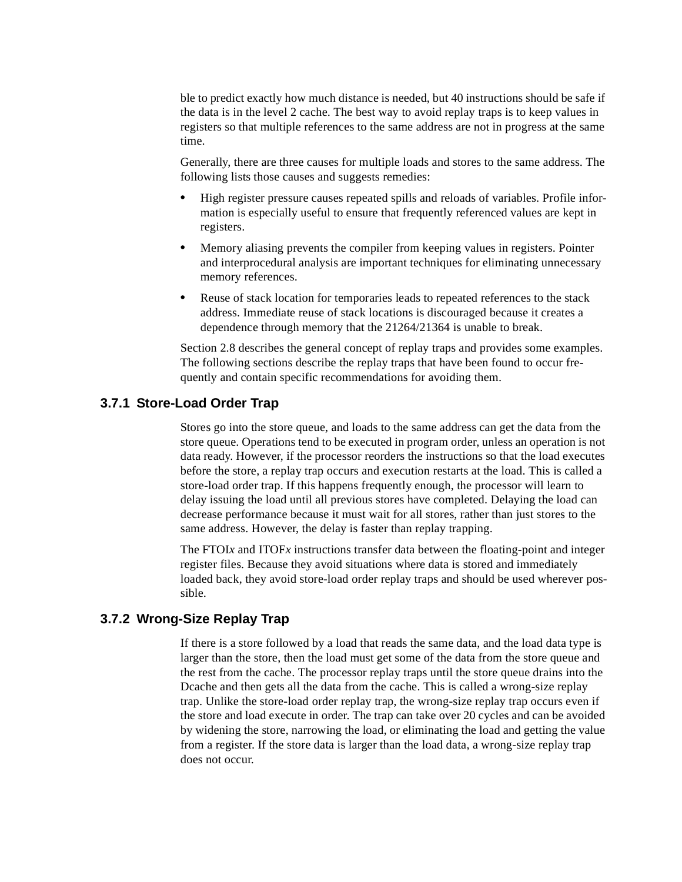ble to predict exactly how much distance is needed, but 40 instructions should be safe if the data is in the level 2 cache. The best way to avoid replay traps is to keep values in registers so that multiple references to the same address are not in progress at the same time.

Generally, there are three causes for multiple loads and stores to the same address. The following lists those causes and suggests remedies:

- High register pressure causes repeated spills and reloads of variables. Profile information is especially useful to ensure that frequently referenced values are kept in registers.
- Memory aliasing prevents the compiler from keeping values in registers. Pointer and interprocedural analysis are important techniques for eliminating unnecessary memory references.
- Reuse of stack location for temporaries leads to repeated references to the stack address. Immediate reuse of stack locations is discouraged because it creates a dependence through memory that the 21264/21364 is unable to break.

Section 2.8 describes the general concept of replay traps and provides some examples. The following sections describe the replay traps that have been found to occur frequently and contain specific recommendations for avoiding them.

### 3.7.1 Store-Load Order Trap

Stores go into the store queue, and loads to the same address can get the data from the store queue. Operations tend to be executed in program order, unless an operation is not data ready. However, if the processor reorders the instructions so that the load executes before the store, a replay trap occurs and execution restarts at the load. This is called a store-load order trap. If this happens frequently enough, the processor will learn to delay issuing the load until all previous stores have completed. Delaying the load can decrease performance because it must wait for all stores, rather than just stores to the same address. However, the delay is faster than replay trapping.

The FTOI*x* and ITOF*x* instructions transfer data between the floating-point and integer register files. Because they avoid situations where data is stored and immediately loaded back, they avoid store-load order replay traps and should be used wherever possible.

### 3.7.2 Wrong-Size Replay Trap

If there is a store followed by a load that reads the same data, and the load data type is larger than the store, then the load must get some of the data from the store queue and the rest from the cache. The processor replay traps until the store queue drains into the Dcache and then gets all the data from the cache. This is called a wrong-size replay trap. Unlike the store-load order replay trap, the wrong-size replay trap occurs even if the store and load execute in order. The trap can take over 20 cycles and can be avoided by widening the store, narrowing the load, or eliminating the load and getting the value from a register. If the store data is larger than the load data, a wrong-size replay trap does not occur.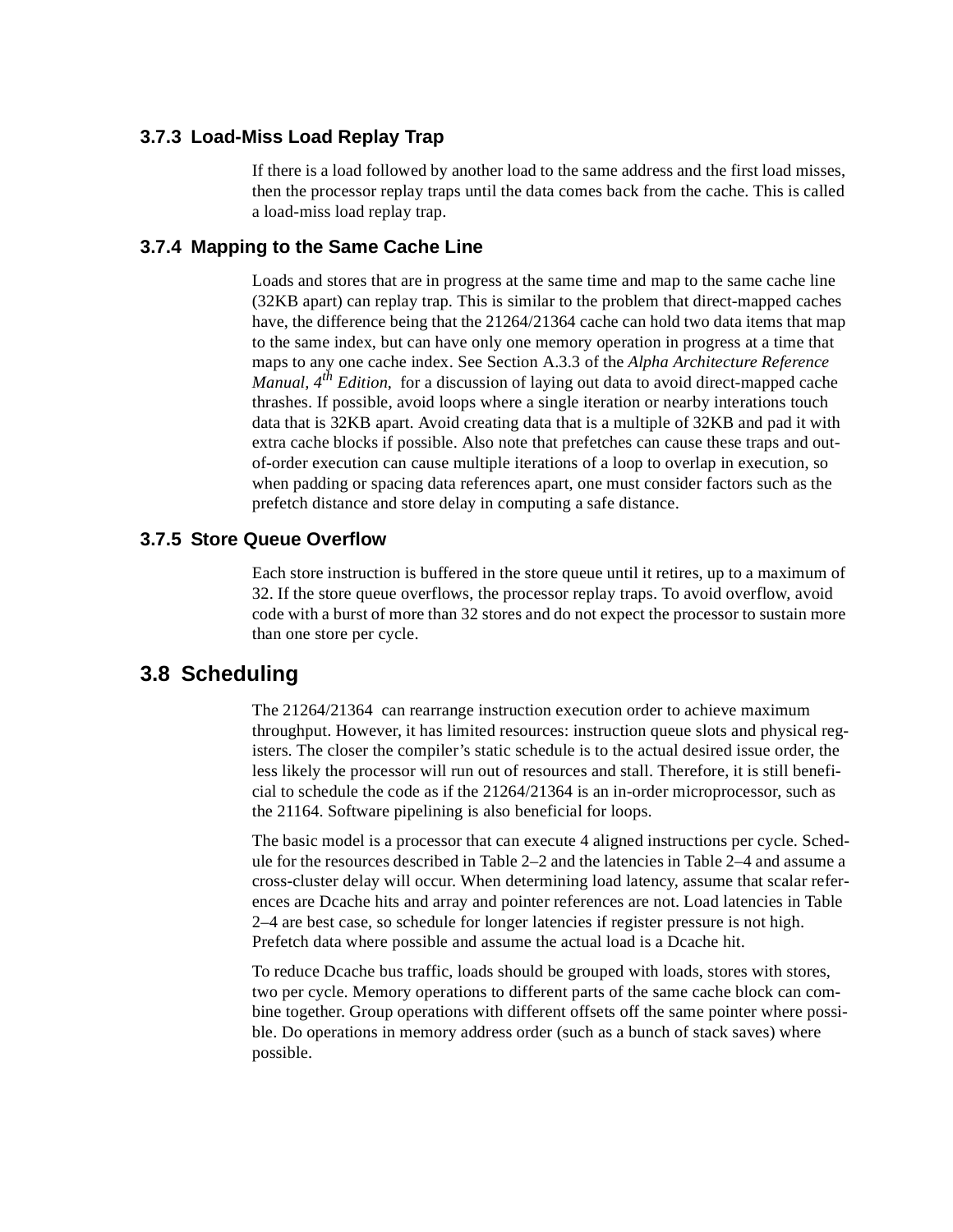### 3.7.3 Load-Miss Load Replay Trap

If there is a load followed by another load to the same address and the first load misses, then the processor replay traps until the data comes back from the cache. This is called a load-miss load replay trap.

### 3.7.4 Mapping to the Same Cache Line

Loads and stores that are in progress at the same time and map to the same cache line (32KB apart) can replay trap. This is similar to the problem that direct-mapped caches have, the difference being that the 21264/21364 cache can hold two data items that map to the same index, but can have only one memory operation in progress at a time that maps to any one cache index. See Section A.3.3 of the *Alpha Architecture Reference Manual, 4th Edition*, for a discussion of laying out data to avoid direct-mapped cache thrashes. If possible, avoid loops where a single iteration or nearby interations touch data that is 32KB apart. Avoid creating data that is a multiple of 32KB and pad it with extra cache blocks if possible. Also note that prefetches can cause these traps and out-of-order execution can cause multiple iterations of a loop to overlap in execution, so when padding or spacing data references apart, one must consider factors such as the prefetch distance and store delay in computing a safe distance.

### 3.7.5 Store Queue Overflow

Each store instruction is buffered in the store queue until it retires, up to a maximum of 32. If the store queue overflows, the processor replay traps. To avoid overflow, avoid code with a burst of more than 32 stores and do not expect the processor to sustain more than one store per cycle.

## 3.8 Scheduling

The 21264/21364 can rearrange instruction execution order to achieve maximum throughput. However, it has limited resources: instruction queue slots and physical registers. The closer the compiler's static schedule is to the actual desired issue order, the less likely the processor will run out of resources and stall. Therefore, it is still beneficial to schedule the code as if the 21264/21364 is an in-order microprocessor, such as the 21164. Software pipelining is also beneficial for loops.

The basic model is a processor that can execute 4 aligned instructions per cycle. Schedule for the resources described in Table 2–2 and the latencies in Table 2–4 and assume a cross-cluster delay will occur. When determining load latency, assume that scalar references are Dcache hits and array and pointer references are not. Load latencies in Table 2–4 are best case, so schedule for longer latencies if register pressure is not high. Prefetch data where possible and assume the actual load is a Dcache hit.

To reduce Dcache bus traffic, loads should be grouped with loads, stores with stores, two per cycle. Memory operations to different parts of the same cache block can combine together. Group operations with different offsets off the same pointer where possible. Do operations in memory address order (such as a bunch of stack saves) where possible.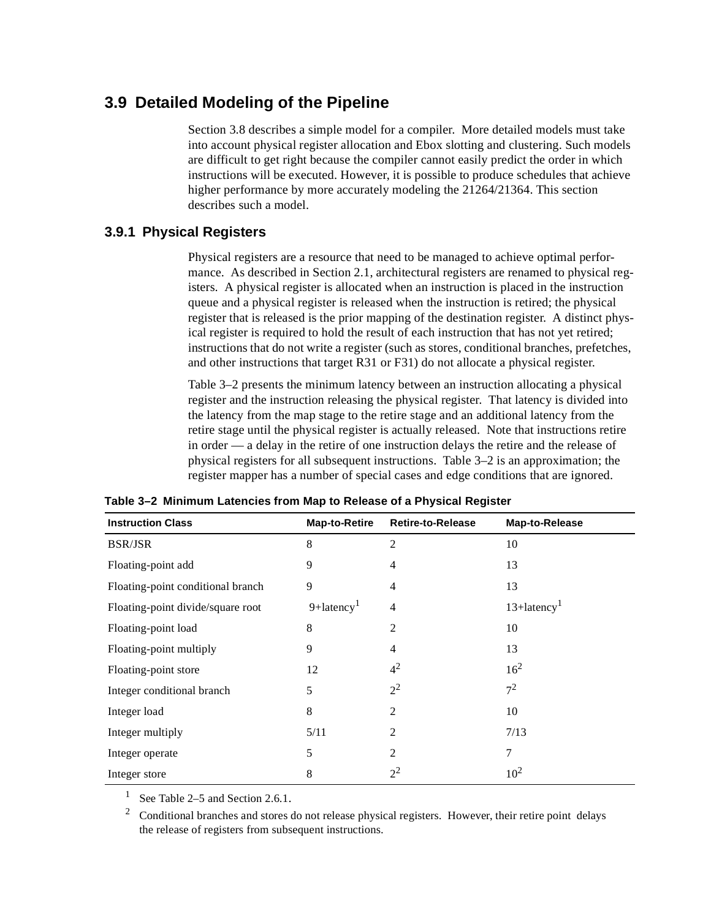## 3.9 Detailed Modeling of the Pipeline

Section 3.8 describes a simple model for a compiler. More detailed models must take into account physical register allocation and Ebox slotting and clustering. Such models are difficult to get right because the compiler cannot easily predict the order in which instructions will be executed. However, it is possible to produce schedules that achieve higher performance by more accurately modeling the 21264/21364. This section describes such a model.

### 3.9.1 Physical Registers

Physical registers are a resource that need to be managed to achieve optimal performance. As described in Section 2.1, architectural registers are renamed to physical registers. A physical register is allocated when an instruction is placed in the instruction queue and a physical register is released when the instruction is retired; the physical register that is released is the prior mapping of the destination register. A distinct physical register is required to hold the result of each instruction that has not yet retired; instructions that do not write a register (such as stores, conditional branches, prefetches, and other instructions that target R31 or F31) do not allocate a physical register.

Table 3–2 presents the minimum latency between an instruction allocating a physical register and the instruction releasing the physical register. That latency is divided into the latency from the map stage to the retire stage and an additional latency from the retire stage until the physical register is actually released. Note that instructions retire in order — a delay in the retire of one instruction delays the retire and the release of physical registers for all subsequent instructions. Table 3–2 is an approximation; the register mapper has a number of special cases and edge conditions that are ignored.

**Table 3–2 Minimum Latencies from Map to Release of a Physical Register**

| Instruction Class | Map-to-Retire | Retire-to-Release | Map-to-Release |
|---|---|---|---|
| BSR/JSR | 8 | 2 | 10 |
| Floating-point add | 9 | 4 | 13 |
| Floating-point conditional branch | 9 | 4 | 13 |
| Floating-point divide/square root | 9+latency[1] | 4 | 13+latency[1] |
| Floating-point load | 8 | 2 | 10 |
| Floating-point multiply | 9 | 4 | 13 |
| Floating-point store | 12 | 4[2] | 16[2] |
| Integer conditional branch | 5 | 2[2] | 7[2] |
| Integer load | 8 | 2 | 10 |
| Integer multiply | 5/11 | 2 | 7/13 |
| Integer operate | 5 | 2 | 7 |
| Integer store | 8 | 2[2] | 10[2] |

[1] See Table 2–5 and Section 2.6.1.

[2] Conditional branches and stores do not release physical registers. However, their retire point delays the release of registers from subsequent instructions.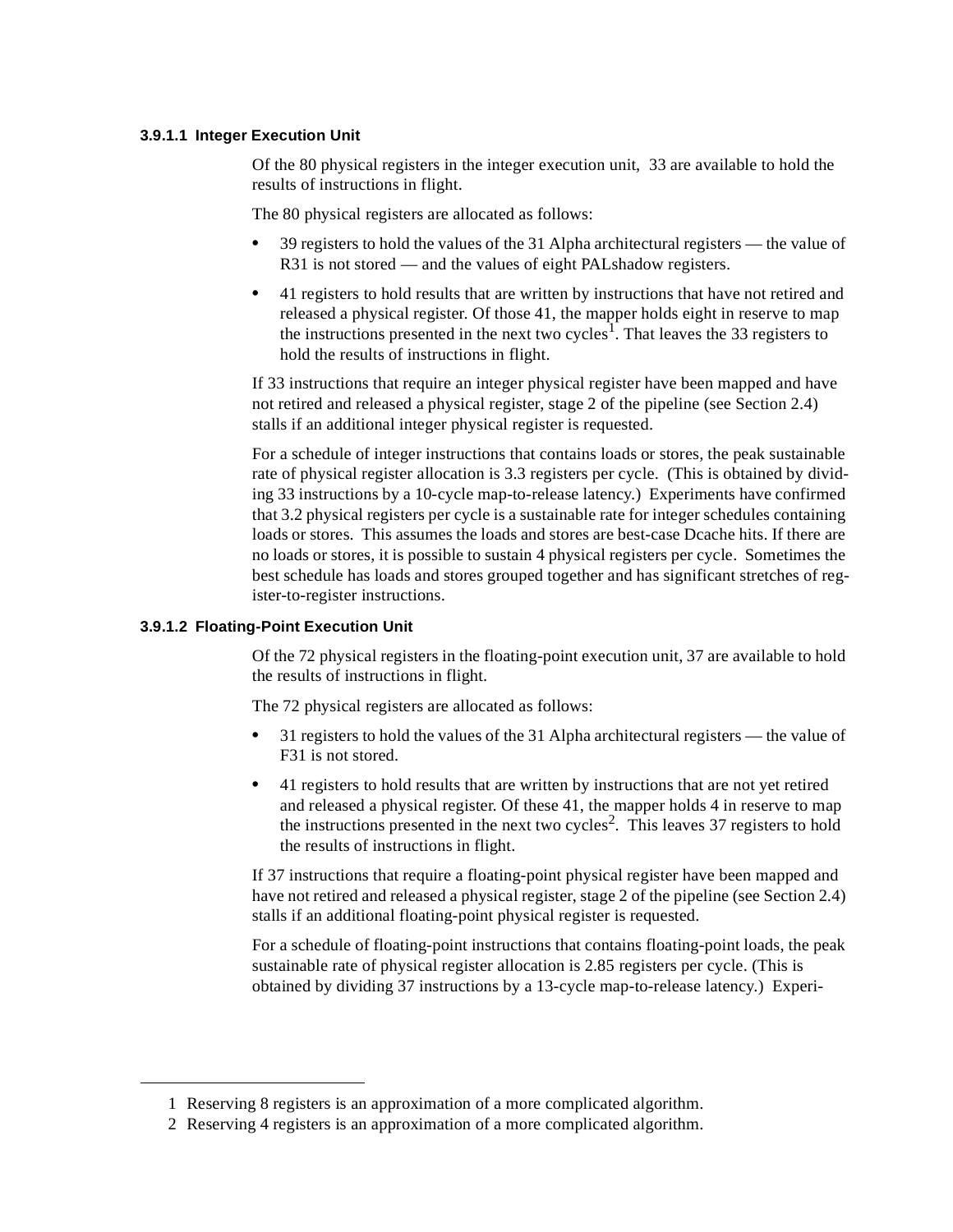#### 3.9.1.1 Integer Execution Unit

Of the 80 physical registers in the integer execution unit, 33 are available to hold the results of instructions in flight.

The 80 physical registers are allocated as follows:

- 39 registers to hold the values of the 31 Alpha architectural registers — the value of R31 is not stored — and the values of eight PALshadow registers.
- 41 registers to hold results that are written by instructions that have not retired and released a physical register. Of those 41, the mapper holds eight in reserve to map the instructions presented in the next two cycles[1]. That leaves the 33 registers to hold the results of instructions in flight.

If 33 instructions that require an integer physical register have been mapped and have not retired and released a physical register, stage 2 of the pipeline (see Section 2.4) stalls if an additional integer physical register is requested.

For a schedule of integer instructions that contains loads or stores, the peak sustainable rate of physical register allocation is 3.3 registers per cycle. (This is obtained by dividing 33 instructions by a 10-cycle map-to-release latency.) Experiments have confirmed that 3.2 physical registers per cycle is a sustainable rate for integer schedules containing loads or stores. This assumes the loads and stores are best-case Dcache hits. If there are no loads or stores, it is possible to sustain 4 physical registers per cycle. Sometimes the best schedule has loads and stores grouped together and has significant stretches of register-to-register instructions.

#### 3.9.1.2 Floating-Point Execution Unit

Of the 72 physical registers in the floating-point execution unit, 37 are available to hold the results of instructions in flight.

The 72 physical registers are allocated as follows:

- 31 registers to hold the values of the 31 Alpha architectural registers — the value of F31 is not stored.
- 41 registers to hold results that are written by instructions that are not yet retired and released a physical register. Of these 41, the mapper holds 4 in reserve to map the instructions presented in the next two cycles[2]. This leaves 37 registers to hold the results of instructions in flight.

If 37 instructions that require a floating-point physical register have been mapped and have not retired and released a physical register, stage 2 of the pipeline (see Section 2.4) stalls if an additional floating-point physical register is requested.

For a schedule of floating-point instructions that contains floating-point loads, the peak sustainable rate of physical register allocation is 2.85 registers per cycle. (This is obtained by dividing 37 instructions by a 13-cycle map-to-release latency.) Experi-

---

1 Reserving 8 registers is an approximation of a more complicated algorithm.

2 Reserving 4 registers is an approximation of a more complicated algorithm.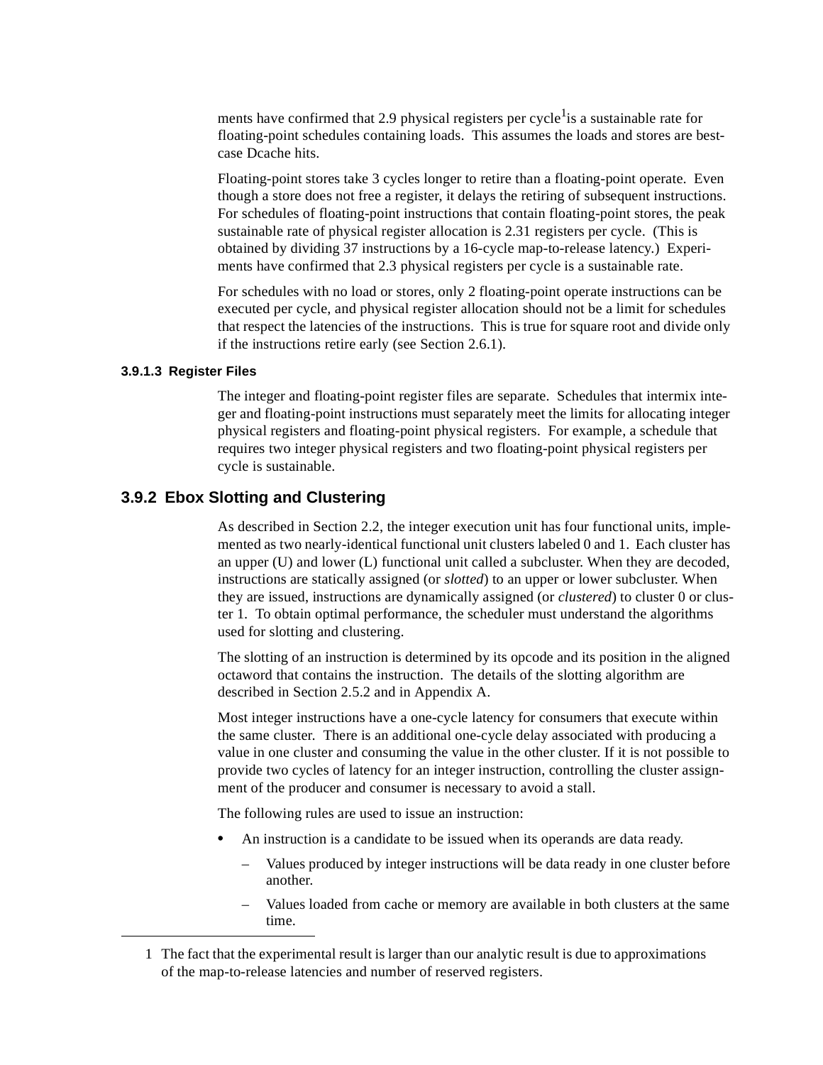ments have confirmed that 2.9 physical registers per cycle[1] is a sustainable rate for floating-point schedules containing loads. This assumes the loads and stores are best-case Dcache hits.

Floating-point stores take 3 cycles longer to retire than a floating-point operate. Even though a store does not free a register, it delays the retiring of subsequent instructions. For schedules of floating-point instructions that contain floating-point stores, the peak sustainable rate of physical register allocation is 2.31 registers per cycle. (This is obtained by dividing 37 instructions by a 16-cycle map-to-release latency.) Experiments have confirmed that 2.3 physical registers per cycle is a sustainable rate.

For schedules with no load or stores, only 2 floating-point operate instructions can be executed per cycle, and physical register allocation should not be a limit for schedules that respect the latencies of the instructions. This is true for square root and divide only if the instructions retire early (see Section 2.6.1).

#### 3.9.1.3 Register Files

The integer and floating-point register files are separate. Schedules that intermix integer and floating-point instructions must separately meet the limits for allocating integer physical registers and floating-point physical registers. For example, a schedule that requires two integer physical registers and two floating-point physical registers per cycle is sustainable.

### 3.9.2 Ebox Slotting and Clustering

As described in Section 2.2, the integer execution unit has four functional units, implemented as two nearly-identical functional unit clusters labeled 0 and 1. Each cluster has an upper (U) and lower (L) functional unit called a subcluster. When they are decoded, instructions are statically assigned (or *slotted*) to an upper or lower subcluster. When they are issued, instructions are dynamically assigned (or *clustered*) to cluster 0 or cluster 1. To obtain optimal performance, the scheduler must understand the algorithms used for slotting and clustering.

The slotting of an instruction is determined by its opcode and its position in the aligned octaword that contains the instruction. The details of the slotting algorithm are described in Section 2.5.2 and in Appendix A.

Most integer instructions have a one-cycle latency for consumers that execute within the same cluster. There is an additional one-cycle delay associated with producing a value in one cluster and consuming the value in the other cluster. If it is not possible to provide two cycles of latency for an integer instruction, controlling the cluster assignment of the producer and consumer is necessary to avoid a stall.

The following rules are used to issue an instruction:

- An instruction is a candidate to be issued when its operands are data ready.
  - Values produced by integer instructions will be data ready in one cluster before another.
  - Values loaded from cache or memory are available in both clusters at the same time.

---

1 The fact that the experimental result is larger than our analytic result is due to approximations of the map-to-release latencies and number of reserved registers.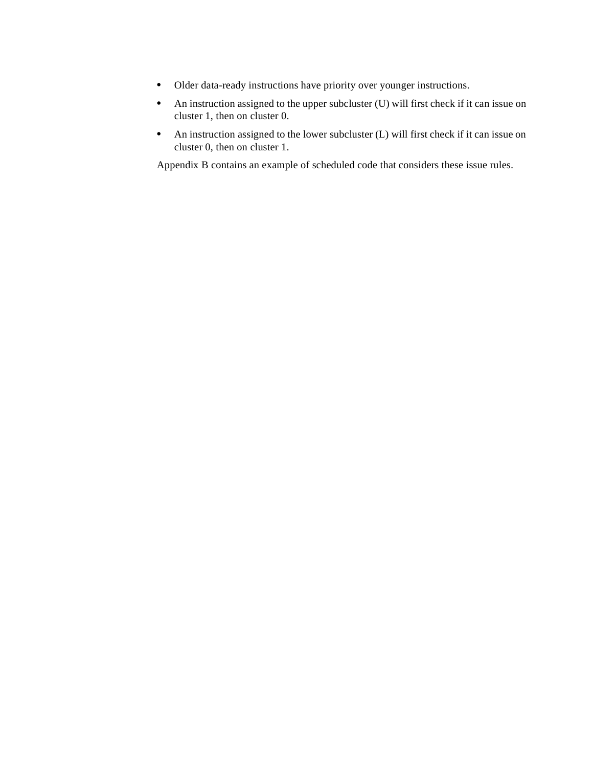- Older data-ready instructions have priority over younger instructions.
- An instruction assigned to the upper subcluster (U) will first check if it can issue on cluster 1, then on cluster 0.
- An instruction assigned to the lower subcluster (L) will first check if it can issue on cluster 0, then on cluster 1.

Appendix B contains an example of scheduled code that considers these issue rules.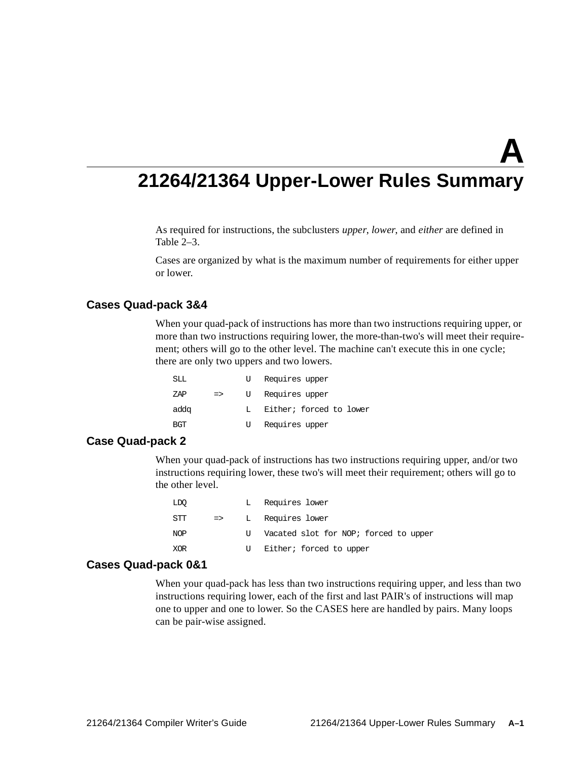# A

# 21264/21364 Upper-Lower Rules Summary

As required for instructions, the subclusters *upper*, *lower*, and *either* are defined in Table 2–3.

Cases are organized by what is the maximum number of requirements for either upper or lower.

## Cases Quad-pack 3&4

When your quad-pack of instructions has more than two instructions requiring upper, or more than two instructions requiring lower, the more-than-two's will meet their requirement; others will go to the other level. The machine can't execute this in one cycle; there are only two uppers and two lowers.

```
SLL         U   Requires upper
ZAP    =>   U   Requires upper
addq        L   Either; forced to lower
BGT         U   Requires upper
```

## Case Quad-pack 2

When your quad-pack of instructions has two instructions requiring upper, and/or two instructions requiring lower, these two's will meet their requirement; others will go to the other level.

```
LDQ         L   Requires lower
STT    =>   L   Requires lower
NOP         U   Vacated slot for NOP; forced to upper
XOR         U   Either; forced to upper
```

## Cases Quad-pack 0&1

When your quad-pack has less than two instructions requiring upper, and less than two instructions requiring lower, each of the first and last PAIR's of instructions will map one to upper and one to lower. So the CASES here are handled by pairs. Many loops can be pair-wise assigned.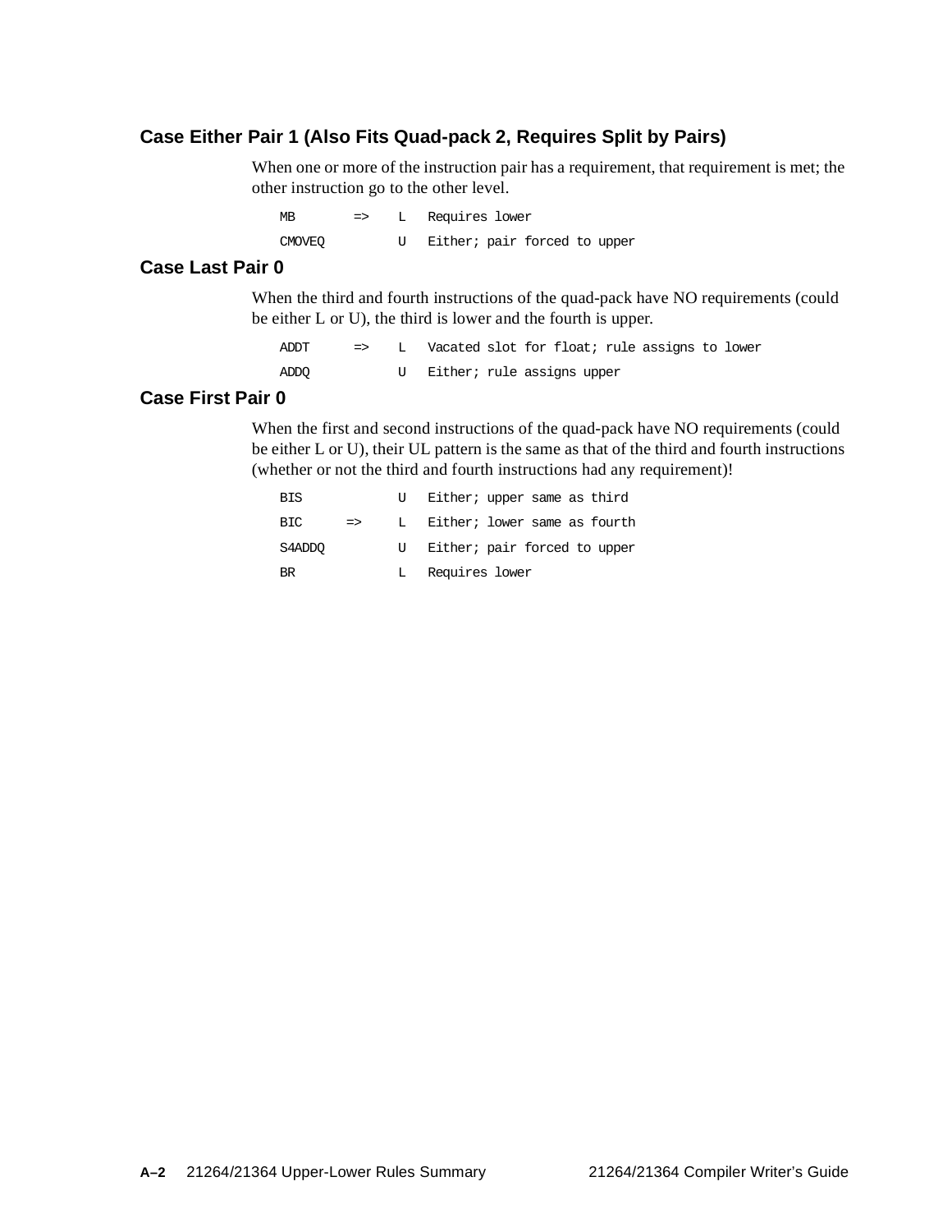### Case Either Pair 1 (Also Fits Quad-pack 2, Requires Split by Pairs)

When one or more of the instruction pair has a requirement, that requirement is met; the other instruction go to the other level.

```
MB        =>   L   Requires lower
CMOVEQ         U   Either; pair forced to upper
```

### Case Last Pair 0

When the third and fourth instructions of the quad-pack have NO requirements (could be either L or U), the third is lower and the fourth is upper.

```
ADDT      =>   L   Vacated slot for float; rule assigns to lower
ADDQ           U   Either; rule assigns upper
```

### Case First Pair 0

When the first and second instructions of the quad-pack have NO requirements (could be either L or U), their UL pattern is the same as that of the third and fourth instructions (whether or not the third and fourth instructions had any requirement)!

```
BIS            U   Either; upper same as third
BIC       =>   L   Either; lower same as fourth
S4ADDQ         U   Either; pair forced to upper
BR             L   Requires lower
```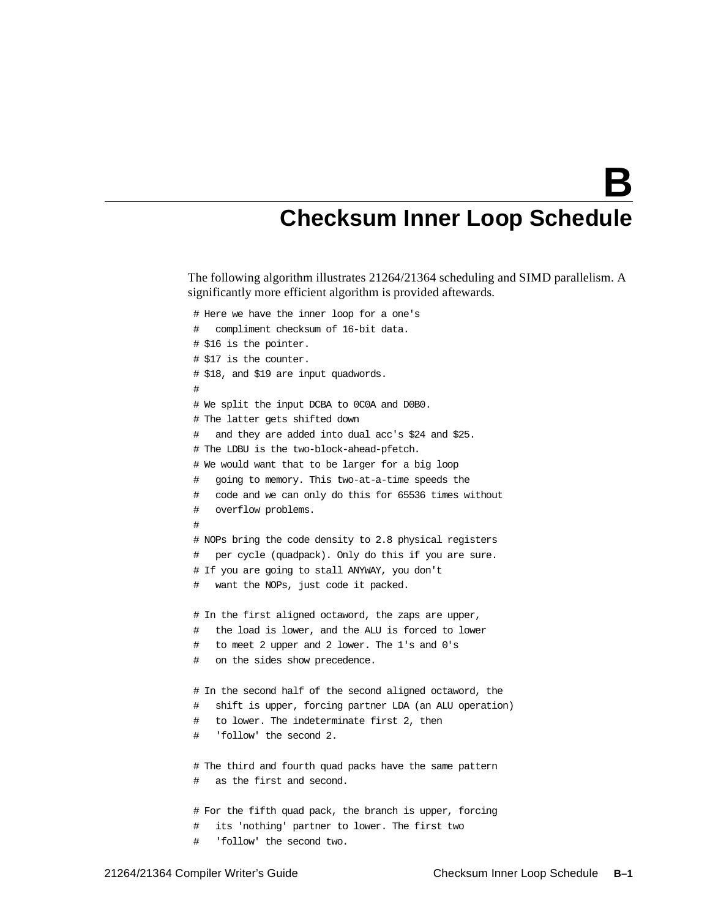# B Checksum Inner Loop Schedule

The following algorithm illustrates 21264/21364 scheduling and SIMD parallelism. A significantly more efficient algorithm is provided aftewards.

```
# Here we have the inner loop for a one's
#   compliment checksum of 16-bit data.
# $16 is the pointer.
# $17 is the counter.
# $18, and $19 are input quadwords.
#
# We split the input DCBA to 0C0A and D0B0.
# The latter gets shifted down
#   and they are added into dual acc's $24 and $25.
# The LDBU is the two-block-ahead-pfetch.
# We would want that to be larger for a big loop
#   going to memory. This two-at-a-time speeds the
#   code and we can only do this for 65536 times without
#   overflow problems.
#
# NOPs bring the code density to 2.8 physical registers
#   per cycle (quadpack). Only do this if you are sure.
# If you are going to stall ANYWAY, you don't
#   want the NOPs, just code it packed.

# In the first aligned octaword, the zaps are upper,
#   the load is lower, and the ALU is forced to lower
#   to meet 2 upper and 2 lower. The 1's and 0's
#   on the sides show precedence.

# In the second half of the second aligned octaword, the
#   shift is upper, forcing partner LDA (an ALU operation)
#   to lower. The indeterminate first 2, then
#   'follow' the second 2.

# The third and fourth quad packs have the same pattern
#   as the first and second.

# For the fifth quad pack, the branch is upper, forcing
#   its 'nothing' partner to lower. The first two
#   'follow' the second two.
```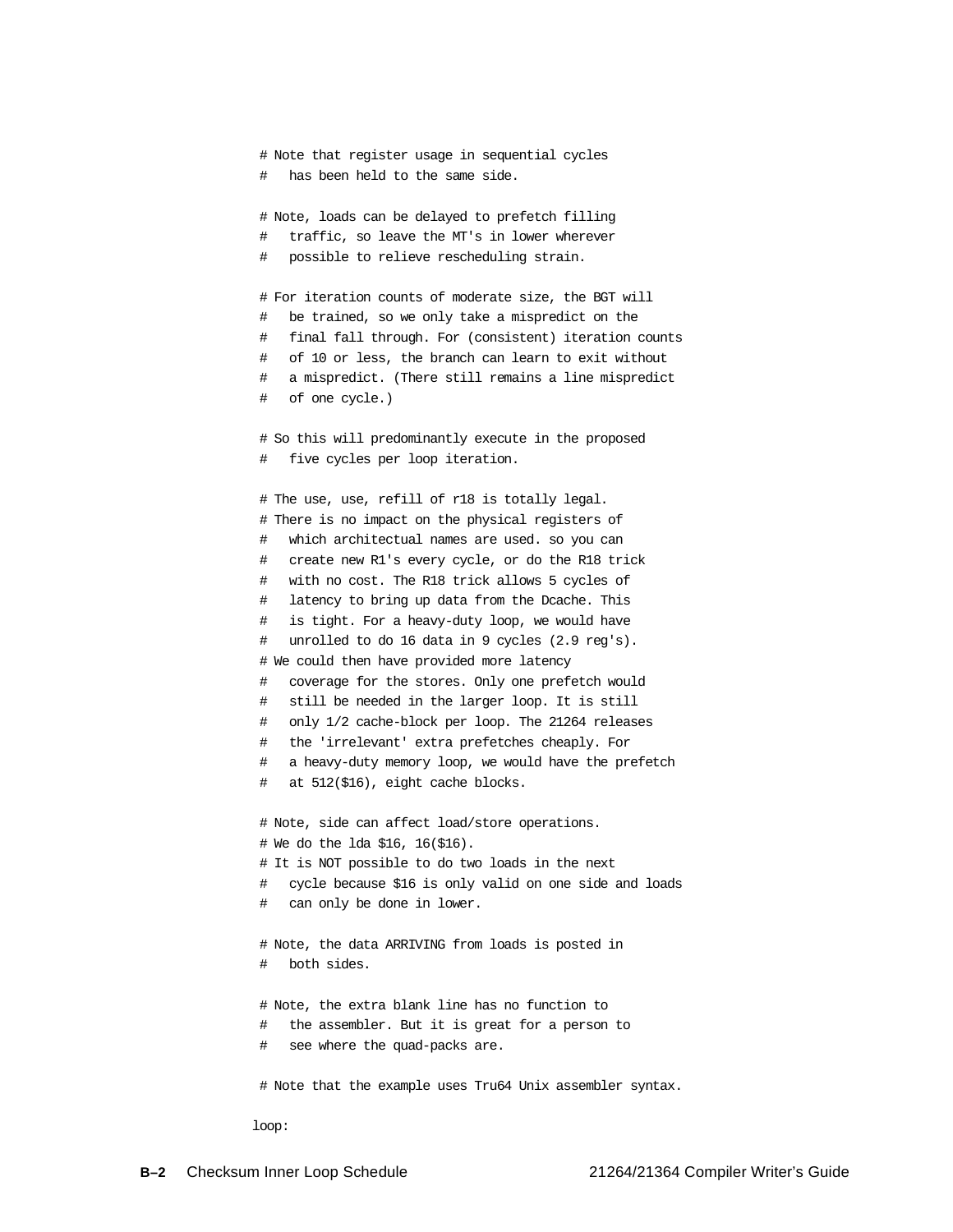```
 # Note that register usage in sequential cycles
 #   has been held to the same side.

 # Note, loads can be delayed to prefetch filling
 #   traffic, so leave the MT's in lower wherever
 #   possible to relieve rescheduling strain.

 # For iteration counts of moderate size, the BGT will
 #   be trained, so we only take a mispredict on the
 #   final fall through. For (consistent) iteration counts
 #   of 10 or less, the branch can learn to exit without
 #   a mispredict. (There still remains a line mispredict
 #   of one cycle.)

 # So this will predominantly execute in the proposed
 #   five cycles per loop iteration.

 # The use, use, refill of r18 is totally legal.
 # There is no impact on the physical registers of
 #   which architectual names are used. so you can
 #   create new R1's every cycle, or do the R18 trick
 #   with no cost. The R18 trick allows 5 cycles of
 #   latency to bring up data from the Dcache. This
 #   is tight. For a heavy-duty loop, we would have
 #   unrolled to do 16 data in 9 cycles (2.9 reg's).
 # We could then have provided more latency
 #   coverage for the stores. Only one prefetch would
 #   still be needed in the larger loop. It is still
 #   only 1/2 cache-block per loop. The 21264 releases
 #   the 'irrelevant' extra prefetches cheaply. For
 #   a heavy-duty memory loop, we would have the prefetch
 #   at 512($16), eight cache blocks.

 # Note, side can affect load/store operations.
 # We do the lda $16, 16($16).
 # It is NOT possible to do two loads in the next
 #   cycle because $16 is only valid on one side and loads
 #   can only be done in lower.

 # Note, the data ARRIVING from loads is posted in
 #   both sides.

 # Note, the extra blank line has no function to
 #   the assembler. But it is great for a person to
 #   see where the quad-packs are.

 # Note that the example uses Tru64 Unix assembler syntax.

loop:
```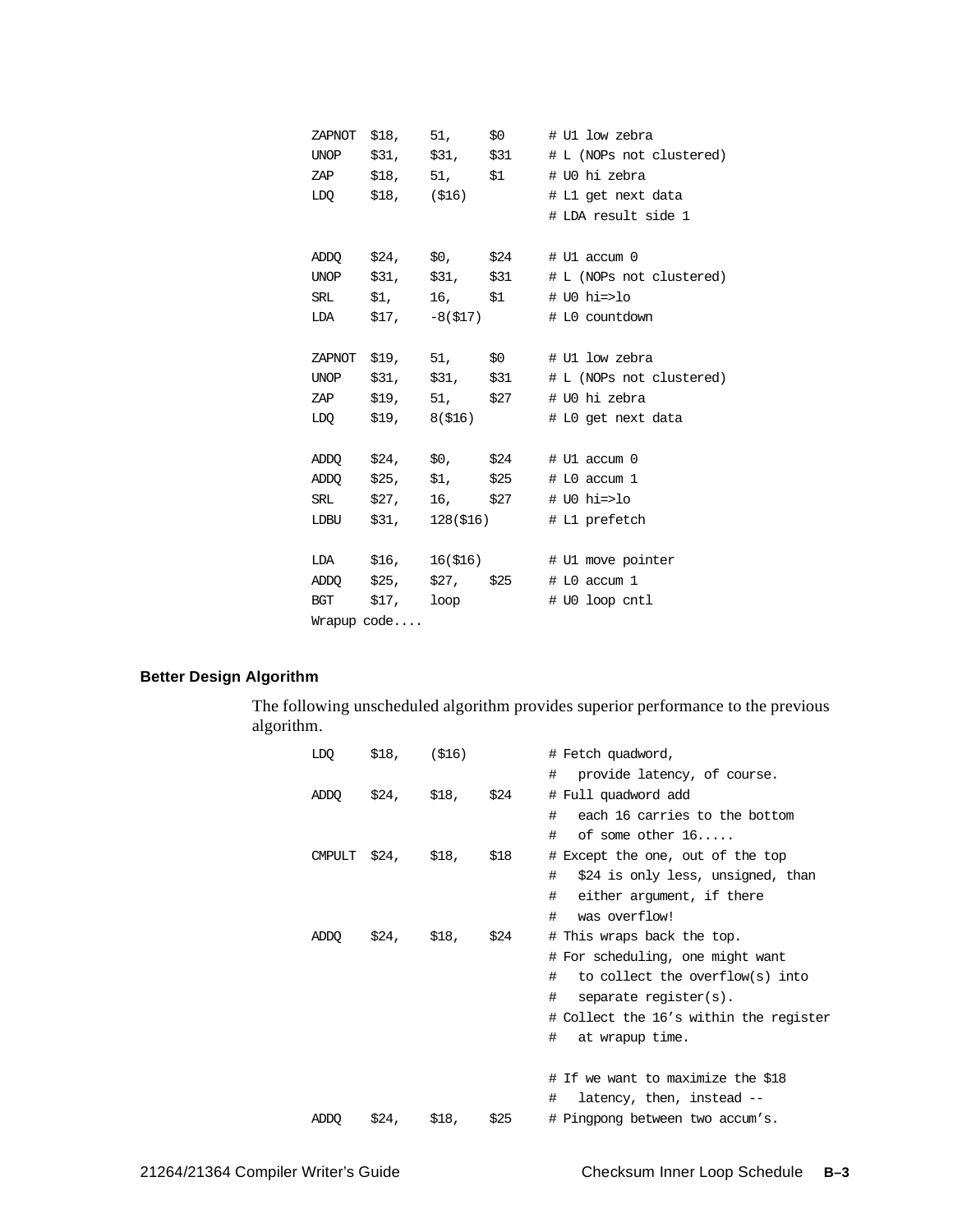```
ZAPNOT  $18,    51,     $0      # U1 low zebra
UNOP    $31,    $31,    $31     # L (NOPs not clustered)
ZAP     $18,    51,     $1      # U0 hi zebra
LDQ     $18,    ($16)           # L1 get next data
                                # LDA result side 1

ADDQ    $24,    $0,     $24     # U1 accum 0
UNOP    $31,    $31,    $31     # L (NOPs not clustered)
SRL     $1,     16,     $1      # U0 hi=>lo
LDA     $17,    -8($17)         # L0 countdown

ZAPNOT  $19,    51,     $0      # U1 low zebra
UNOP    $31,    $31,    $31     # L (NOPs not clustered)
ZAP     $19,    51,     $27     # U0 hi zebra
LDQ     $19,    8($16)          # L0 get next data

ADDQ    $24,    $0,     $24     # U1 accum 0
ADDQ    $25,    $1,     $25     # L0 accum 1
SRL     $27,    16,     $27     # U0 hi=>lo
LDBU    $31,    128($16)        # L1 prefetch

LDA     $16,    16($16)         # U1 move pointer
ADDQ    $25,    $27,    $25     # L0 accum 1
BGT     $17,    loop            # U0 loop cntl
Wrapup code....
```

### Better Design Algorithm

The following unscheduled algorithm provides superior performance to the previous algorithm.

```
LDQ     $18,    ($16)           # Fetch quadword,
                                #   provide latency, of course.
ADDQ    $24,    $18,    $24     # Full quadword add
                                #   each 16 carries to the bottom
                                #   of some other 16.....
CMPULT  $24,    $18,    $18     # Except the one, out of the top
                                #   $24 is only less, unsigned, than
                                #   either argument, if there
                                #   was overflow!
ADDQ    $24,    $18,    $24     # This wraps back the top.
                                # For scheduling, one might want
                                #   to collect the overflow(s) into
                                #   separate register(s).
                                # Collect the 16's within the register
                                #   at wrapup time.

                                # If we want to maximize the $18
                                #   latency, then, instead --
ADDQ    $24,    $18,    $25     # Pingpong between two accum's.
```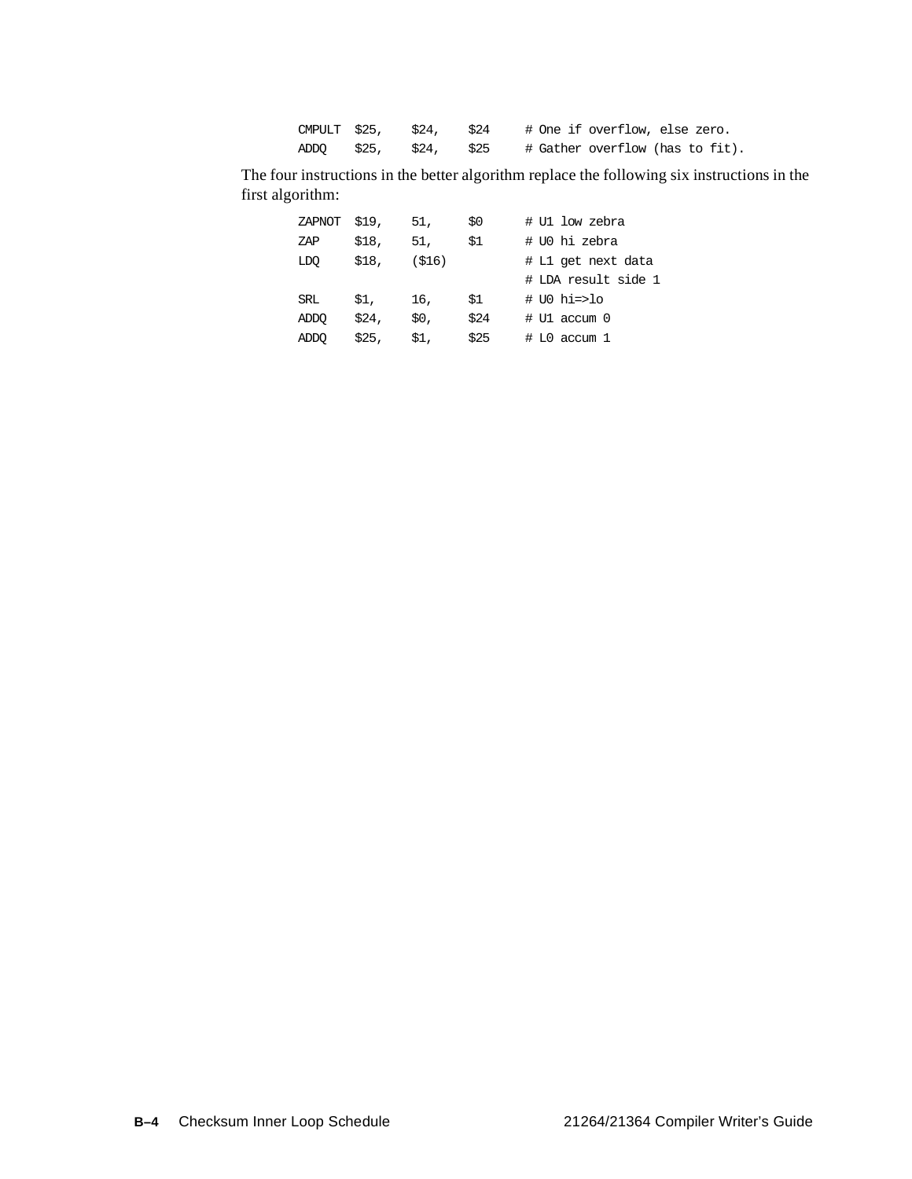```
CMPULT  $25,    $24,    $24     # One if overflow, else zero.
ADDQ    $25,    $24,    $25     # Gather overflow (has to fit).
```

The four instructions in the better algorithm replace the following six instructions in the first algorithm:

```
ZAPNOT  $19,    51,     $0      # U1 low zebra
ZAP     $18,    51,     $1      # U0 hi zebra
LDQ     $18,    ($16)           # L1 get next data
                                # LDA result side 1
SRL     $1,     16,     $1      # U0 hi=>lo
ADDQ    $24,    $0,     $24     # U1 accum 0
ADDQ    $25,    $1,     $25     # L0 accum 1
```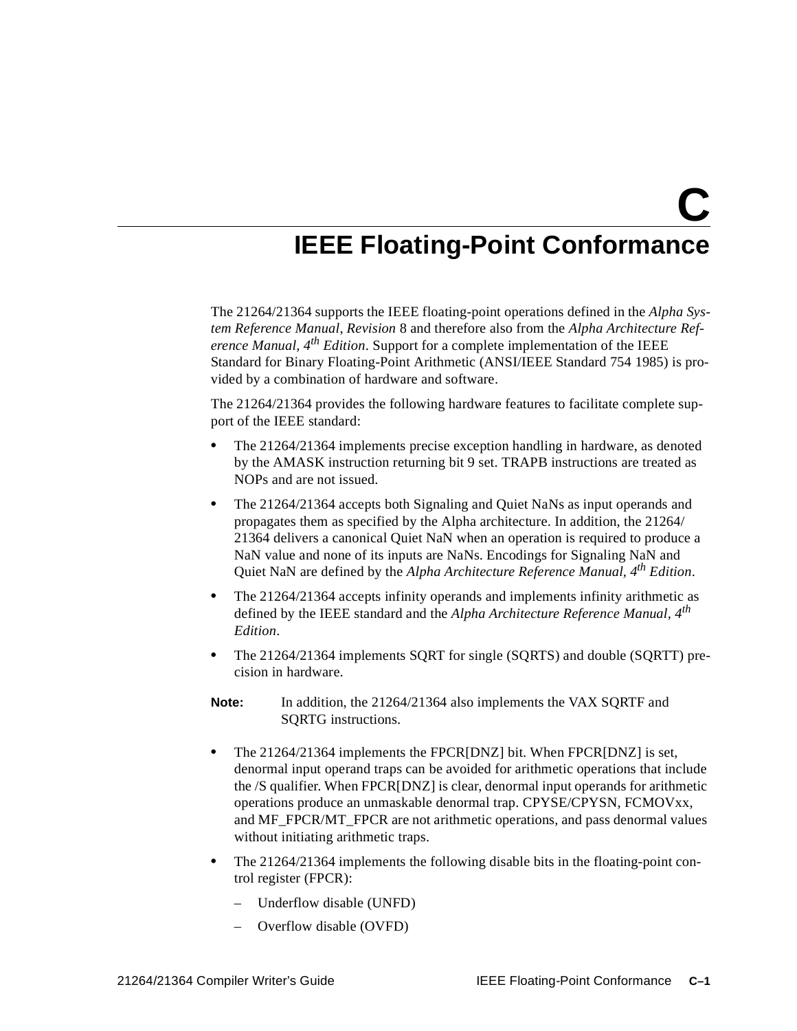# C
# IEEE Floating-Point Conformance

The 21264/21364 supports the IEEE floating-point operations defined in the *Alpha System Reference Manual*, *Revision* 8 and therefore also from the *Alpha Architecture Reference Manual, 4th Edition*. Support for a complete implementation of the IEEE Standard for Binary Floating-Point Arithmetic (ANSI/IEEE Standard 754 1985) is provided by a combination of hardware and software.

The 21264/21364 provides the following hardware features to facilitate complete support of the IEEE standard:

- The 21264/21364 implements precise exception handling in hardware, as denoted by the AMASK instruction returning bit 9 set. TRAPB instructions are treated as NOPs and are not issued.
- The 21264/21364 accepts both Signaling and Quiet NaNs as input operands and propagates them as specified by the Alpha architecture. In addition, the 21264/21364 delivers a canonical Quiet NaN when an operation is required to produce a NaN value and none of its inputs are NaNs. Encodings for Signaling NaN and Quiet NaN are defined by the *Alpha Architecture Reference Manual, 4th Edition*.
- The 21264/21364 accepts infinity operands and implements infinity arithmetic as defined by the IEEE standard and the *Alpha Architecture Reference Manual, 4th Edition*.
- The 21264/21364 implements SQRT for single (SQRTS) and double (SQRTT) precision in hardware.

**Note:** In addition, the 21264/21364 also implements the VAX SQRTF and SQRTG instructions.

- The 21264/21364 implements the FPCR[DNZ] bit. When FPCR[DNZ] is set, denormal input operand traps can be avoided for arithmetic operations that include the /S qualifier. When FPCR[DNZ] is clear, denormal input operands for arithmetic operations produce an unmaskable denormal trap. CPYSE/CPYSN, FCMOVxx, and MF_FPCR/MT_FPCR are not arithmetic operations, and pass denormal values without initiating arithmetic traps.
- The 21264/21364 implements the following disable bits in the floating-point control register (FPCR):
  - Underflow disable (UNFD)
  - Overflow disable (OVFD)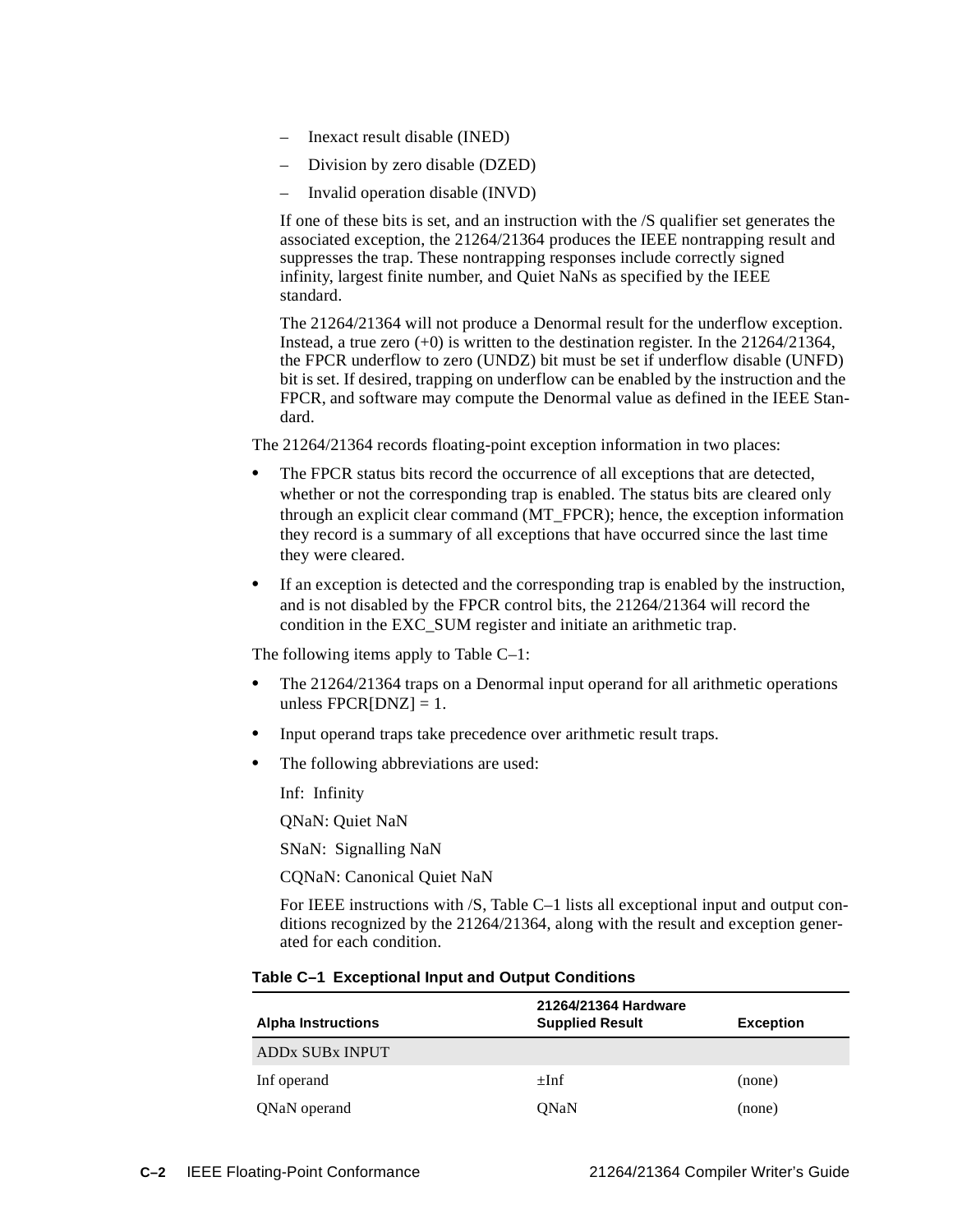- Inexact result disable (INED)
- Division by zero disable (DZED)
- Invalid operation disable (INVD)

If one of these bits is set, and an instruction with the /S qualifier set generates the associated exception, the 21264/21364 produces the IEEE nontrapping result and suppresses the trap. These nontrapping responses include correctly signed infinity, largest finite number, and Quiet NaNs as specified by the IEEE standard.

The 21264/21364 will not produce a Denormal result for the underflow exception. Instead, a true zero (+0) is written to the destination register. In the 21264/21364, the FPCR underflow to zero (UNDZ) bit must be set if underflow disable (UNFD) bit is set. If desired, trapping on underflow can be enabled by the instruction and the FPCR, and software may compute the Denormal value as defined in the IEEE Standard.

The 21264/21364 records floating-point exception information in two places:

- The FPCR status bits record the occurrence of all exceptions that are detected, whether or not the corresponding trap is enabled. The status bits are cleared only through an explicit clear command (MT_FPCR); hence, the exception information they record is a summary of all exceptions that have occurred since the last time they were cleared.
- If an exception is detected and the corresponding trap is enabled by the instruction, and is not disabled by the FPCR control bits, the 21264/21364 will record the condition in the EXC_SUM register and initiate an arithmetic trap.

The following items apply to Table C–1:

- The 21264/21364 traps on a Denormal input operand for all arithmetic operations unless FPCR[DNZ] = 1.
- Input operand traps take precedence over arithmetic result traps.
- The following abbreviations are used:

  Inf: Infinity

  QNaN: Quiet NaN

  SNaN: Signalling NaN

  CQNaN: Canonical Quiet NaN

  For IEEE instructions with /S, Table C–1 lists all exceptional input and output conditions recognized by the 21264/21364, along with the result and exception generated for each condition.

**Table C–1 Exceptional Input and Output Conditions**

| Alpha Instructions | 21264/21364 Hardware Supplied Result | Exception |
|---|---|---|
| ADDx SUBx INPUT | | |
| Inf operand | ±Inf | (none) |
| QNaN operand | QNaN | (none) |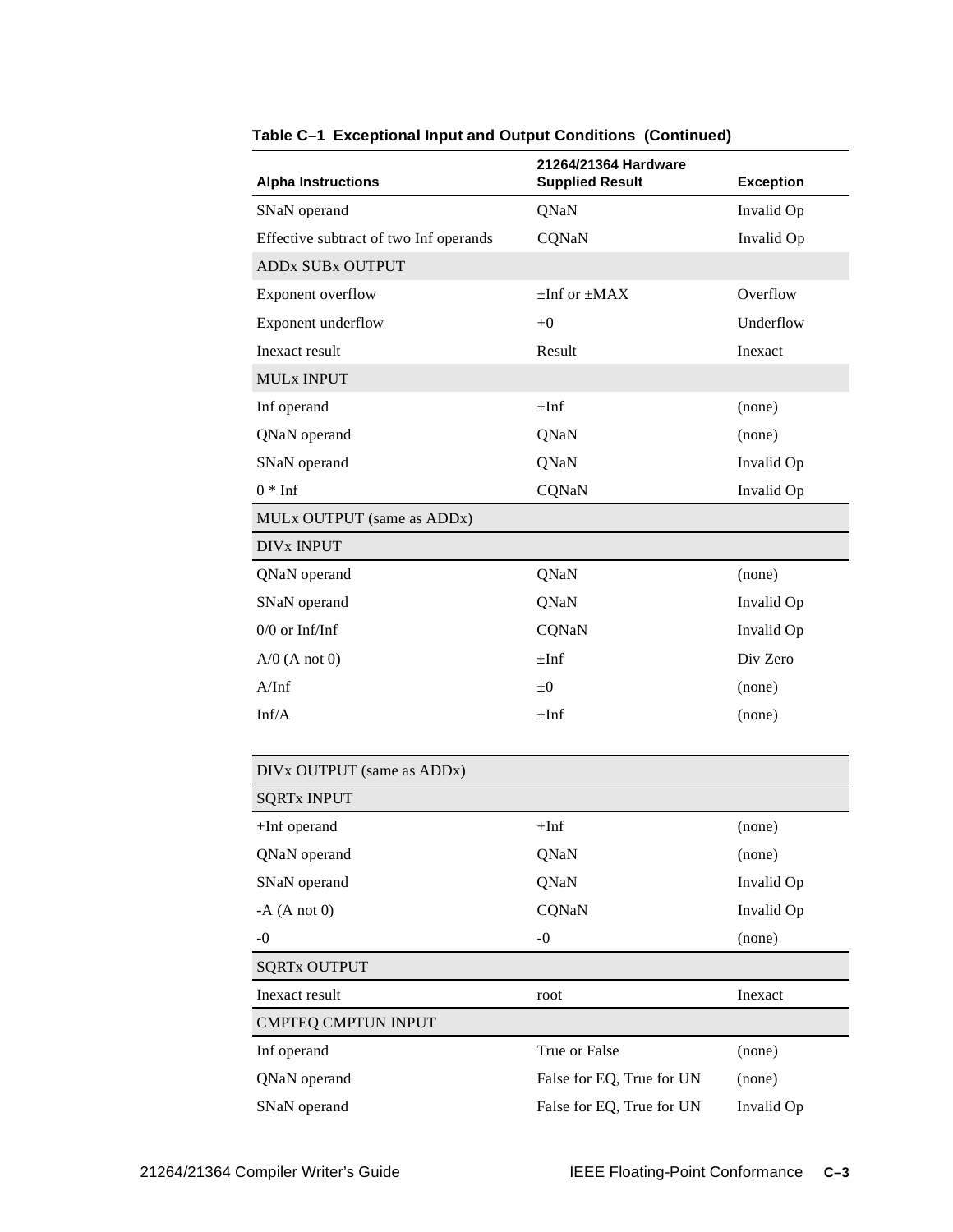**Table C–1 Exceptional Input and Output Conditions (Continued)**

| Alpha Instructions | 21264/21364 Hardware Supplied Result | Exception |
|---|---|---|
| SNaN operand | QNaN | Invalid Op |
| Effective subtract of two Inf operands | CQNaN | Invalid Op |
| ADDx SUBx OUTPUT | | |
| Exponent overflow | ±Inf or ±MAX | Overflow |
| Exponent underflow | +0 | Underflow |
| Inexact result | Result | Inexact |
| MULx INPUT | | |
| Inf operand | ±Inf | (none) |
| QNaN operand | QNaN | (none) |
| SNaN operand | QNaN | Invalid Op |
| 0 * Inf | CQNaN | Invalid Op |
| MULx OUTPUT (same as ADDx) | | |
| DIVx INPUT | | |
| QNaN operand | QNaN | (none) |
| SNaN operand | QNaN | Invalid Op |
| 0/0 or Inf/Inf | CQNaN | Invalid Op |
| A/0 (A not 0) | ±Inf | Div Zero |
| A/Inf | ±0 | (none) |
| Inf/A | ±Inf | (none) |
| DIVx OUTPUT (same as ADDx) | | |
| SQRTx INPUT | | |
| +Inf operand | +Inf | (none) |
| QNaN operand | QNaN | (none) |
| SNaN operand | QNaN | Invalid Op |
| -A (A not 0) | CQNaN | Invalid Op |
| -0 | -0 | (none) |
| SQRTx OUTPUT | | |
| Inexact result | root | Inexact |
| CMPTEQ CMPTUN INPUT | | |
| Inf operand | True or False | (none) |
| QNaN operand | False for EQ, True for UN | (none) |
| SNaN operand | False for EQ, True for UN | Invalid Op |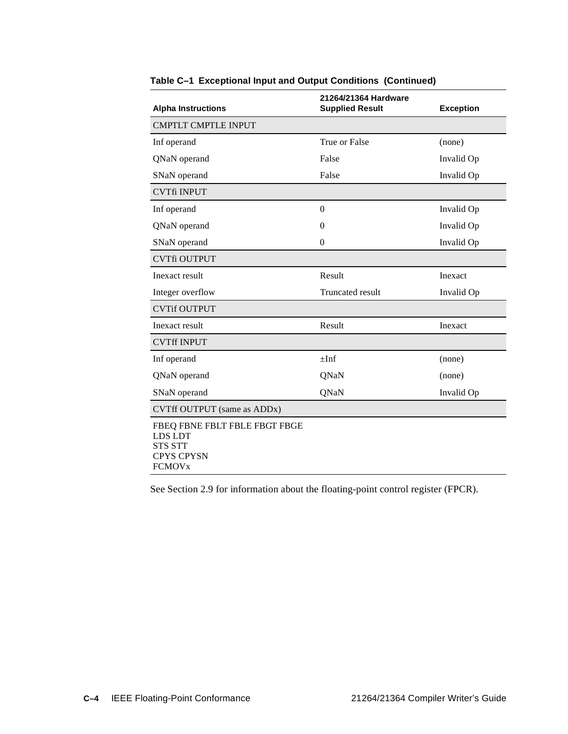**Table C–1 Exceptional Input and Output Conditions (Continued)**

| Alpha Instructions | 21264/21364 Hardware Supplied Result | Exception |
|---|---|---|
| CMPTLT CMPTLE INPUT | | |
| Inf operand | True or False | (none) |
| QNaN operand | False | Invalid Op |
| SNaN operand | False | Invalid Op |
| CVTfi INPUT | | |
| Inf operand | 0 | Invalid Op |
| QNaN operand | 0 | Invalid Op |
| SNaN operand | 0 | Invalid Op |
| CVTfi OUTPUT | | |
| Inexact result | Result | Inexact |
| Integer overflow | Truncated result | Invalid Op |
| CVTif OUTPUT | | |
| Inexact result | Result | Inexact |
| CVTff INPUT | | |
| Inf operand | ±Inf | (none) |
| QNaN operand | QNaN | (none) |
| SNaN operand | QNaN | Invalid Op |
| CVTff OUTPUT (same as ADDx) | | |
| FBEQ FBNE FBLT FBLE FBGT FBGE<br>LDS LDT<br>STS STT<br>CPYS CPYSN<br>FCMOVx | | |

See Section 2.9 for information about the floating-point control register (FPCR).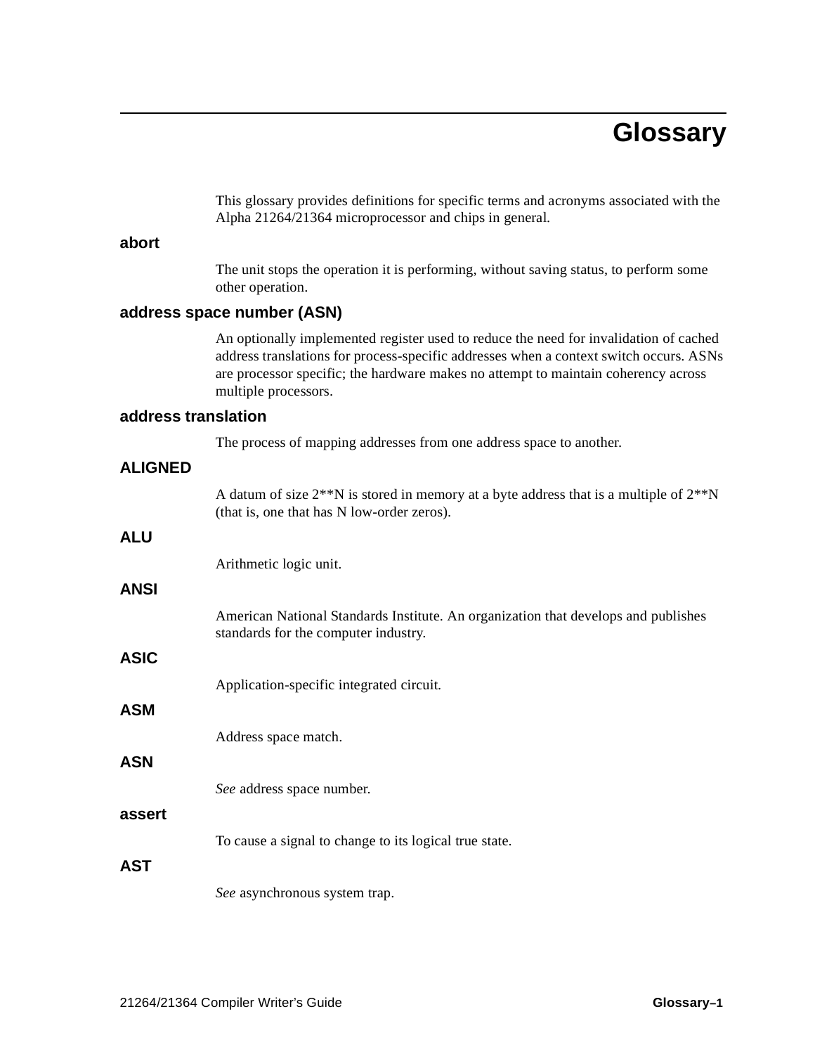# Glossary

This glossary provides definitions for specific terms and acronyms associated with the Alpha 21264/21364 microprocessor and chips in general.

### abort

The unit stops the operation it is performing, without saving status, to perform some other operation.

### address space number (ASN)

An optionally implemented register used to reduce the need for invalidation of cached address translations for process-specific addresses when a context switch occurs. ASNs are processor specific; the hardware makes no attempt to maintain coherency across multiple processors.

### address translation

The process of mapping addresses from one address space to another.

### ALIGNED

A datum of size 2**N is stored in memory at a byte address that is a multiple of 2**N (that is, one that has N low-order zeros).

### ALU

Arithmetic logic unit.

### ANSI

American National Standards Institute. An organization that develops and publishes standards for the computer industry.

### ASIC

Application-specific integrated circuit.

### ASM

Address space match.

### ASN

*See* address space number.

### assert

To cause a signal to change to its logical true state.

### AST

*See* asynchronous system trap.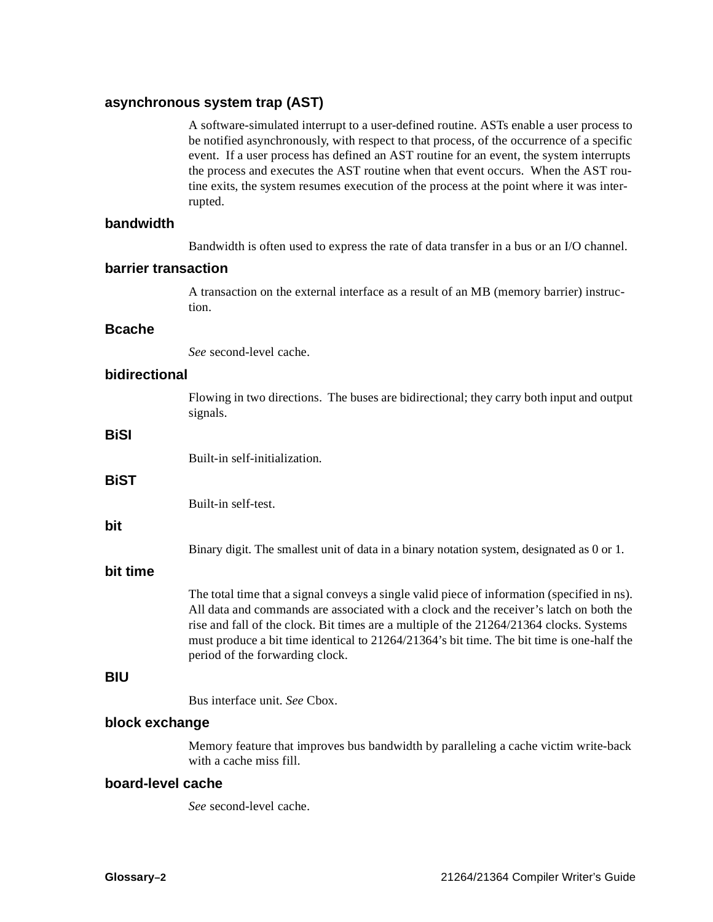### asynchronous system trap (AST)

A software-simulated interrupt to a user-defined routine. ASTs enable a user process to be notified asynchronously, with respect to that process, of the occurrence of a specific event. If a user process has defined an AST routine for an event, the system interrupts the process and executes the AST routine when that event occurs. When the AST routine exits, the system resumes execution of the process at the point where it was interrupted.

### bandwidth

Bandwidth is often used to express the rate of data transfer in a bus or an I/O channel.

### barrier transaction

A transaction on the external interface as a result of an MB (memory barrier) instruction.

### Bcache

*See* second-level cache.

### bidirectional

Flowing in two directions. The buses are bidirectional; they carry both input and output signals.

### BiSI

Built-in self-initialization.

### BiST

Built-in self-test.

### bit

Binary digit. The smallest unit of data in a binary notation system, designated as 0 or 1.

### bit time

The total time that a signal conveys a single valid piece of information (specified in ns). All data and commands are associated with a clock and the receiver's latch on both the rise and fall of the clock. Bit times are a multiple of the 21264/21364 clocks. Systems must produce a bit time identical to 21264/21364's bit time. The bit time is one-half the period of the forwarding clock.

### BIU

Bus interface unit. *See* Cbox.

### block exchange

Memory feature that improves bus bandwidth by paralleling a cache victim write-back with a cache miss fill.

### board-level cache

*See* second-level cache.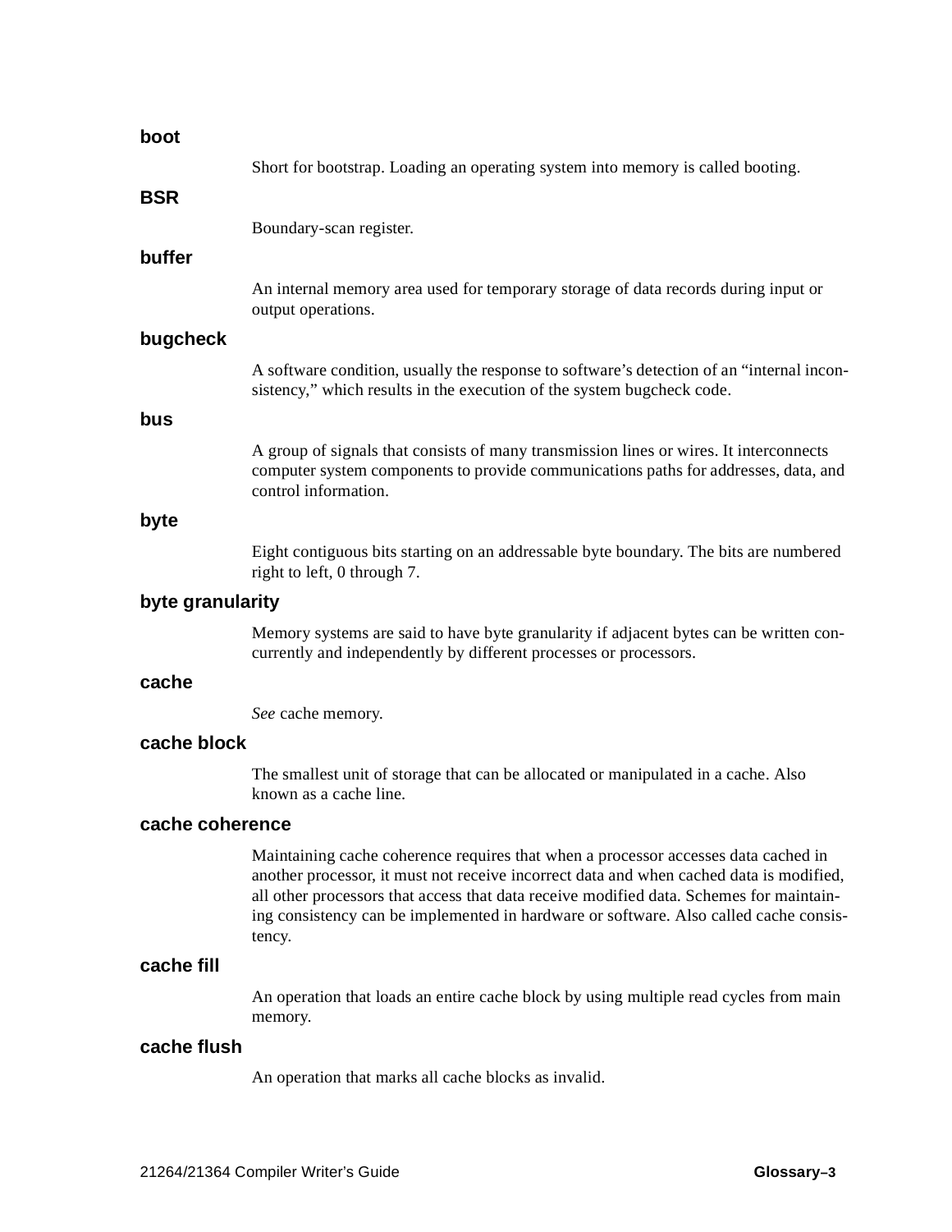### boot

Short for bootstrap. Loading an operating system into memory is called booting.

### BSR

Boundary-scan register.

### buffer

An internal memory area used for temporary storage of data records during input or output operations.

### bugcheck

A software condition, usually the response to software's detection of an "internal inconsistency," which results in the execution of the system bugcheck code.

### bus

A group of signals that consists of many transmission lines or wires. It interconnects computer system components to provide communications paths for addresses, data, and control information.

### byte

Eight contiguous bits starting on an addressable byte boundary. The bits are numbered right to left, 0 through 7.

### byte granularity

Memory systems are said to have byte granularity if adjacent bytes can be written concurrently and independently by different processes or processors.

### cache

*See* cache memory.

### cache block

The smallest unit of storage that can be allocated or manipulated in a cache. Also known as a cache line.

### cache coherence

Maintaining cache coherence requires that when a processor accesses data cached in another processor, it must not receive incorrect data and when cached data is modified, all other processors that access that data receive modified data. Schemes for maintaining consistency can be implemented in hardware or software. Also called cache consistency.

### cache fill

An operation that loads an entire cache block by using multiple read cycles from main memory.

### cache flush

An operation that marks all cache blocks as invalid.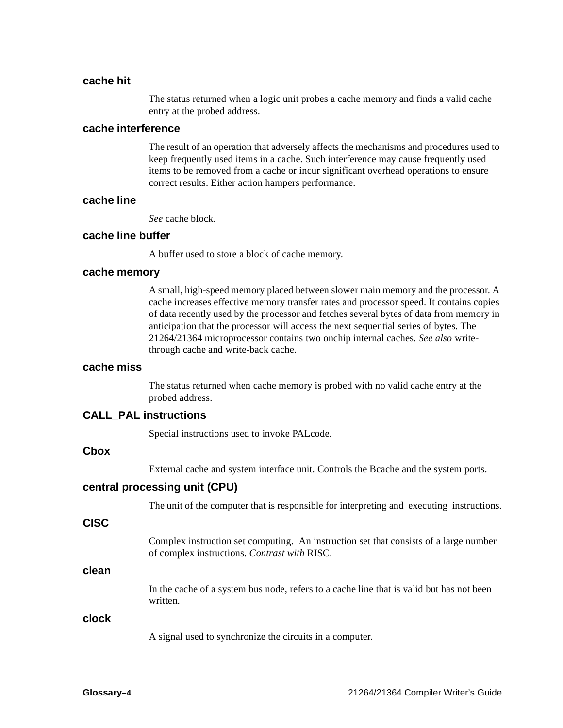### cache hit

The status returned when a logic unit probes a cache memory and finds a valid cache entry at the probed address.

### cache interference

The result of an operation that adversely affects the mechanisms and procedures used to keep frequently used items in a cache. Such interference may cause frequently used items to be removed from a cache or incur significant overhead operations to ensure correct results. Either action hampers performance.

### cache line

*See* cache block.

### cache line buffer

A buffer used to store a block of cache memory.

### cache memory

A small, high-speed memory placed between slower main memory and the processor. A cache increases effective memory transfer rates and processor speed. It contains copies of data recently used by the processor and fetches several bytes of data from memory in anticipation that the processor will access the next sequential series of bytes. The 21264/21364 microprocessor contains two onchip internal caches. *See also* write-through cache and write-back cache.

### cache miss

The status returned when cache memory is probed with no valid cache entry at the probed address.

### CALL_PAL instructions

Special instructions used to invoke PALcode.

### Cbox

External cache and system interface unit. Controls the Bcache and the system ports.

### central processing unit (CPU)

The unit of the computer that is responsible for interpreting and executing instructions.

### CISC

Complex instruction set computing. An instruction set that consists of a large number of complex instructions. *Contrast with* RISC.

### clean

In the cache of a system bus node, refers to a cache line that is valid but has not been written.

### clock

A signal used to synchronize the circuits in a computer.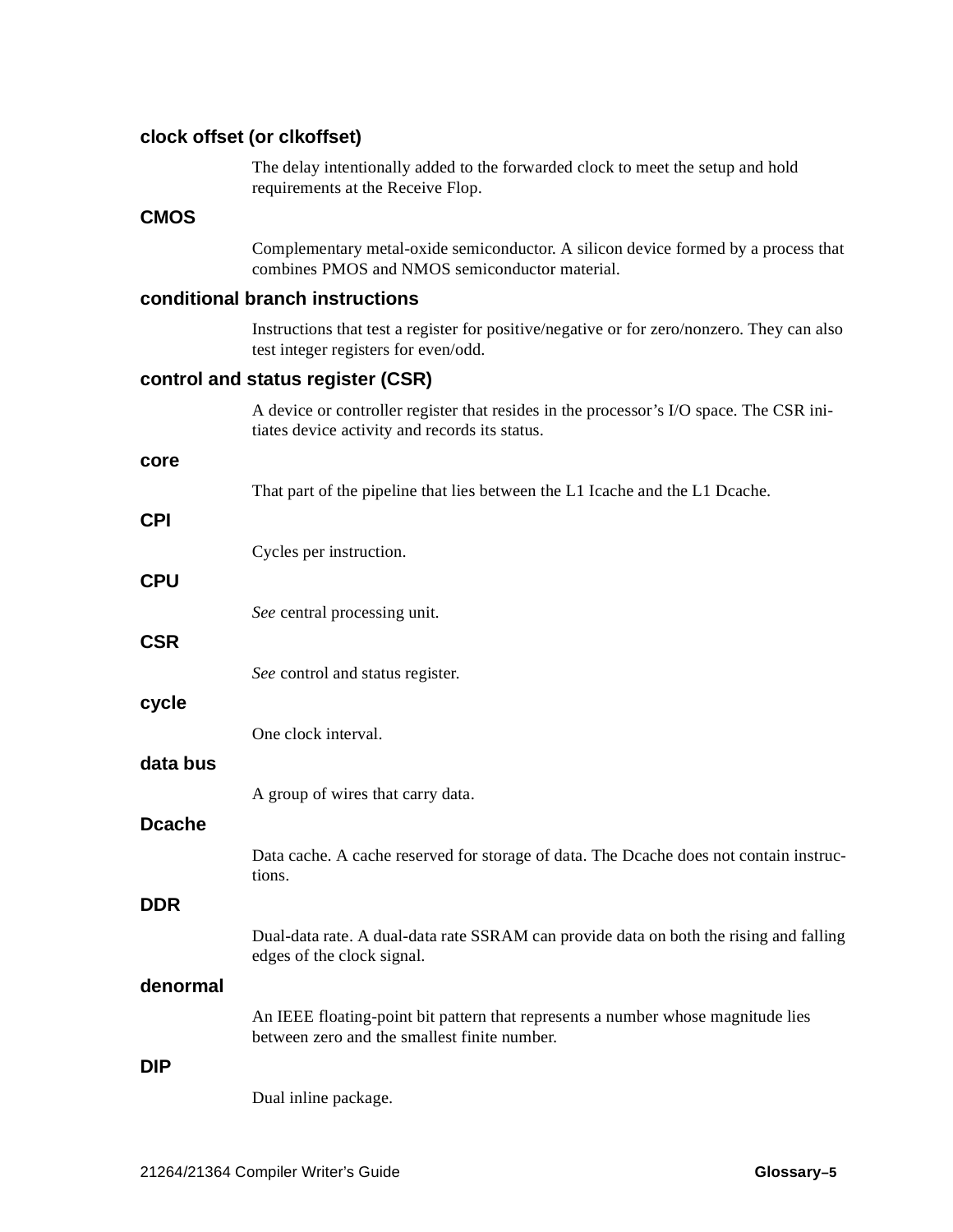### clock offset (or clkoffset)

The delay intentionally added to the forwarded clock to meet the setup and hold requirements at the Receive Flop.

### CMOS

Complementary metal-oxide semiconductor. A silicon device formed by a process that combines PMOS and NMOS semiconductor material.

### conditional branch instructions

Instructions that test a register for positive/negative or for zero/nonzero. They can also test integer registers for even/odd.

### control and status register (CSR)

A device or controller register that resides in the processor's I/O space. The CSR initiates device activity and records its status.

### core

That part of the pipeline that lies between the L1 Icache and the L1 Dcache.

### CPI

Cycles per instruction.

### CPU

*See* central processing unit.

### CSR

*See* control and status register.

### cycle

One clock interval.

### data bus

A group of wires that carry data.

### Dcache

Data cache. A cache reserved for storage of data. The Dcache does not contain instructions.

### DDR

Dual-data rate. A dual-data rate SSRAM can provide data on both the rising and falling edges of the clock signal.

### denormal

An IEEE floating-point bit pattern that represents a number whose magnitude lies between zero and the smallest finite number.

### DIP

Dual inline package.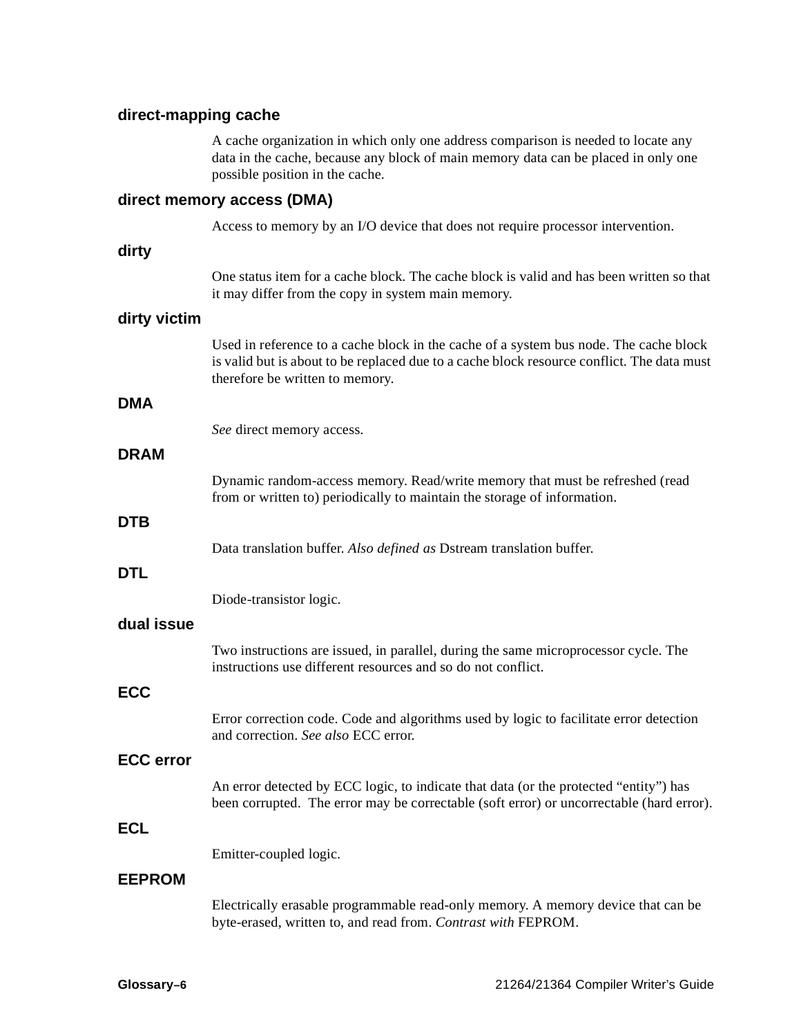### direct-mapping cache

A cache organization in which only one address comparison is needed to locate any data in the cache, because any block of main memory data can be placed in only one possible position in the cache.

### direct memory access (DMA)

Access to memory by an I/O device that does not require processor intervention.

### dirty

One status item for a cache block. The cache block is valid and has been written so that it may differ from the copy in system main memory.

### dirty victim

Used in reference to a cache block in the cache of a system bus node. The cache block is valid but is about to be replaced due to a cache block resource conflict. The data must therefore be written to memory.

### DMA

*See* direct memory access.

### DRAM

Dynamic random-access memory. Read/write memory that must be refreshed (read from or written to) periodically to maintain the storage of information.

### DTB

Data translation buffer. *Also defined as* Dstream translation buffer.

### DTL

Diode-transistor logic.

### dual issue

Two instructions are issued, in parallel, during the same microprocessor cycle. The instructions use different resources and so do not conflict.

### ECC

Error correction code. Code and algorithms used by logic to facilitate error detection and correction. *See also* ECC error.

### ECC error

An error detected by ECC logic, to indicate that data (or the protected “entity”) has been corrupted. The error may be correctable (soft error) or uncorrectable (hard error).

### ECL

Emitter-coupled logic.

### EEPROM

Electrically erasable programmable read-only memory. A memory device that can be byte-erased, written to, and read from. *Contrast with* FEPROM.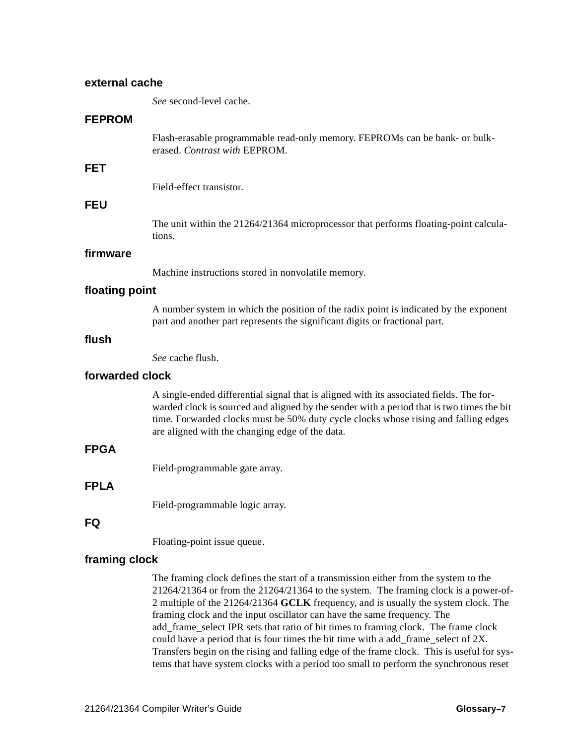### external cache

*See* second-level cache.

### FEPROM

Flash-erasable programmable read-only memory. FEPROMs can be bank- or bulk-erased. *Contrast with* EEPROM.

### FET

Field-effect transistor.

### FEU

The unit within the 21264/21364 microprocessor that performs floating-point calculations.

### firmware

Machine instructions stored in nonvolatile memory.

### floating point

A number system in which the position of the radix point is indicated by the exponent part and another part represents the significant digits or fractional part.

### flush

*See* cache flush.

### forwarded clock

A single-ended differential signal that is aligned with its associated fields. The forwarded clock is sourced and aligned by the sender with a period that is two times the bit time. Forwarded clocks must be 50% duty cycle clocks whose rising and falling edges are aligned with the changing edge of the data.

### FPGA

Field-programmable gate array.

### FPLA

Field-programmable logic array.

### FQ

Floating-point issue queue.

### framing clock

The framing clock defines the start of a transmission either from the system to the 21264/21364 or from the 21264/21364 to the system. The framing clock is a power-of-2 multiple of the 21264/21364 **GCLK** frequency, and is usually the system clock. The framing clock and the input oscillator can have the same frequency. The add_frame_select IPR sets that ratio of bit times to framing clock. The frame clock could have a period that is four times the bit time with a add_frame_select of 2X. Transfers begin on the rising and falling edge of the frame clock. This is useful for systems that have system clocks with a period too small to perform the synchronous reset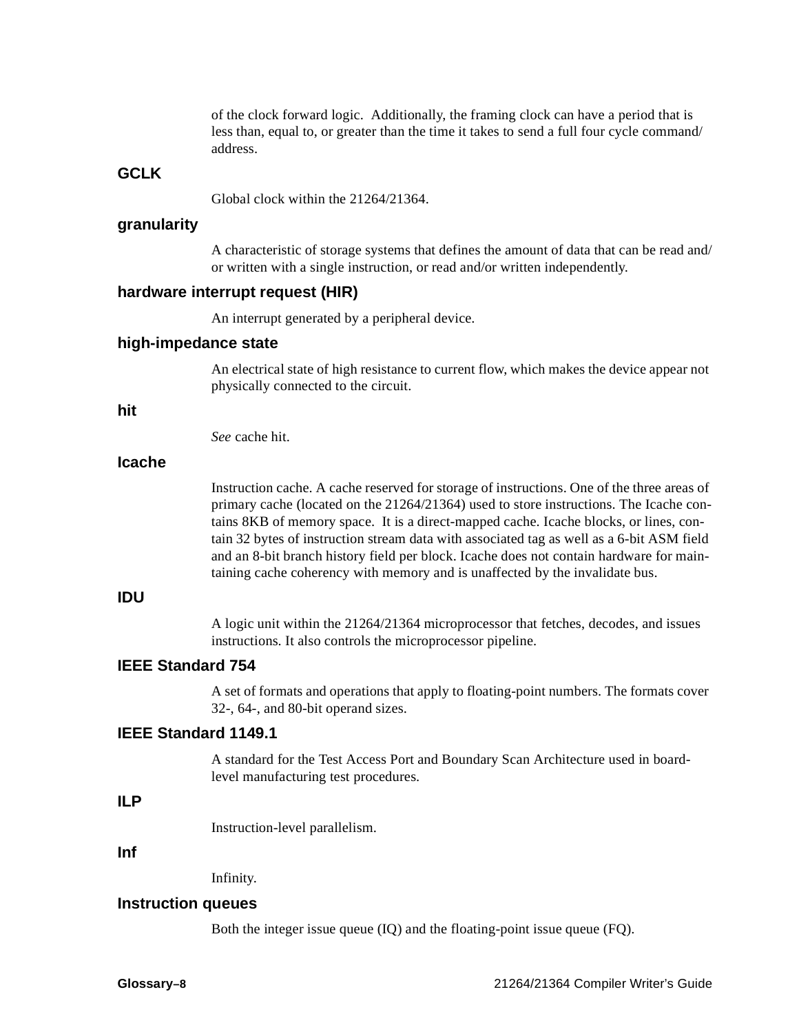of the clock forward logic. Additionally, the framing clock can have a period that is less than, equal to, or greater than the time it takes to send a full four cycle command/address.

### GCLK

Global clock within the 21264/21364.

### granularity

A characteristic of storage systems that defines the amount of data that can be read and/or written with a single instruction, or read and/or written independently.

### hardware interrupt request (HIR)

An interrupt generated by a peripheral device.

### high-impedance state

An electrical state of high resistance to current flow, which makes the device appear not physically connected to the circuit.

### hit

*See* cache hit.

### Icache

Instruction cache. A cache reserved for storage of instructions. One of the three areas of primary cache (located on the 21264/21364) used to store instructions. The Icache contains 8KB of memory space. It is a direct-mapped cache. Icache blocks, or lines, contain 32 bytes of instruction stream data with associated tag as well as a 6-bit ASM field and an 8-bit branch history field per block. Icache does not contain hardware for maintaining cache coherency with memory and is unaffected by the invalidate bus.

### IDU

A logic unit within the 21264/21364 microprocessor that fetches, decodes, and issues instructions. It also controls the microprocessor pipeline.

### IEEE Standard 754

A set of formats and operations that apply to floating-point numbers. The formats cover 32-, 64-, and 80-bit operand sizes.

### IEEE Standard 1149.1

A standard for the Test Access Port and Boundary Scan Architecture used in board-level manufacturing test procedures.

### ILP

Instruction-level parallelism.

### Inf

Infinity.

### Instruction queues

Both the integer issue queue (IQ) and the floating-point issue queue (FQ).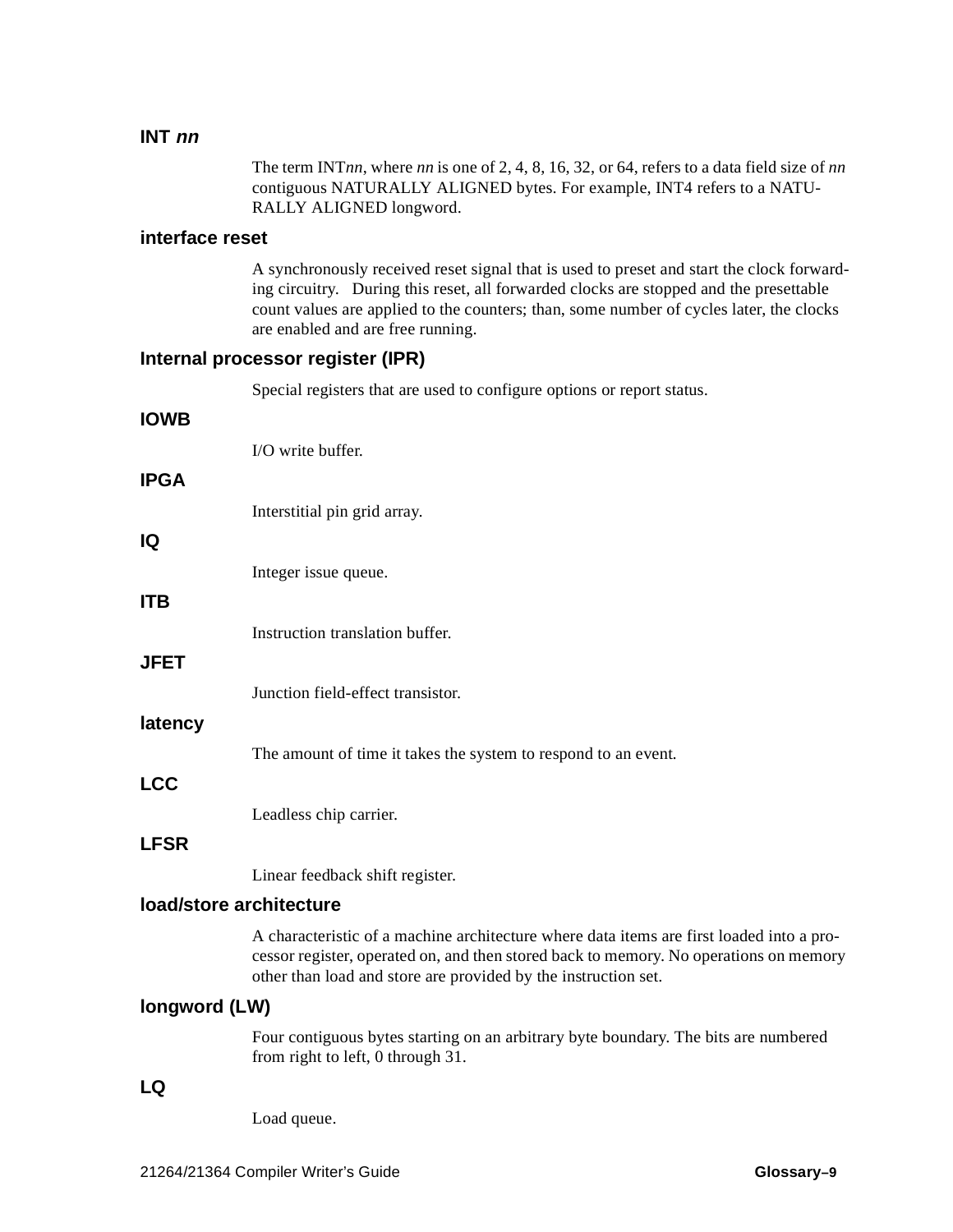### INT *nn*

The term INT*nn*, where *nn* is one of 2, 4, 8, 16, 32, or 64, refers to a data field size of *nn* contiguous NATURALLY ALIGNED bytes. For example, INT4 refers to a NATURALLY ALIGNED longword.

### interface reset

A synchronously received reset signal that is used to preset and start the clock forwarding circuitry. During this reset, all forwarded clocks are stopped and the presettable count values are applied to the counters; than, some number of cycles later, the clocks are enabled and are free running.

### Internal processor register (IPR)

Special registers that are used to configure options or report status.

### IOWB

I/O write buffer.

### IPGA

Interstitial pin grid array.

### IQ

Integer issue queue.

### ITB

Instruction translation buffer.

### JFET

Junction field-effect transistor.

### latency

The amount of time it takes the system to respond to an event.

### LCC

Leadless chip carrier.

### LFSR

Linear feedback shift register.

### load/store architecture

A characteristic of a machine architecture where data items are first loaded into a processor register, operated on, and then stored back to memory. No operations on memory other than load and store are provided by the instruction set.

### longword (LW)

Four contiguous bytes starting on an arbitrary byte boundary. The bits are numbered from right to left, 0 through 31.

### LQ

Load queue.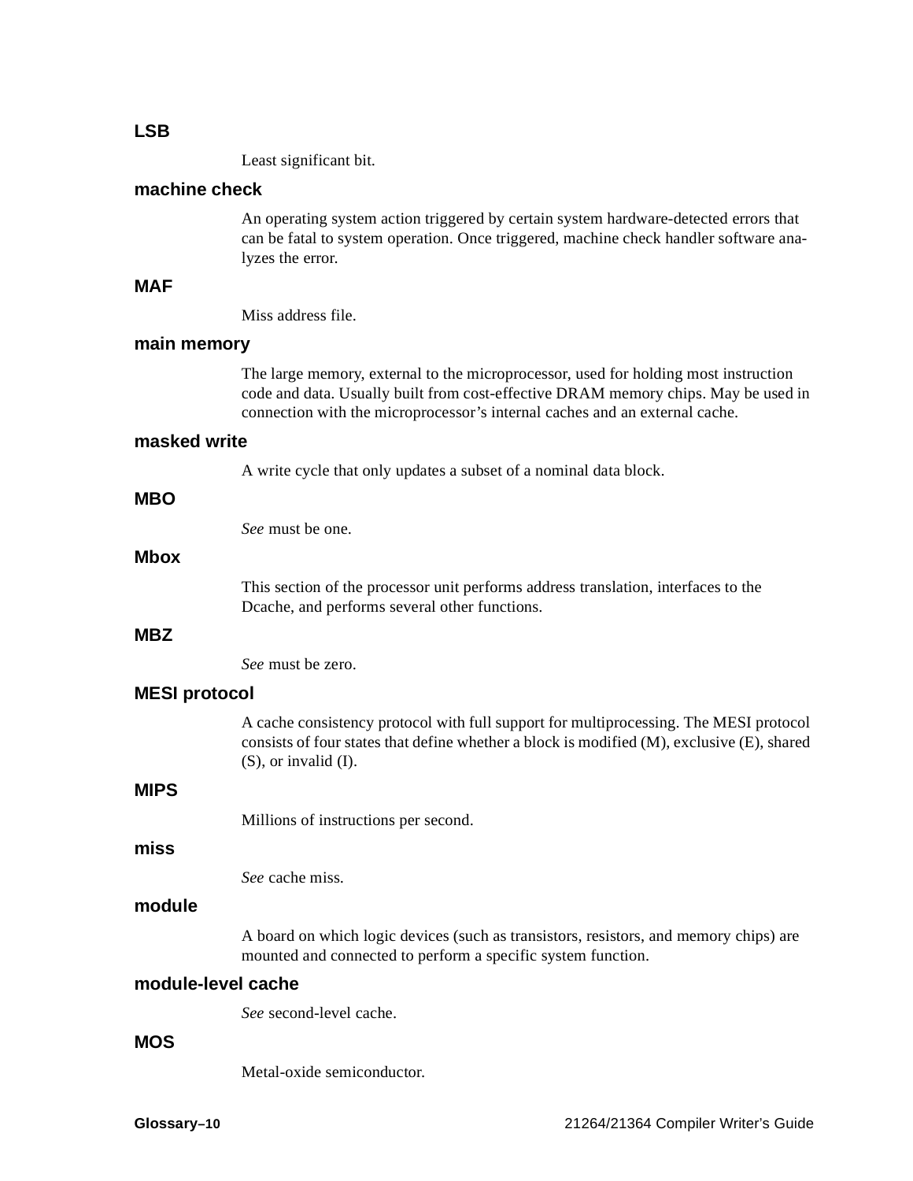### LSB

Least significant bit.

### machine check

An operating system action triggered by certain system hardware-detected errors that can be fatal to system operation. Once triggered, machine check handler software analyzes the error.

### MAF

Miss address file.

### main memory

The large memory, external to the microprocessor, used for holding most instruction code and data. Usually built from cost-effective DRAM memory chips. May be used in connection with the microprocessor's internal caches and an external cache.

### masked write

A write cycle that only updates a subset of a nominal data block.

### MBO

*See* must be one.

### Mbox

This section of the processor unit performs address translation, interfaces to the Dcache, and performs several other functions.

### MBZ

*See* must be zero.

### MESI protocol

A cache consistency protocol with full support for multiprocessing. The MESI protocol consists of four states that define whether a block is modified (M), exclusive (E), shared (S), or invalid (I).

### MIPS

Millions of instructions per second.

### miss

*See* cache miss.

### module

A board on which logic devices (such as transistors, resistors, and memory chips) are mounted and connected to perform a specific system function.

### module-level cache

*See* second-level cache.

### MOS

Metal-oxide semiconductor.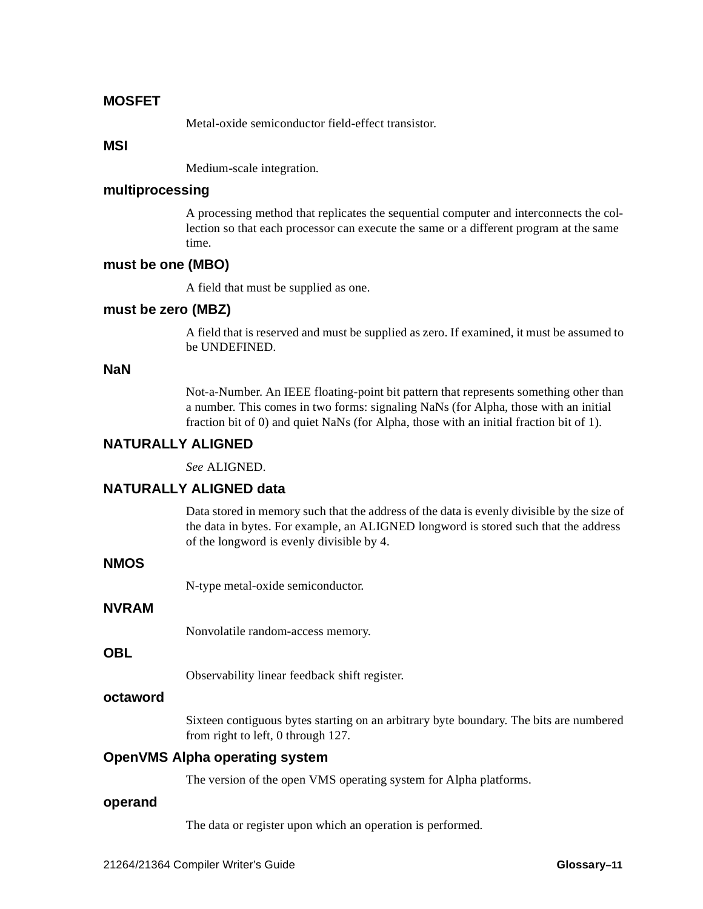### MOSFET

Metal-oxide semiconductor field-effect transistor.

### MSI

Medium-scale integration.

### multiprocessing

A processing method that replicates the sequential computer and interconnects the collection so that each processor can execute the same or a different program at the same time.

### must be one (MBO)

A field that must be supplied as one.

### must be zero (MBZ)

A field that is reserved and must be supplied as zero. If examined, it must be assumed to be UNDEFINED.

### NaN

Not-a-Number. An IEEE floating-point bit pattern that represents something other than a number. This comes in two forms: signaling NaNs (for Alpha, those with an initial fraction bit of 0) and quiet NaNs (for Alpha, those with an initial fraction bit of 1).

### NATURALLY ALIGNED

*See* ALIGNED.

### NATURALLY ALIGNED data

Data stored in memory such that the address of the data is evenly divisible by the size of the data in bytes. For example, an ALIGNED longword is stored such that the address of the longword is evenly divisible by 4.

### NMOS

N-type metal-oxide semiconductor.

### NVRAM

Nonvolatile random-access memory.

### OBL

Observability linear feedback shift register.

### octaword

Sixteen contiguous bytes starting on an arbitrary byte boundary. The bits are numbered from right to left, 0 through 127.

### OpenVMS Alpha operating system

The version of the open VMS operating system for Alpha platforms.

### operand

The data or register upon which an operation is performed.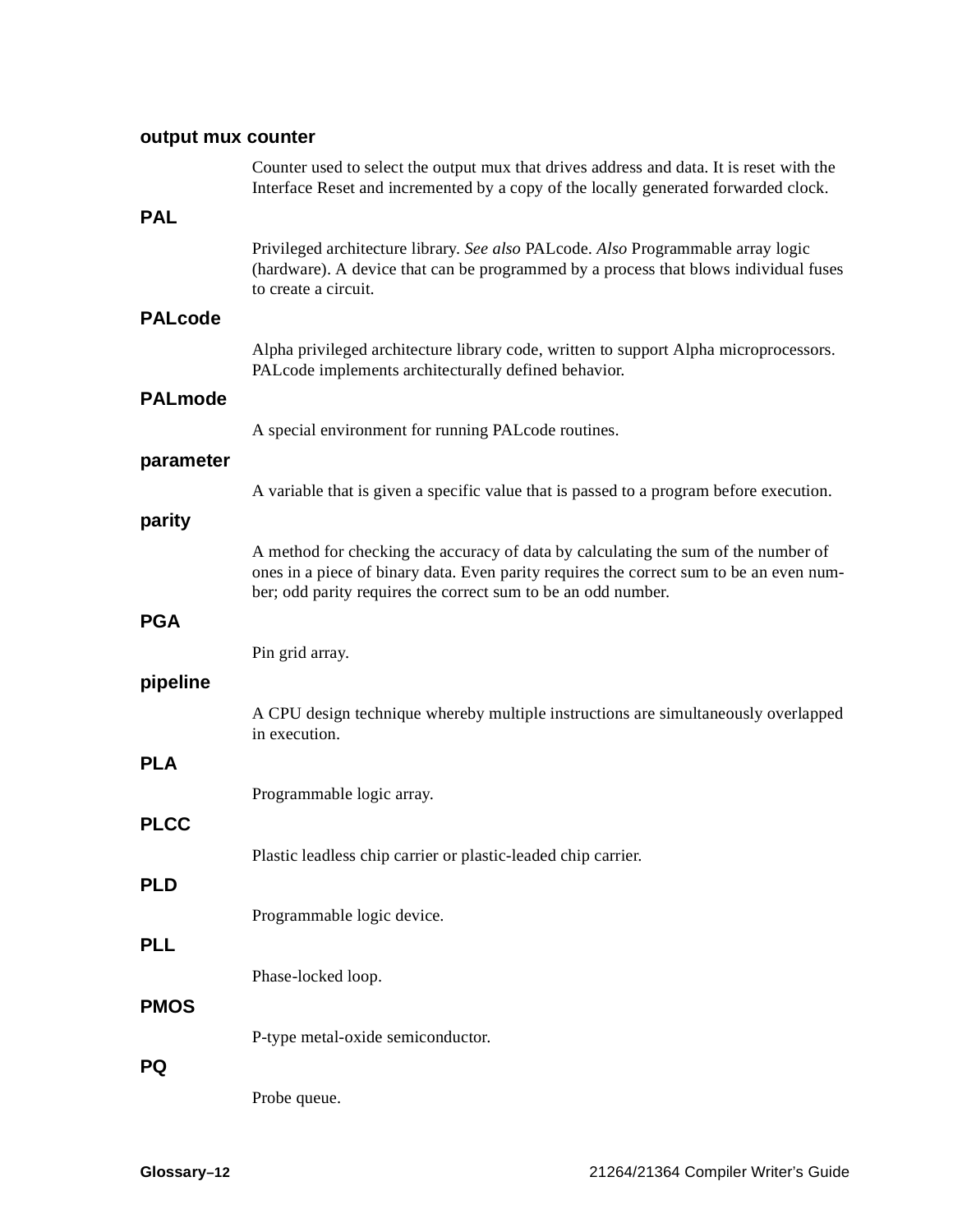**output mux counter**

Counter used to select the output mux that drives address and data. It is reset with the Interface Reset and incremented by a copy of the locally generated forwarded clock.

**PAL**

Privileged architecture library. *See also* PALcode. *Also* Programmable array logic (hardware). A device that can be programmed by a process that blows individual fuses to create a circuit.

**PALcode**

Alpha privileged architecture library code, written to support Alpha microprocessors. PALcode implements architecturally defined behavior.

**PALmode**

A special environment for running PALcode routines.

**parameter**

A variable that is given a specific value that is passed to a program before execution.

**parity**

A method for checking the accuracy of data by calculating the sum of the number of ones in a piece of binary data. Even parity requires the correct sum to be an even number; odd parity requires the correct sum to be an odd number.

**PGA**

Pin grid array.

**pipeline**

A CPU design technique whereby multiple instructions are simultaneously overlapped in execution.

**PLA**

Programmable logic array.

**PLCC**

Plastic leadless chip carrier or plastic-leaded chip carrier.

**PLD**

Programmable logic device.

**PLL**

Phase-locked loop.

**PMOS**

P-type metal-oxide semiconductor.

**PQ**

Probe queue.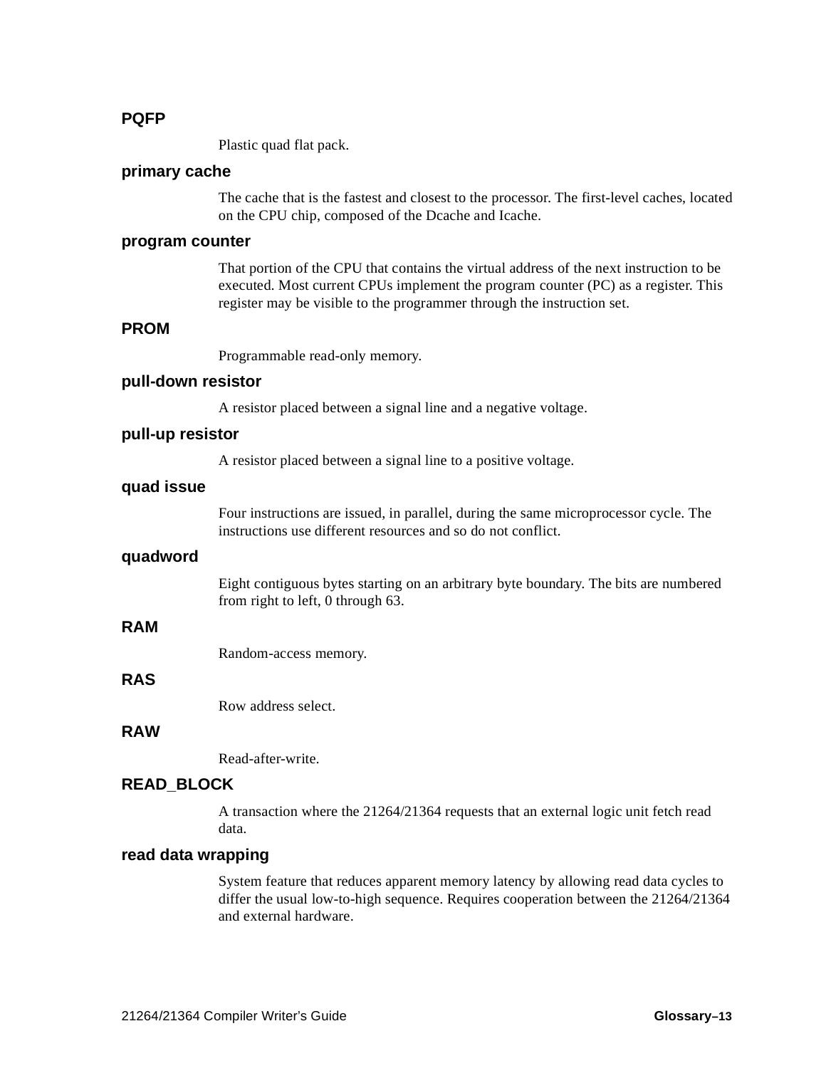### PQFP

Plastic quad flat pack.

### primary cache

The cache that is the fastest and closest to the processor. The first-level caches, located on the CPU chip, composed of the Dcache and Icache.

### program counter

That portion of the CPU that contains the virtual address of the next instruction to be executed. Most current CPUs implement the program counter (PC) as a register. This register may be visible to the programmer through the instruction set.

### PROM

Programmable read-only memory.

### pull-down resistor

A resistor placed between a signal line and a negative voltage.

### pull-up resistor

A resistor placed between a signal line to a positive voltage.

### quad issue

Four instructions are issued, in parallel, during the same microprocessor cycle. The instructions use different resources and so do not conflict.

### quadword

Eight contiguous bytes starting on an arbitrary byte boundary. The bits are numbered from right to left, 0 through 63.

### RAM

Random-access memory.

### RAS

Row address select.

### RAW

Read-after-write.

### READ_BLOCK

A transaction where the 21264/21364 requests that an external logic unit fetch read data.

### read data wrapping

System feature that reduces apparent memory latency by allowing read data cycles to differ the usual low-to-high sequence. Requires cooperation between the 21264/21364 and external hardware.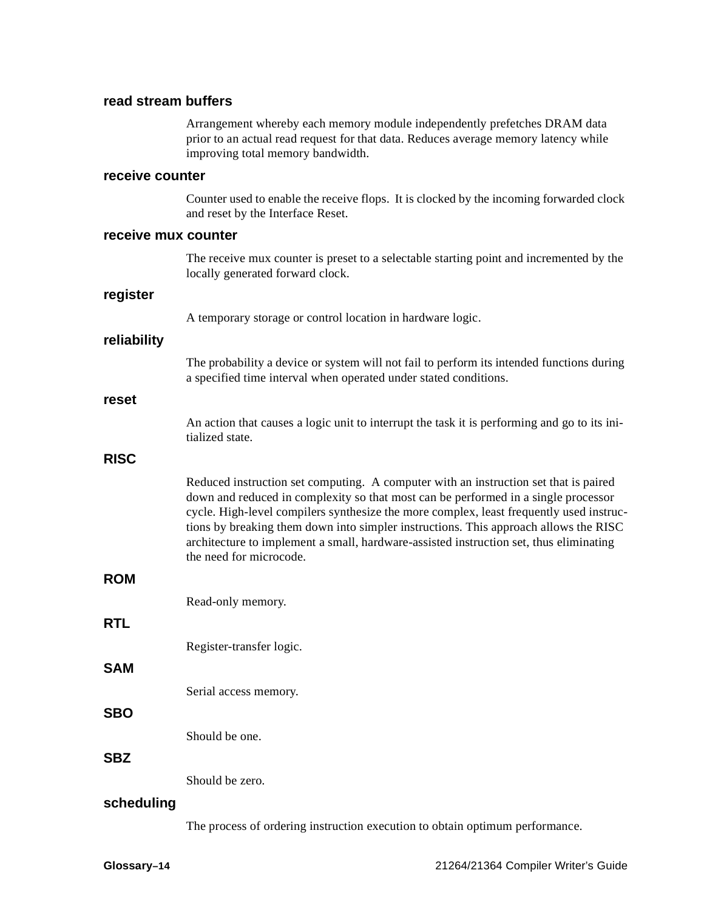### read stream buffers

Arrangement whereby each memory module independently prefetches DRAM data prior to an actual read request for that data. Reduces average memory latency while improving total memory bandwidth.

### receive counter

Counter used to enable the receive flops. It is clocked by the incoming forwarded clock and reset by the Interface Reset.

### receive mux counter

The receive mux counter is preset to a selectable starting point and incremented by the locally generated forward clock.

### register

A temporary storage or control location in hardware logic.

### reliability

The probability a device or system will not fail to perform its intended functions during a specified time interval when operated under stated conditions.

### reset

An action that causes a logic unit to interrupt the task it is performing and go to its initialized state.

### RISC

Reduced instruction set computing. A computer with an instruction set that is paired down and reduced in complexity so that most can be performed in a single processor cycle. High-level compilers synthesize the more complex, least frequently used instructions by breaking them down into simpler instructions. This approach allows the RISC architecture to implement a small, hardware-assisted instruction set, thus eliminating the need for microcode.

### ROM

Read-only memory.

### RTL

Register-transfer logic.

### SAM

Serial access memory.

### SBO

Should be one.

### SBZ

Should be zero.

### scheduling

The process of ordering instruction execution to obtain optimum performance.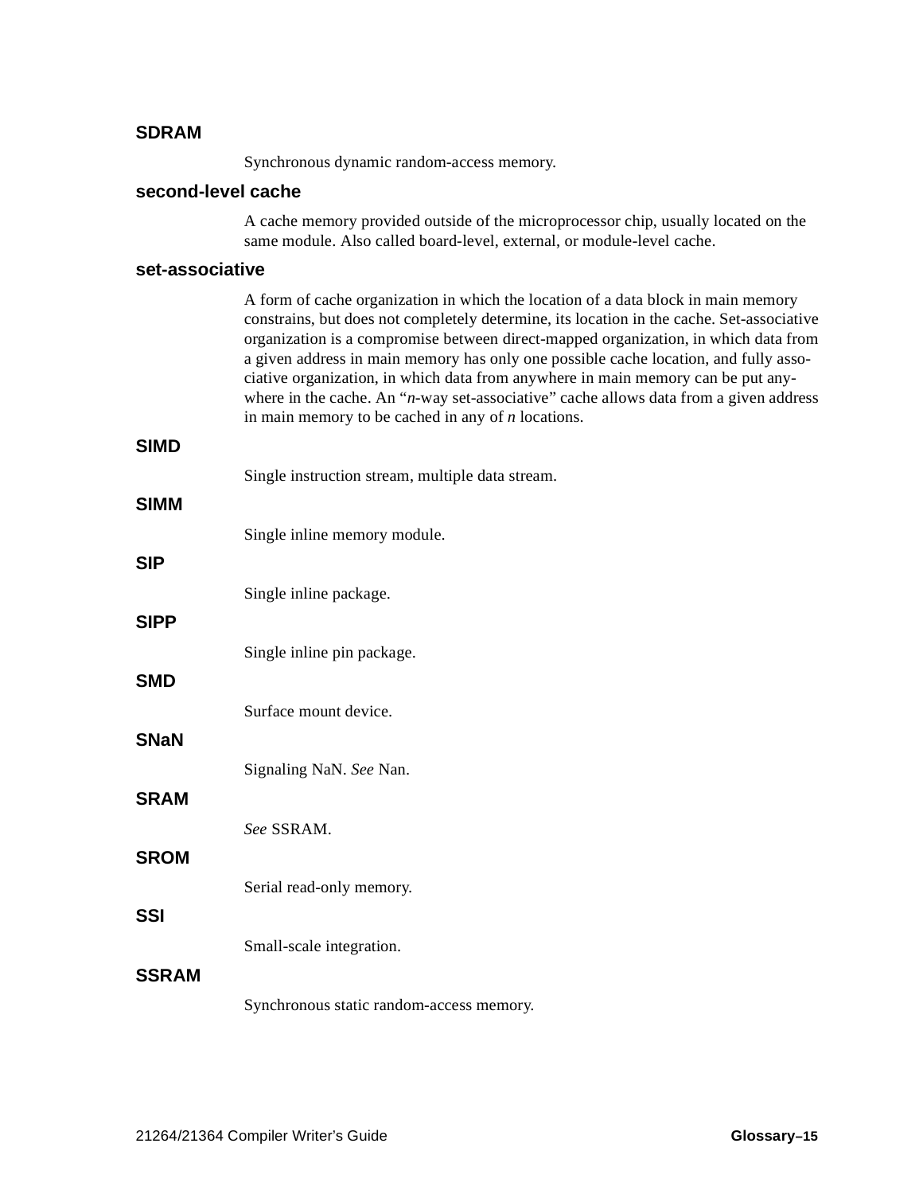### SDRAM

Synchronous dynamic random-access memory.

### second-level cache

A cache memory provided outside of the microprocessor chip, usually located on the same module. Also called board-level, external, or module-level cache.

### set-associative

A form of cache organization in which the location of a data block in main memory constrains, but does not completely determine, its location in the cache. Set-associative organization is a compromise between direct-mapped organization, in which data from a given address in main memory has only one possible cache location, and fully associative organization, in which data from anywhere in main memory can be put anywhere in the cache. An “*n*-way set-associative” cache allows data from a given address in main memory to be cached in any of *n* locations.

### SIMD

Single instruction stream, multiple data stream.

### SIMM

Single inline memory module.

### SIP

Single inline package.

### SIPP

Single inline pin package.

### SMD

Surface mount device.

### SNaN

Signaling NaN. *See* Nan.

### SRAM

*See* SSRAM.

### SROM

Serial read-only memory.

### SSI

Small-scale integration.

### SSRAM

Synchronous static random-access memory.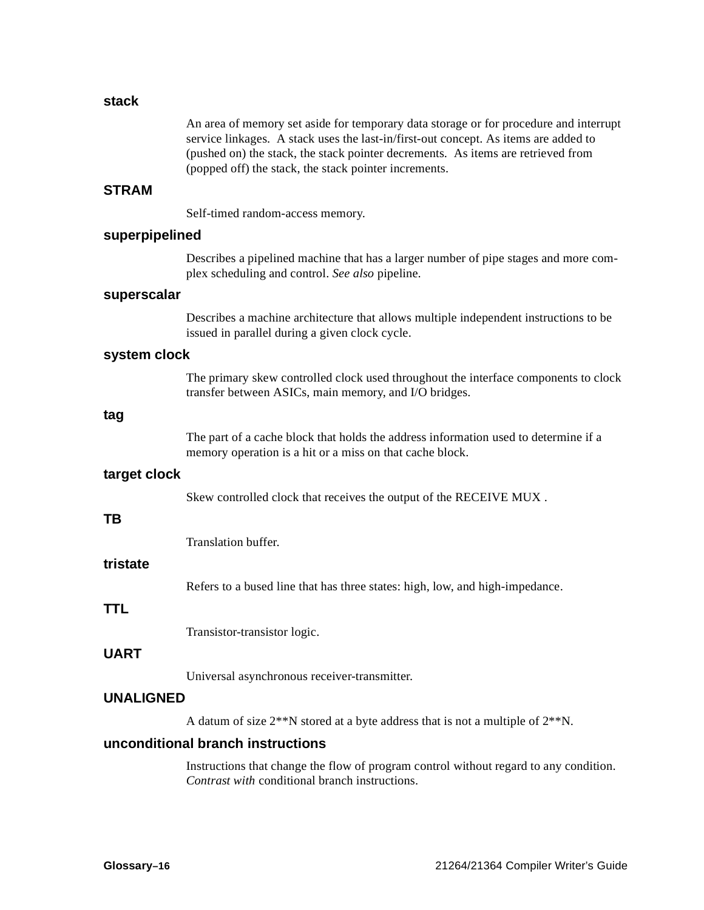### stack

An area of memory set aside for temporary data storage or for procedure and interrupt service linkages. A stack uses the last-in/first-out concept. As items are added to (pushed on) the stack, the stack pointer decrements. As items are retrieved from (popped off) the stack, the stack pointer increments.

### STRAM

Self-timed random-access memory.

### superpipelined

Describes a pipelined machine that has a larger number of pipe stages and more complex scheduling and control. *See also* pipeline.

### superscalar

Describes a machine architecture that allows multiple independent instructions to be issued in parallel during a given clock cycle.

### system clock

The primary skew controlled clock used throughout the interface components to clock transfer between ASICs, main memory, and I/O bridges.

### tag

The part of a cache block that holds the address information used to determine if a memory operation is a hit or a miss on that cache block.

### target clock

Skew controlled clock that receives the output of the RECEIVE MUX .

### TB

Translation buffer.

### tristate

Refers to a bused line that has three states: high, low, and high-impedance.

### TTL

Transistor-transistor logic.

### UART

Universal asynchronous receiver-transmitter.

### UNALIGNED

A datum of size 2**N stored at a byte address that is not a multiple of 2**N.

### unconditional branch instructions

Instructions that change the flow of program control without regard to any condition. *Contrast with* conditional branch instructions.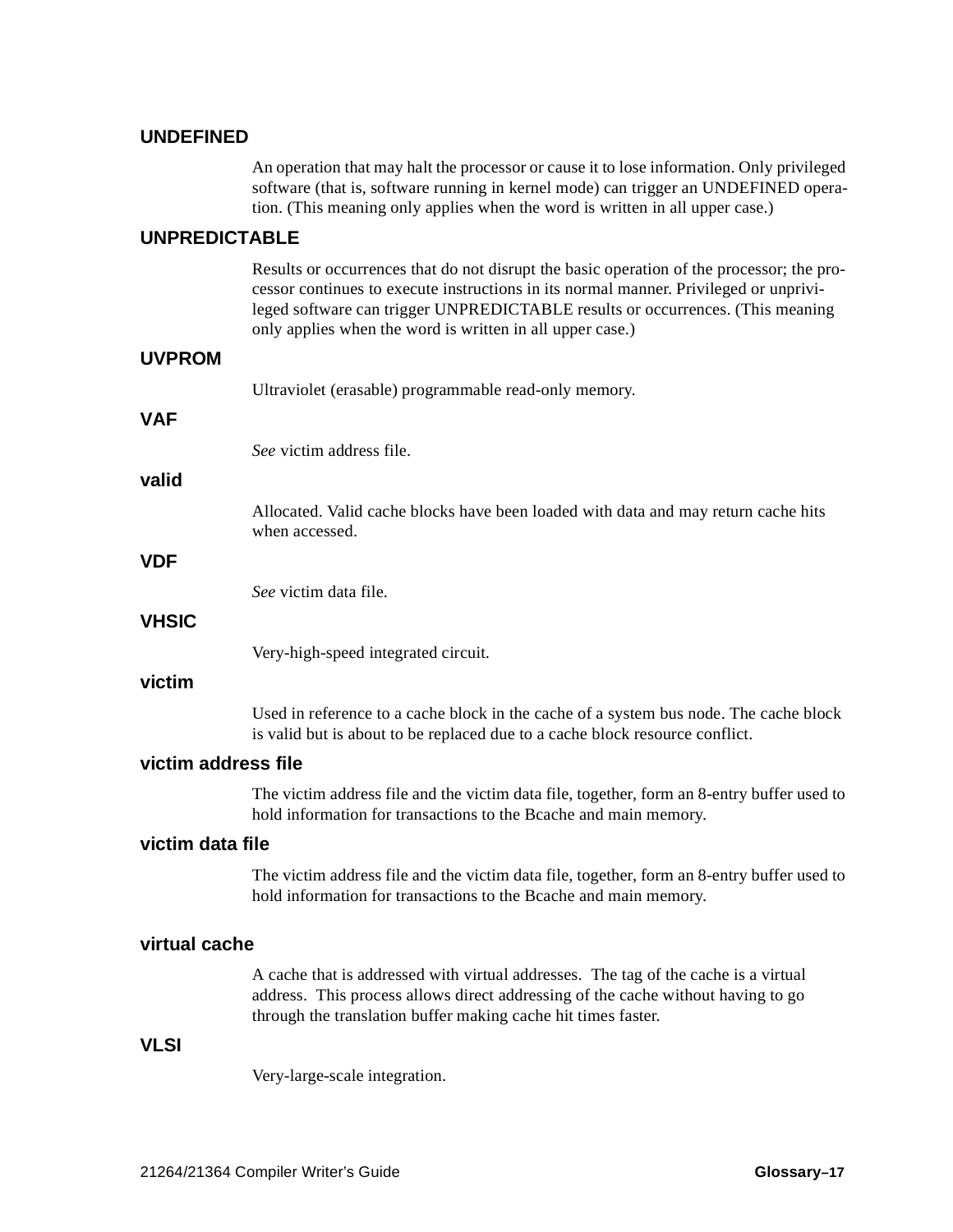### UNDEFINED

An operation that may halt the processor or cause it to lose information. Only privileged software (that is, software running in kernel mode) can trigger an UNDEFINED operation. (This meaning only applies when the word is written in all upper case.)

### UNPREDICTABLE

Results or occurrences that do not disrupt the basic operation of the processor; the processor continues to execute instructions in its normal manner. Privileged or unprivileged software can trigger UNPREDICTABLE results or occurrences. (This meaning only applies when the word is written in all upper case.)

### UVPROM

Ultraviolet (erasable) programmable read-only memory.

### VAF

*See* victim address file.

### valid

Allocated. Valid cache blocks have been loaded with data and may return cache hits when accessed.

### VDF

*See* victim data file.

### VHSIC

Very-high-speed integrated circuit.

### victim

Used in reference to a cache block in the cache of a system bus node. The cache block is valid but is about to be replaced due to a cache block resource conflict.

### victim address file

The victim address file and the victim data file, together, form an 8-entry buffer used to hold information for transactions to the Bcache and main memory.

### victim data file

The victim address file and the victim data file, together, form an 8-entry buffer used to hold information for transactions to the Bcache and main memory.

### virtual cache

A cache that is addressed with virtual addresses. The tag of the cache is a virtual address. This process allows direct addressing of the cache without having to go through the translation buffer making cache hit times faster.

### VLSI

Very-large-scale integration.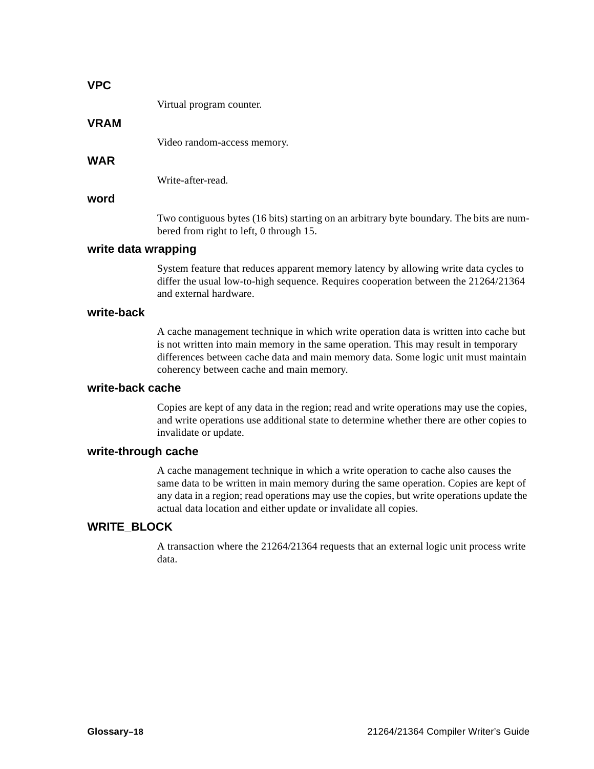### VPC

Virtual program counter.

### VRAM

Video random-access memory.

### WAR

Write-after-read.

### word

Two contiguous bytes (16 bits) starting on an arbitrary byte boundary. The bits are numbered from right to left, 0 through 15.

### write data wrapping

System feature that reduces apparent memory latency by allowing write data cycles to differ the usual low-to-high sequence. Requires cooperation between the 21264/21364 and external hardware.

### write-back

A cache management technique in which write operation data is written into cache but is not written into main memory in the same operation. This may result in temporary differences between cache data and main memory data. Some logic unit must maintain coherency between cache and main memory.

### write-back cache

Copies are kept of any data in the region; read and write operations may use the copies, and write operations use additional state to determine whether there are other copies to invalidate or update.

### write-through cache

A cache management technique in which a write operation to cache also causes the same data to be written in main memory during the same operation. Copies are kept of any data in a region; read operations may use the copies, but write operations update the actual data location and either update or invalidate all copies.

### WRITE_BLOCK

A transaction where the 21264/21364 requests that an external logic unit process write data.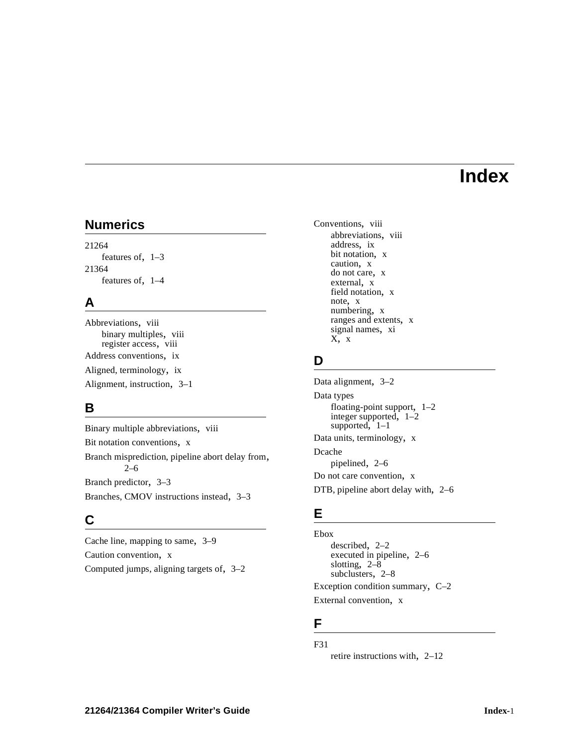# Index

## Numerics

21264
- features of, 1–3

21364
- features of, 1–4

## A

Abbreviations, viii
- binary multiples, viii
- register access, viii

Address conventions, ix

Aligned, terminology, ix

Alignment, instruction, 3–1

## B

Binary multiple abbreviations, viii

Bit notation conventions, x

Branch misprediction, pipeline abort delay from, 2–6

Branch predictor, 3–3

Branches, CMOV instructions instead, 3–3

## C

Cache line, mapping to same, 3–9

Caution convention, x

Computed jumps, aligning targets of, 3–2

Conventions, viii
- abbreviations, viii
- address, ix
- bit notation, x
- caution, x
- do not care, x
- external, x
- field notation, x
- note, x
- numbering, x
- ranges and extents, x
- signal names, xi
- X, x

## D

Data alignment, 3–2

Data types
- floating-point support, 1–2
- integer supported, 1–2
- supported, 1–1

Data units, terminology, x

Dcache
- pipelined, 2–6

Do not care convention, x

DTB, pipeline abort delay with, 2–6

## E

Ebox
- described, 2–2
- executed in pipeline, 2–6
- slotting, 2–8
- subclusters, 2–8

Exception condition summary, C–2

External convention, x

## F

F31
- retire instructions with, 2–12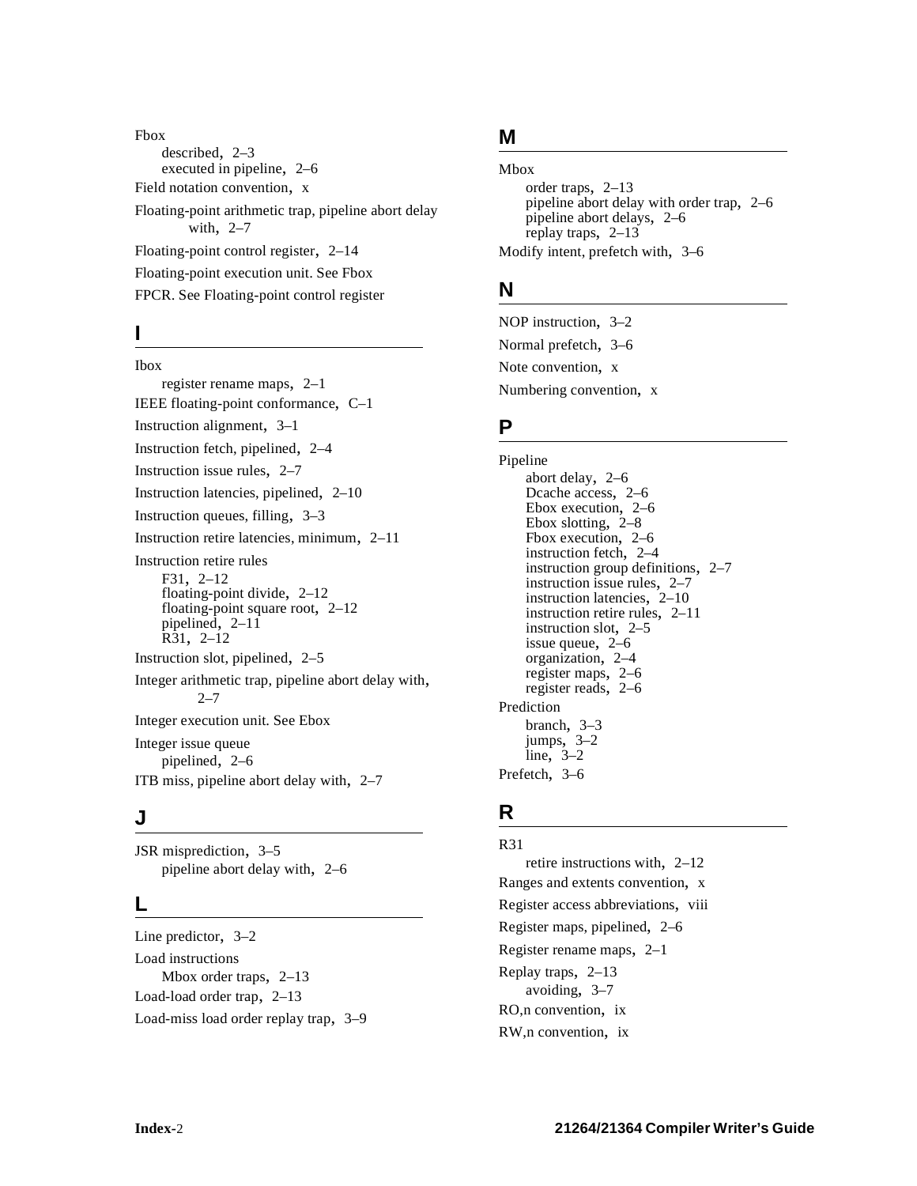Fbox
- described, 2–3
- executed in pipeline, 2–6

Field notation convention, x

Floating-point arithmetic trap, pipeline abort delay with, 2–7

Floating-point control register, 2–14

Floating-point execution unit. See Fbox

FPCR. See Floating-point control register

## I

Ibox
- register rename maps, 2–1

IEEE floating-point conformance, C–1

Instruction alignment, 3–1

Instruction fetch, pipelined, 2–4

Instruction issue rules, 2–7

Instruction latencies, pipelined, 2–10

Instruction queues, filling, 3–3

Instruction retire latencies, minimum, 2–11

Instruction retire rules
- F31, 2–12
- floating-point divide, 2–12
- floating-point square root, 2–12
- pipelined, 2–11
- R31, 2–12

Instruction slot, pipelined, 2–5

Integer arithmetic trap, pipeline abort delay with, 2–7

Integer execution unit. See Ebox

Integer issue queue
- pipelined, 2–6

ITB miss, pipeline abort delay with, 2–7

## J

JSR misprediction, 3–5
- pipeline abort delay with, 2–6

## L

Line predictor, 3–2

Load instructions
- Mbox order traps, 2–13

Load-load order trap, 2–13

Load-miss load order replay trap, 3–9

## M

Mbox
- order traps, 2–13
- pipeline abort delay with order trap, 2–6
- pipeline abort delays, 2–6
- replay traps, 2–13

Modify intent, prefetch with, 3–6

## N

NOP instruction, 3–2

Normal prefetch, 3–6

Note convention, x

Numbering convention, x

## P

Pipeline
- abort delay, 2–6
- Dcache access, 2–6
- Ebox execution, 2–6
- Ebox slotting, 2–8
- Fbox execution, 2–6
- instruction fetch, 2–4
- instruction group definitions, 2–7
- instruction issue rules, 2–7
- instruction latencies, 2–10
- instruction retire rules, 2–11
- instruction slot, 2–5
- issue queue, 2–6
- organization, 2–4
- register maps, 2–6
- register reads, 2–6

Prediction
- branch, 3–3
- jumps, 3–2
- line, 3–2

Prefetch, 3–6

## R

R31
- retire instructions with, 2–12

Ranges and extents convention, x

Register access abbreviations, viii

Register maps, pipelined, 2–6

Register rename maps, 2–1

Replay traps, 2–13
- avoiding, 3–7

RO,n convention, ix

RW,n convention, ix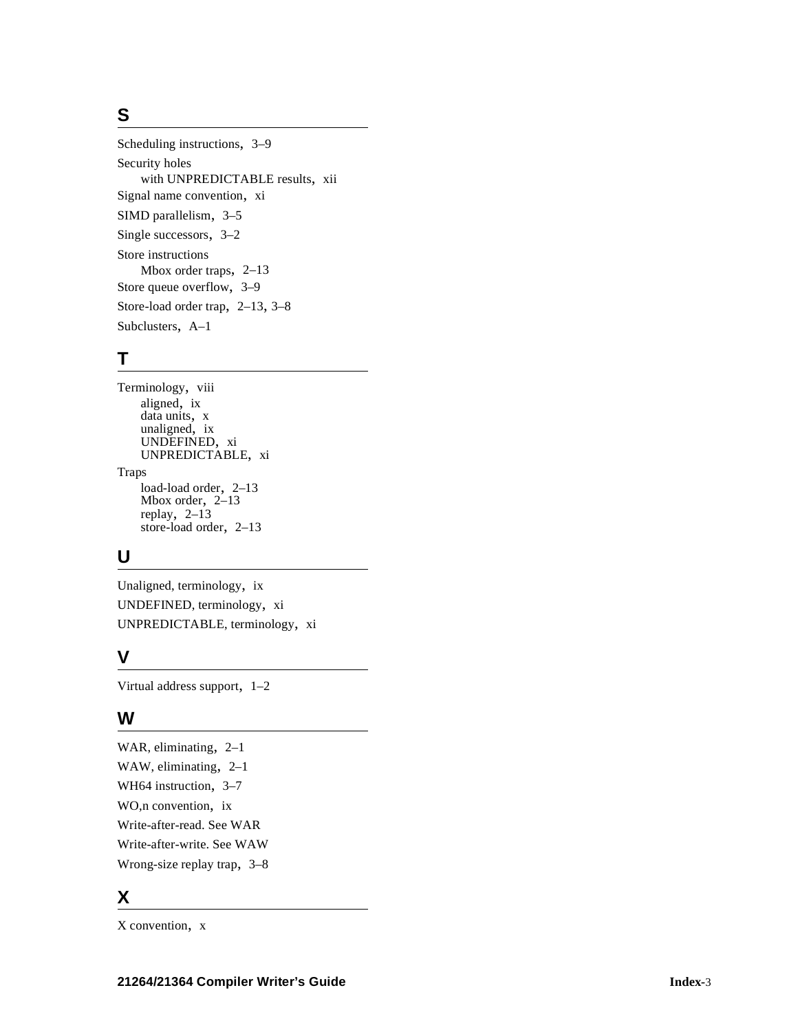## S

Scheduling instructions, 3–9

Security holes
  with UNPREDICTABLE results, xii

Signal name convention, xi

SIMD parallelism, 3–5

Single successors, 3–2

Store instructions
  Mbox order traps, 2–13

Store queue overflow, 3–9

Store-load order trap, 2–13, 3–8

Subclusters, A–1

## T

Terminology, viii
  aligned, ix
  data units, x
  unaligned, ix
  UNDEFINED, xi
  UNPREDICTABLE, xi

Traps
  load-load order, 2–13
  Mbox order, 2–13
  replay, 2–13
  store-load order, 2–13

## U

Unaligned, terminology, ix

UNDEFINED, terminology, xi

UNPREDICTABLE, terminology, xi

## V

Virtual address support, 1–2

## W

WAR, eliminating, 2–1

WAW, eliminating, 2–1

WH64 instruction, 3–7

WO,n convention, ix

Write-after-read. See WAR

Write-after-write. See WAW

Wrong-size replay trap, 3–8

## X

X convention, x